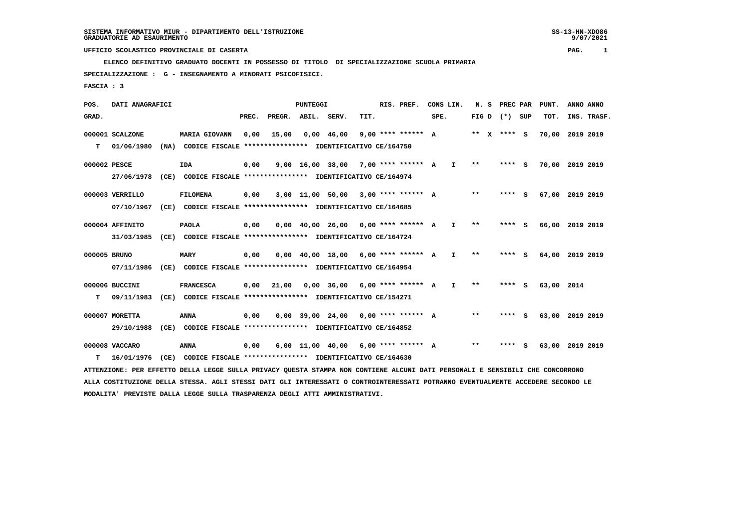SISTEMA INFORMATIVO MIUR - DIPARTIMENTO DELL'ISTRUZIONE
GRADUATORIE AD ESAURIMENTO

UFFICIO SCOLASTICO PROVINCIALE DI CASERTA

ELENCO DEFINITIVO GRADUATO DOCENTI IN POSSESSO DI TITOLO DI SPECIALIZZAZIONE SCUOLA PRIMARIA

SPECIALIZZAZIONE : G - INSEGNAMENTO A MINORATI PSICOFISICI.

FASCIA : 3

| POS. GRAD. | DATI ANAGRAFICI | | PREC. | PREGR. | ABIL. | SERV. | TIT. | RIS. PREF. | CONS LIN. SPE. | | N. S FIG D | PREC PAR (*) | SUP | PUNT. TOT. | ANNO INS. | ANNO TRASF. |
|---|---|---|---|---|---|---|---|---|---|---|---|---|---|---|---|---|
| 000001 SCALZONE | MARIA GIOVANN | | 0,00 | 15,00 | 0,00 | 46,00 | 9,00 | **** ****** | A | | ** X | **** | S | 70,00 | 2019 | 2019 |
| T 01/06/1980 (NA) | CODICE FISCALE **************** | IDENTIFICATIVO CE/164750 | | | | | | | | | | | | | | |
| 000002 PESCE | IDA | | 0,00 | 9,00 | 16,00 | 38,00 | 7,00 | **** ****** | A | I | ** | **** | S | 70,00 | 2019 | 2019 |
| 27/06/1978 (CE) | CODICE FISCALE **************** | IDENTIFICATIVO CE/164974 | | | | | | | | | | | | | | |
| 000003 VERRILLO | FILOMENA | | 0,00 | 3,00 | 11,00 | 50,00 | 3,00 | **** ****** | A | | ** | **** | S | 67,00 | 2019 | 2019 |
| 07/10/1967 (CE) | CODICE FISCALE **************** | IDENTIFICATIVO CE/164685 | | | | | | | | | | | | | | |
| 000004 AFFINITO | PAOLA | | 0,00 | 0,00 | 40,00 | 26,00 | 0,00 | **** ****** | A | I | ** | **** | S | 66,00 | 2019 | 2019 |
| 31/03/1985 (CE) | CODICE FISCALE **************** | IDENTIFICATIVO CE/164724 | | | | | | | | | | | | | | |
| 000005 BRUNO | MARY | | 0,00 | 0,00 | 40,00 | 18,00 | 6,00 | **** ****** | A | I | ** | **** | S | 64,00 | 2019 | 2019 |
| 07/11/1986 (CE) | CODICE FISCALE **************** | IDENTIFICATIVO CE/164954 | | | | | | | | | | | | | | |
| 000006 BUCCINI | FRANCESCA | | 0,00 | 21,00 | 0,00 | 36,00 | 6,00 | **** ****** | A | I | ** | **** | S | 63,00 | 2014 | |
| T 09/11/1983 (CE) | CODICE FISCALE **************** | IDENTIFICATIVO CE/154271 | | | | | | | | | | | | | | |
| 000007 MORETTA | ANNA | | 0,00 | 0,00 | 39,00 | 24,00 | 0,00 | **** ****** | A | | ** | **** | S | 63,00 | 2019 | 2019 |
| 29/10/1988 (CE) | CODICE FISCALE **************** | IDENTIFICATIVO CE/164852 | | | | | | | | | | | | | | |
| 000008 VACCARO | ANNA | | 0,00 | 6,00 | 11,00 | 40,00 | 6,00 | **** ****** | A | | ** | **** | S | 63,00 | 2019 | 2019 |
| T 16/01/1976 (CE) | CODICE FISCALE **************** | IDENTIFICATIVO CE/164630 | | | | | | | | | | | | | | |

ATTENZIONE: PER EFFETTO DELLA LEGGE SULLA PRIVACY QUESTA STAMPA NON CONTIENE ALCUNI DATI PERSONALI E SENSIBILI CHE CONCORRONO ALLA COSTITUZIONE DELLA STESSA. AGLI STESSI DATI GLI INTERESSATI O CONTROINTERESSATI POTRANNO EVENTUALMENTE ACCEDERE SECONDO LE MODALITA' PREVISTE DALLA LEGGE SULLA TRASPARENZA DEGLI ATTI AMMINISTRATIVI.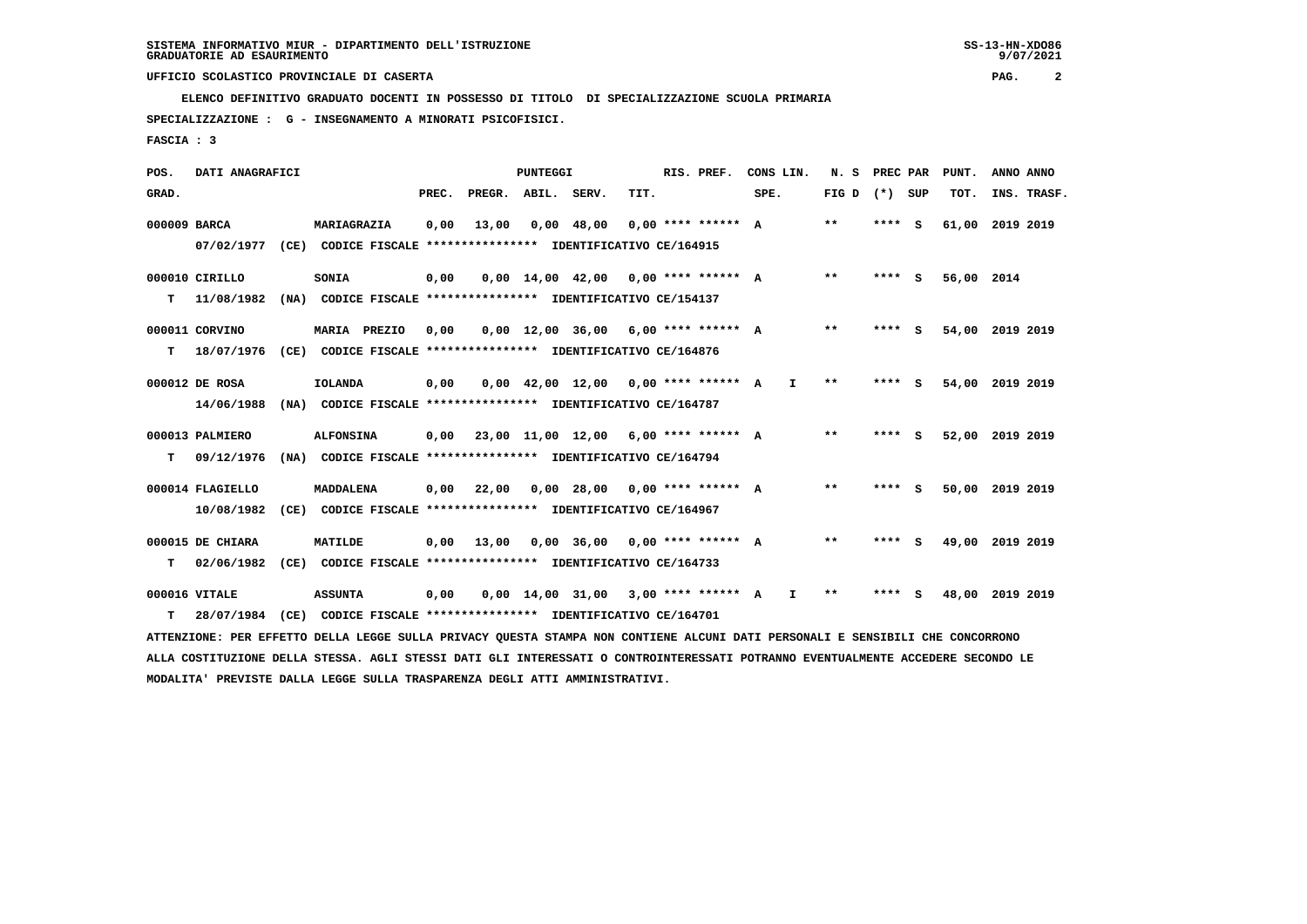SISTEMA INFORMATIVO MIUR - DIPARTIMENTO DELL'ISTRUZIONE
GRADUATORIE AD ESAURIMENTO

UFFICIO SCOLASTICO PROVINCIALE DI CASERTA

**ELENCO DEFINITIVO GRADUATO DOCENTI IN POSSESSO DI TITOLO DI SPECIALIZZAZIONE SCUOLA PRIMARIA**

**SPECIALIZZAZIONE : G - INSEGNAMENTO A MINORATI PSICOFISICI.**

**FASCIA : 3**

| POS. GRAD. | DATI ANAGRAFICI | | PREC. | PREGR. | ABIL. | SERV. | TIT. | RIS. PREF. | CONS LIN. SPE. | | N. S FIG D | PREC PAR (*) SUP | | PUNT. TOT. | ANNO ANNO INS. TRASF. |
|---|---|---|---|---|---|---|---|---|---|---|---|---|---|---|---|
| 000009 BARCA | | MARIAGRAZIA | 0,00 | 13,00 | 0,00 | 48,00 | 0,00 | **** ****** | A | | ** | **** | S | 61,00 | 2019 2019 |
| | 07/02/1977 (CE) CODICE FISCALE **************** IDENTIFICATIVO CE/164915 | | | | | | | | | | | | | | |
| 000010 CIRILLO | | SONIA | 0,00 | 0,00 | 14,00 | 42,00 | 0,00 | **** ****** | A | | ** | **** | S | 56,00 | 2014 |
| T | 11/08/1982 (NA) CODICE FISCALE **************** IDENTIFICATIVO CE/154137 | | | | | | | | | | | | | | |
| 000011 CORVINO | | MARIA PREZIO | 0,00 | 0,00 | 12,00 | 36,00 | 6,00 | **** ****** | A | | ** | **** | S | 54,00 | 2019 2019 |
| T | 18/07/1976 (CE) CODICE FISCALE **************** IDENTIFICATIVO CE/164876 | | | | | | | | | | | | | | |
| 000012 DE ROSA | | IOLANDA | 0,00 | 0,00 | 42,00 | 12,00 | 0,00 | **** ****** | A | I | ** | **** | S | 54,00 | 2019 2019 |
| | 14/06/1988 (NA) CODICE FISCALE **************** IDENTIFICATIVO CE/164787 | | | | | | | | | | | | | | |
| 000013 PALMIERO | | ALFONSINA | 0,00 | 23,00 | 11,00 | 12,00 | 6,00 | **** ****** | A | | ** | **** | S | 52,00 | 2019 2019 |
| T | 09/12/1976 (NA) CODICE FISCALE **************** IDENTIFICATIVO CE/164794 | | | | | | | | | | | | | | |
| 000014 FLAGIELLO | | MADDALENA | 0,00 | 22,00 | 0,00 | 28,00 | 0,00 | **** ****** | A | | ** | **** | S | 50,00 | 2019 2019 |
| | 10/08/1982 (CE) CODICE FISCALE **************** IDENTIFICATIVO CE/164967 | | | | | | | | | | | | | | |
| 000015 DE CHIARA | | MATILDE | 0,00 | 13,00 | 0,00 | 36,00 | 0,00 | **** ****** | A | | ** | **** | S | 49,00 | 2019 2019 |
| T | 02/06/1982 (CE) CODICE FISCALE **************** IDENTIFICATIVO CE/164733 | | | | | | | | | | | | | | |
| 000016 VITALE | | ASSUNTA | 0,00 | 0,00 | 14,00 | 31,00 | 3,00 | **** ****** | A | I | ** | **** | S | 48,00 | 2019 2019 |
| T | 28/07/1984 (CE) CODICE FISCALE **************** IDENTIFICATIVO CE/164701 | | | | | | | | | | | | | | |

ATTENZIONE: PER EFFETTO DELLA LEGGE SULLA PRIVACY QUESTA STAMPA NON CONTIENE ALCUNI DATI PERSONALI E SENSIBILI CHE CONCORRONO ALLA COSTITUZIONE DELLA STESSA. AGLI STESSI DATI GLI INTERESSATI O CONTROINTERESSATI POTRANNO EVENTUALMENTE ACCEDERE SECONDO LE MODALITA' PREVISTE DALLA LEGGE SULLA TRASPARENZA DEGLI ATTI AMMINISTRATIVI.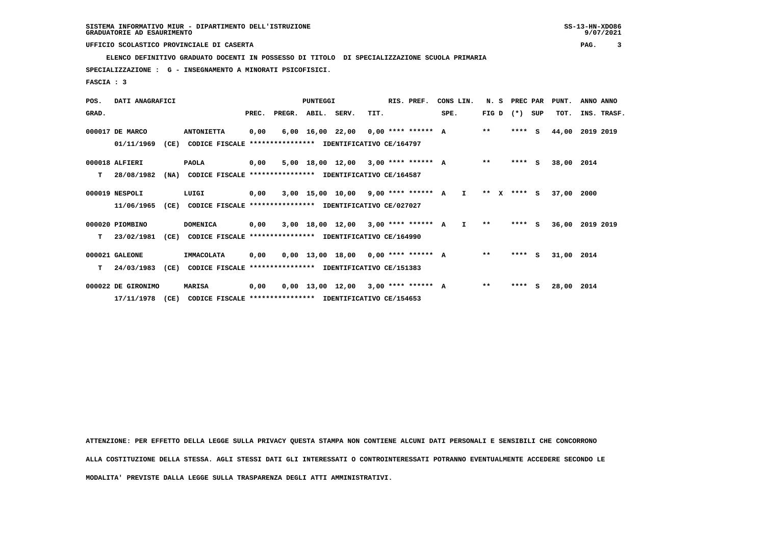SISTEMA INFORMATIVO MIUR - DIPARTIMENTO DELL'ISTRUZIONE
GRADUATORIE AD ESAURIMENTO

UFFICIO SCOLASTICO PROVINCIALE DI CASERTA

ELENCO DEFINITIVO GRADUATO DOCENTI IN POSSESSO DI TITOLO DI SPECIALIZZAZIONE SCUOLA PRIMARIA

SPECIALIZZAZIONE : G - INSEGNAMENTO A MINORATI PSICOFISICI.

FASCIA : 3

| POS. GRAD. | DATI ANAGRAFICI | | PUNTEGGI PREC. | PREGR. | ABIL. | SERV. | TIT. | RIS. PREF. | CONS LIN. SPE. | N. S FIG D | PREC PAR (*) | SUP | PUNT. TOT. | ANNO INS. | ANNO TRASF. |
|---|---|---|---|---|---|---|---|---|---|---|---|---|---|---|---|
| 000017 | DE MARCO 01/11/1969 (CE) CODICE FISCALE **************** IDENTIFICATIVO CE/164797 | ANTONIETTA | 0,00 | 6,00 | 16,00 | 22,00 | 0,00 | **** ****** A | | ** | **** | S | 44,00 | 2019 | 2019 |
| 000018 | ALFIERI T 28/08/1982 (NA) CODICE FISCALE **************** IDENTIFICATIVO CE/164587 | PAOLA | 0,00 | 5,00 | 18,00 | 12,00 | 3,00 | **** ****** A | | ** | **** | S | 38,00 | 2014 | |
| 000019 | NESPOLI 11/06/1965 (CE) CODICE FISCALE **************** IDENTIFICATIVO CE/027027 | LUIGI | 0,00 | 3,00 | 15,00 | 10,00 | 9,00 | **** ****** A | I | ** X | **** | S | 37,00 | 2000 | |
| 000020 | PIOMBINO T 23/02/1981 (CE) CODICE FISCALE **************** IDENTIFICATIVO CE/164990 | DOMENICA | 0,00 | 3,00 | 18,00 | 12,00 | 3,00 | **** ****** A | I | ** | **** | S | 36,00 | 2019 | 2019 |
| 000021 | GALEONE T 24/03/1983 (CE) CODICE FISCALE **************** IDENTIFICATIVO CE/151383 | IMMACOLATA | 0,00 | 0,00 | 13,00 | 18,00 | 0,00 | **** ****** A | | ** | **** | S | 31,00 | 2014 | |
| 000022 | DE GIRONIMO 17/11/1978 (CE) CODICE FISCALE **************** IDENTIFICATIVO CE/154653 | MARISA | 0,00 | 0,00 | 13,00 | 12,00 | 3,00 | **** ****** A | | ** | **** | S | 28,00 | 2014 | |

ATTENZIONE: PER EFFETTO DELLA LEGGE SULLA PRIVACY QUESTA STAMPA NON CONTIENE ALCUNI DATI PERSONALI E SENSIBILI CHE CONCORRONO ALLA COSTITUZIONE DELLA STESSA. AGLI STESSI DATI GLI INTERESSATI O CONTROINTERESSATI POTRANNO EVENTUALMENTE ACCEDERE SECONDO LE MODALITA' PREVISTE DALLA LEGGE SULLA TRASPARENZA DEGLI ATTI AMMINISTRATIVI.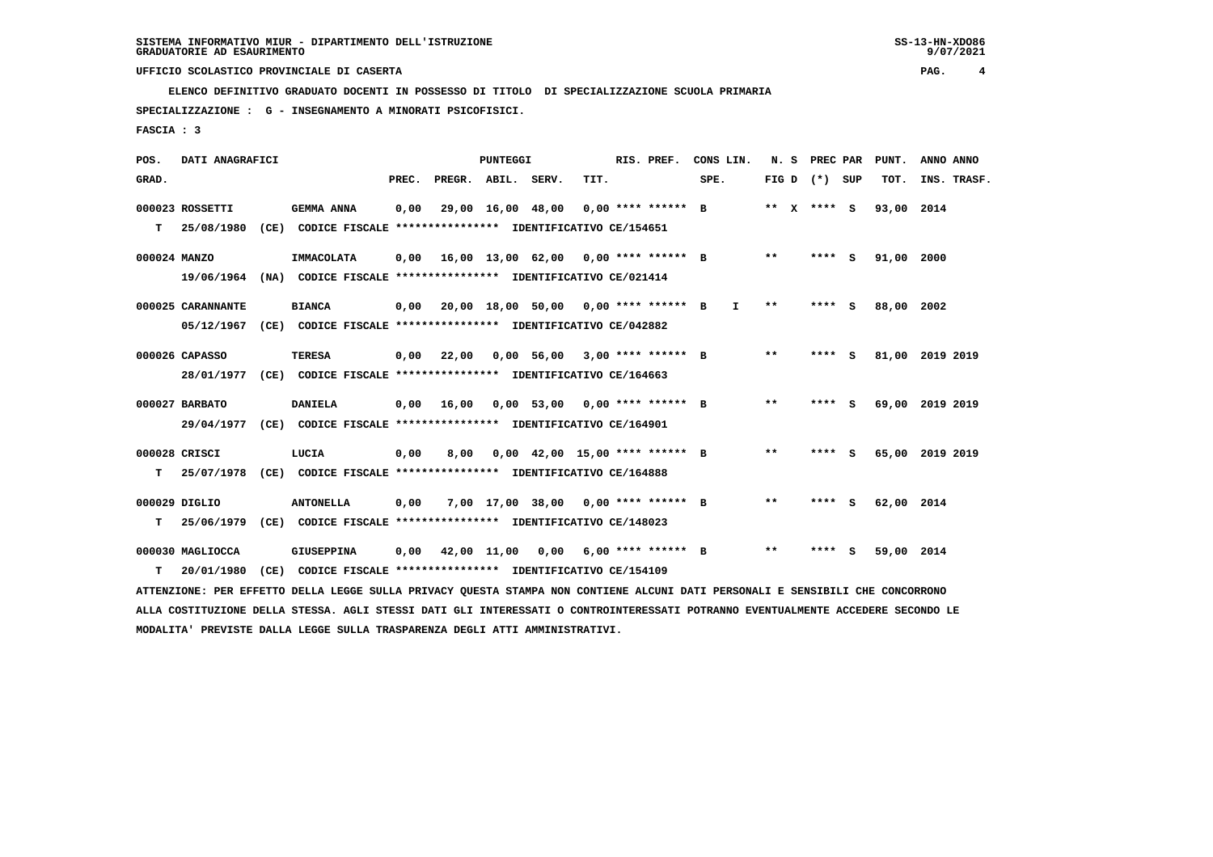SISTEMA INFORMATIVO MIUR - DIPARTIMENTO DELL'ISTRUZIONE
GRADUATORIE AD ESAURIMENTO

UFFICIO SCOLASTICO PROVINCIALE DI CASERTA

**ELENCO DEFINITIVO GRADUATO DOCENTI IN POSSESSO DI TITOLO DI SPECIALIZZAZIONE SCUOLA PRIMARIA**

**SPECIALIZZAZIONE : G - INSEGNAMENTO A MINORATI PSICOFISICI.**

**FASCIA : 3**

| POS. GRAD. | DATI ANAGRAFICI | | PREC. | PREGR. | ABIL. | SERV. | TIT. | RIS. PREF. | CONS LIN. SPE. | N. S FIG D | PREC PAR (*) SUP | PUNT. TOT. | ANNO INS. | ANNO TRASF. |
|---|---|---|---|---|---|---|---|---|---|---|---|---|---|---|
| 000023 | ROSSETTI | GEMMA ANNA | 0,00 | 29,00 | 16,00 | 48,00 | 0,00 | **** ****** B | | ** X | **** S | 93,00 | 2014 | |
| T | 25/08/1980 (CE) | CODICE FISCALE **************** IDENTIFICATIVO CE/154651 | | | | | | | | | | | | |
| 000024 | MANZO | IMMACOLATA | 0,00 | 16,00 | 13,00 | 62,00 | 0,00 | **** ****** B | | ** | **** S | 91,00 | 2000 | |
| | 19/06/1964 (NA) | CODICE FISCALE **************** IDENTIFICATIVO CE/021414 | | | | | | | | | | | | |
| 000025 | CARANNANTE | BIANCA | 0,00 | 20,00 | 18,00 | 50,00 | 0,00 | **** ****** B | I | ** | **** S | 88,00 | 2002 | |
| | 05/12/1967 (CE) | CODICE FISCALE **************** IDENTIFICATIVO CE/042882 | | | | | | | | | | | | |
| 000026 | CAPASSO | TERESA | 0,00 | 22,00 | 0,00 | 56,00 | 3,00 | **** ****** B | | ** | **** S | 81,00 | 2019 | 2019 |
| | 28/01/1977 (CE) | CODICE FISCALE **************** IDENTIFICATIVO CE/164663 | | | | | | | | | | | | |
| 000027 | BARBATO | DANIELA | 0,00 | 16,00 | 0,00 | 53,00 | 0,00 | **** ****** B | | ** | **** S | 69,00 | 2019 | 2019 |
| | 29/04/1977 (CE) | CODICE FISCALE **************** IDENTIFICATIVO CE/164901 | | | | | | | | | | | | |
| 000028 | CRISCI | LUCIA | 0,00 | 8,00 | 0,00 | 42,00 | 15,00 | **** ****** B | | ** | **** S | 65,00 | 2019 | 2019 |
| T | 25/07/1978 (CE) | CODICE FISCALE **************** IDENTIFICATIVO CE/164888 | | | | | | | | | | | | |
| 000029 | DIGLIO | ANTONELLA | 0,00 | 7,00 | 17,00 | 38,00 | 0,00 | **** ****** B | | ** | **** S | 62,00 | 2014 | |
| T | 25/06/1979 (CE) | CODICE FISCALE **************** IDENTIFICATIVO CE/148023 | | | | | | | | | | | | |
| 000030 | MAGLIOCCA | GIUSEPPINA | 0,00 | 42,00 | 11,00 | 0,00 | 6,00 | **** ****** B | | ** | **** S | 59,00 | 2014 | |
| T | 20/01/1980 (CE) | CODICE FISCALE **************** IDENTIFICATIVO CE/154109 | | | | | | | | | | | | |

ATTENZIONE: PER EFFETTO DELLA LEGGE SULLA PRIVACY QUESTA STAMPA NON CONTIENE ALCUNI DATI PERSONALI E SENSIBILI CHE CONCORRONO ALLA COSTITUZIONE DELLA STESSA. AGLI STESSI DATI GLI INTERESSATI O CONTROINTERESSATI POTRANNO EVENTUALMENTE ACCEDERE SECONDO LE MODALITA' PREVISTE DALLA LEGGE SULLA TRASPARENZA DEGLI ATTI AMMINISTRATIVI.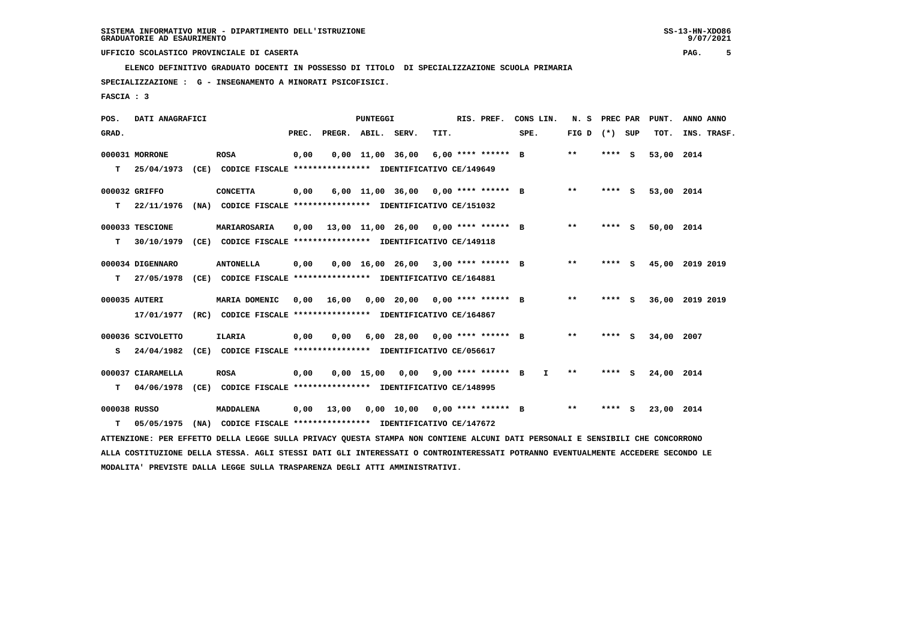SISTEMA INFORMATIVO MIUR - DIPARTIMENTO DELL'ISTRUZIONE
GRADUATORIE AD ESAURIMENTO

UFFICIO SCOLASTICO PROVINCIALE DI CASERTA

ELENCO DEFINITIVO GRADUATO DOCENTI IN POSSESSO DI TITOLO DI SPECIALIZZAZIONE SCUOLA PRIMARIA

SPECIALIZZAZIONE : G - INSEGNAMENTO A MINORATI PSICOFISICI.

FASCIA : 3

| POS. GRAD. | DATI ANAGRAFICI | | PREC. | PREGR. | ABIL. | SERV. | TIT. | RIS. PREF. | CONS LIN. SPE. | N. S FIG D | PREC PAR (*) SUP | PUNT. TOT. | ANNO INS. | ANNO TRASF. |
|---|---|---|---|---|---|---|---|---|---|---|---|---|---|---|
| 000031 | MORRONE | ROSA | 0,00 | 0,00 | 11,00 | 36,00 | 6,00 | **** ****** B | | ** | **** S | 53,00 | 2014 | |
| T | 25/04/1973 (CE) | CODICE FISCALE **************** IDENTIFICATIVO CE/149649 | | | | | | | | | | | | |
| 000032 | GRIFFO | CONCETTA | 0,00 | 6,00 | 11,00 | 36,00 | 0,00 | **** ****** B | | ** | **** S | 53,00 | 2014 | |
| T | 22/11/1976 (NA) | CODICE FISCALE **************** IDENTIFICATIVO CE/151032 | | | | | | | | | | | | |
| 000033 | TESCIONE | MARIAROSARIA | 0,00 | 13,00 | 11,00 | 26,00 | 0,00 | **** ****** B | | ** | **** S | 50,00 | 2014 | |
| T | 30/10/1979 (CE) | CODICE FISCALE **************** IDENTIFICATIVO CE/149118 | | | | | | | | | | | | |
| 000034 | DIGENNARO | ANTONELLA | 0,00 | 0,00 | 16,00 | 26,00 | 3,00 | **** ****** B | | ** | **** S | 45,00 | 2019 | 2019 |
| T | 27/05/1978 (CE) | CODICE FISCALE **************** IDENTIFICATIVO CE/164881 | | | | | | | | | | | | |
| 000035 | AUTERI | MARIA DOMENIC | 0,00 | 16,00 | 0,00 | 20,00 | 0,00 | **** ****** B | | ** | **** S | 36,00 | 2019 | 2019 |
| | 17/01/1977 (RC) | CODICE FISCALE **************** IDENTIFICATIVO CE/164867 | | | | | | | | | | | | |
| 000036 | SCIVOLETTO | ILARIA | 0,00 | 0,00 | 6,00 | 28,00 | 0,00 | **** ****** B | | ** | **** S | 34,00 | 2007 | |
| S | 24/04/1982 (CE) | CODICE FISCALE **************** IDENTIFICATIVO CE/056617 | | | | | | | | | | | | |
| 000037 | CIARAMELLA | ROSA | 0,00 | 0,00 | 15,00 | 0,00 | 9,00 | **** ****** B | I | ** | **** S | 24,00 | 2014 | |
| T | 04/06/1978 (CE) | CODICE FISCALE **************** IDENTIFICATIVO CE/148995 | | | | | | | | | | | | |
| 000038 | RUSSO | MADDALENA | 0,00 | 13,00 | 0,00 | 10,00 | 0,00 | **** ****** B | | ** | **** S | 23,00 | 2014 | |
| T | 05/05/1975 (NA) | CODICE FISCALE **************** IDENTIFICATIVO CE/147672 | | | | | | | | | | | | |

ATTENZIONE: PER EFFETTO DELLA LEGGE SULLA PRIVACY QUESTA STAMPA NON CONTIENE ALCUNI DATI PERSONALI E SENSIBILI CHE CONCORRONO ALLA COSTITUZIONE DELLA STESSA. AGLI STESSI DATI GLI INTERESSATI O CONTROINTERESSATI POTRANNO EVENTUALMENTE ACCEDERE SECONDO LE MODALITA' PREVISTE DALLA LEGGE SULLA TRASPARENZA DEGLI ATTI AMMINISTRATIVI.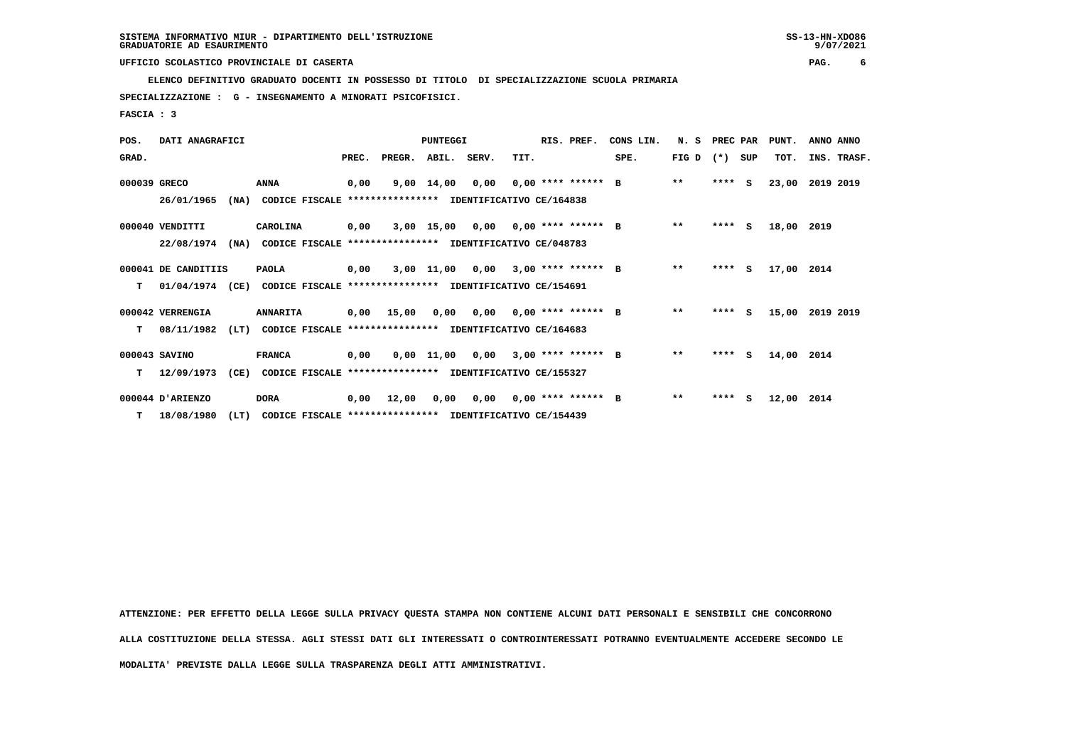SISTEMA INFORMATIVO MIUR - DIPARTIMENTO DELL'ISTRUZIONE
GRADUATORIE AD ESAURIMENTO

UFFICIO SCOLASTICO PROVINCIALE DI CASERTA

**ELENCO DEFINITIVO GRADUATO DOCENTI IN POSSESSO DI TITOLO DI SPECIALIZZAZIONE SCUOLA PRIMARIA**

**SPECIALIZZAZIONE : G - INSEGNAMENTO A MINORATI PSICOFISICI.**

**FASCIA : 3**

| POS. GRAD. | DATI ANAGRAFICI | | PUNTEGGI PREC. | PREGR. | ABIL. | SERV. | TIT. | RIS. PREF. | CONS LIN. SPE. | N. S FIG D | PREC PAR (*) | SUP | PUNT. TOT. | ANNO INS. | ANNO TRASF. |
|---|---|---|---|---|---|---|---|---|---|---|---|---|---|---|---|
| 000039 | GRECO | ANNA | 0,00 | 9,00 | 14,00 | 0,00 | 0,00 | **** ****** | B | ** | **** | S | 23,00 | 2019 | 2019 |
| | 26/01/1965 (NA) | CODICE FISCALE **************** IDENTIFICATIVO CE/164838 | | | | | | | | | | | | | |
| 000040 | VENDITTI | CAROLINA | 0,00 | 3,00 | 15,00 | 0,00 | 0,00 | **** ****** | B | ** | **** | S | 18,00 | 2019 | |
| | 22/08/1974 (NA) | CODICE FISCALE **************** IDENTIFICATIVO CE/048783 | | | | | | | | | | | | | |
| 000041 | DE CANDITIIS | PAOLA | 0,00 | 3,00 | 11,00 | 0,00 | 3,00 | **** ****** | B | ** | **** | S | 17,00 | 2014 | |
| T | 01/04/1974 (CE) | CODICE FISCALE **************** IDENTIFICATIVO CE/154691 | | | | | | | | | | | | | |
| 000042 | VERRENGIA | ANNARITA | 0,00 | 15,00 | 0,00 | 0,00 | 0,00 | **** ****** | B | ** | **** | S | 15,00 | 2019 | 2019 |
| T | 08/11/1982 (LT) | CODICE FISCALE **************** IDENTIFICATIVO CE/164683 | | | | | | | | | | | | | |
| 000043 | SAVINO | FRANCA | 0,00 | 0,00 | 11,00 | 0,00 | 3,00 | **** ****** | B | ** | **** | S | 14,00 | 2014 | |
| T | 12/09/1973 (CE) | CODICE FISCALE **************** IDENTIFICATIVO CE/155327 | | | | | | | | | | | | | |
| 000044 | D'ARIENZO | DORA | 0,00 | 12,00 | 0,00 | 0,00 | 0,00 | **** ****** | B | ** | **** | S | 12,00 | 2014 | |
| T | 18/08/1980 (LT) | CODICE FISCALE **************** IDENTIFICATIVO CE/154439 | | | | | | | | | | | | | |

ATTENZIONE: PER EFFETTO DELLA LEGGE SULLA PRIVACY QUESTA STAMPA NON CONTIENE ALCUNI DATI PERSONALI E SENSIBILI CHE CONCORRONO ALLA COSTITUZIONE DELLA STESSA. AGLI STESSI DATI GLI INTERESSATI O CONTROINTERESSATI POTRANNO EVENTUALMENTE ACCEDERE SECONDO LE MODALITA' PREVISTE DALLA LEGGE SULLA TRASPARENZA DEGLI ATTI AMMINISTRATIVI.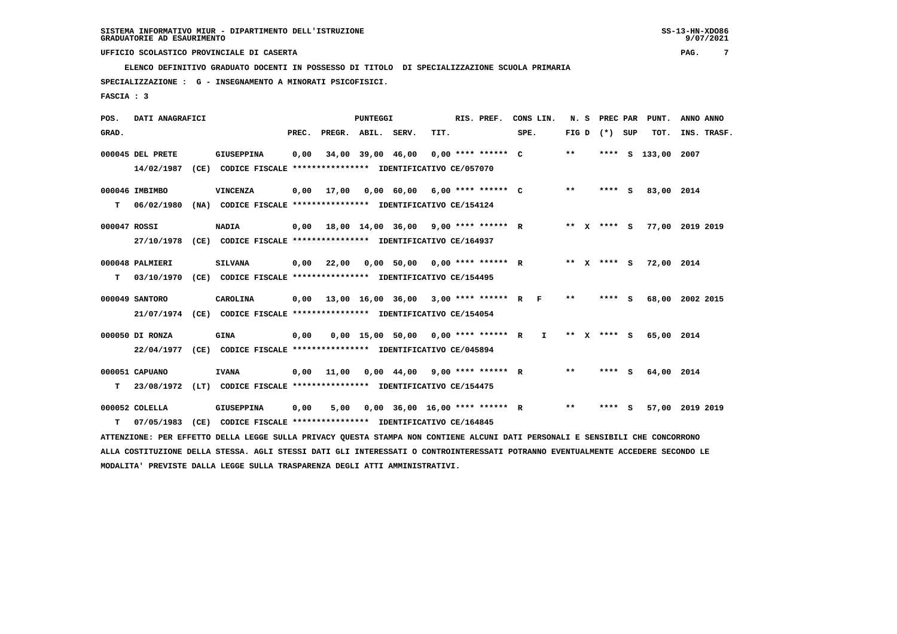SISTEMA INFORMATIVO MIUR - DIPARTIMENTO DELL'ISTRUZIONE
GRADUATORIE AD ESAURIMENTO

UFFICIO SCOLASTICO PROVINCIALE DI CASERTA

ELENCO DEFINITIVO GRADUATO DOCENTI IN POSSESSO DI TITOLO DI SPECIALIZZAZIONE SCUOLA PRIMARIA

SPECIALIZZAZIONE : G - INSEGNAMENTO A MINORATI PSICOFISICI.

FASCIA : 3

| POS. GRAD. | DATI ANAGRAFICI | | PREC. | PREGR. | ABIL. | SERV. | TIT. | RIS. PREF. | CONS LIN. SPE. | N. S FIG D | PREC PAR (*) SUP | PUNT. TOT. | ANNO INS. | ANNO TRASF. |
|---|---|---|---|---|---|---|---|---|---|---|---|---|---|---|
| 000045 | DEL PRETE | GIUSEPPINA | 0,00 | 34,00 | 39,00 | 46,00 | 0,00 | **** ****** C | | ** | **** S | 133,00 | 2007 | |
| | 14/02/1987 (CE) CODICE FISCALE **************** IDENTIFICATIVO CE/057070 | | | | | | | | | | | | | |
| 000046 | IMBIMBO | VINCENZA | 0,00 | 17,00 | 0,00 | 60,00 | 6,00 | **** ****** C | | ** | **** S | 83,00 | 2014 | |
| T | 06/02/1980 (NA) CODICE FISCALE **************** IDENTIFICATIVO CE/154124 | | | | | | | | | | | | | |
| 000047 | ROSSI | NADIA | 0,00 | 18,00 | 14,00 | 36,00 | 9,00 | **** ****** R | | ** X | **** S | 77,00 | 2019 | 2019 |
| | 27/10/1978 (CE) CODICE FISCALE **************** IDENTIFICATIVO CE/164937 | | | | | | | | | | | | | |
| 000048 | PALMIERI | SILVANA | 0,00 | 22,00 | 0,00 | 50,00 | 0,00 | **** ****** R | | ** X | **** S | 72,00 | 2014 | |
| T | 03/10/1970 (CE) CODICE FISCALE **************** IDENTIFICATIVO CE/154495 | | | | | | | | | | | | | |
| 000049 | SANTORO | CAROLINA | 0,00 | 13,00 | 16,00 | 36,00 | 3,00 | **** ****** R | F | ** | **** S | 68,00 | 2002 | 2015 |
| | 21/07/1974 (CE) CODICE FISCALE **************** IDENTIFICATIVO CE/154054 | | | | | | | | | | | | | |
| 000050 | DI RONZA | GINA | 0,00 | 0,00 | 15,00 | 50,00 | 0,00 | **** ****** R | I | ** X | **** S | 65,00 | 2014 | |
| | 22/04/1977 (CE) CODICE FISCALE **************** IDENTIFICATIVO CE/045894 | | | | | | | | | | | | | |
| 000051 | CAPUANO | IVANA | 0,00 | 11,00 | 0,00 | 44,00 | 9,00 | **** ****** R | | ** | **** S | 64,00 | 2014 | |
| T | 23/08/1972 (LT) CODICE FISCALE **************** IDENTIFICATIVO CE/154475 | | | | | | | | | | | | | |
| 000052 | COLELLA | GIUSEPPINA | 0,00 | 5,00 | 0,00 | 36,00 | 16,00 | **** ****** R | | ** | **** S | 57,00 | 2019 | 2019 |
| T | 07/05/1983 (CE) CODICE FISCALE **************** IDENTIFICATIVO CE/164845 | | | | | | | | | | | | | |

ATTENZIONE: PER EFFETTO DELLA LEGGE SULLA PRIVACY QUESTA STAMPA NON CONTIENE ALCUNI DATI PERSONALI E SENSIBILI CHE CONCORRONO ALLA COSTITUZIONE DELLA STESSA. AGLI STESSI DATI GLI INTERESSATI O CONTROINTERESSATI POTRANNO EVENTUALMENTE ACCEDERE SECONDO LE MODALITA' PREVISTE DALLA LEGGE SULLA TRASPARENZA DEGLI ATTI AMMINISTRATIVI.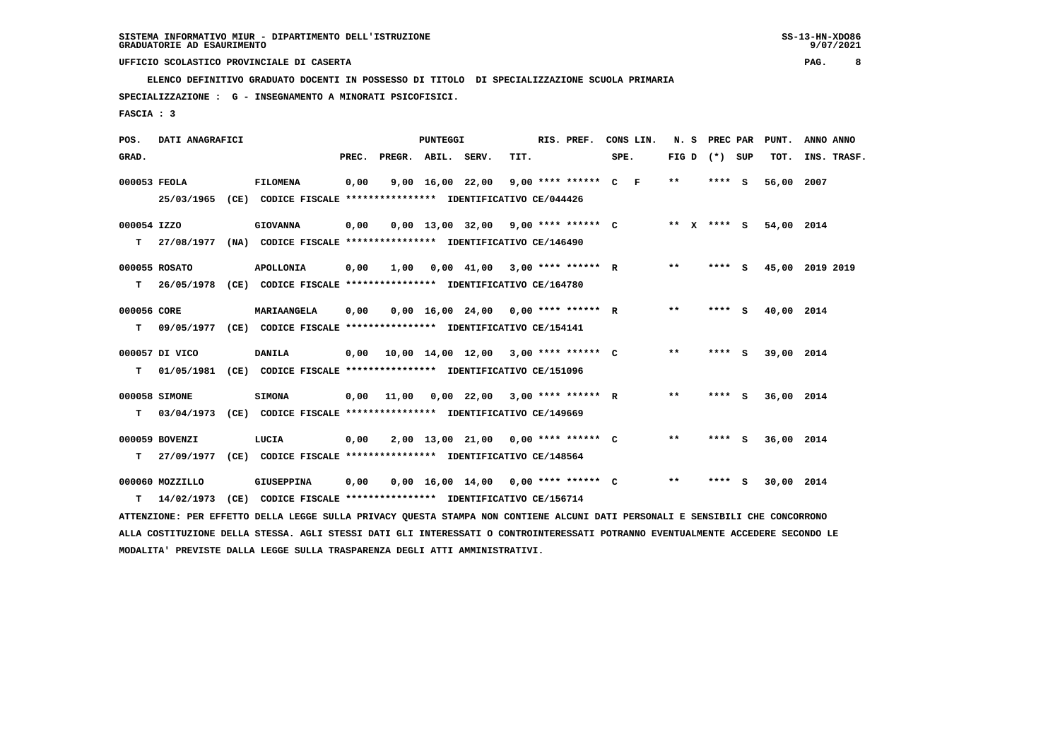SISTEMA INFORMATIVO MIUR - DIPARTIMENTO DELL'ISTRUZIONE
GRADUATORIE AD ESAURIMENTO

UFFICIO SCOLASTICO PROVINCIALE DI CASERTA

ELENCO DEFINITIVO GRADUATO DOCENTI IN POSSESSO DI TITOLO DI SPECIALIZZAZIONE SCUOLA PRIMARIA

SPECIALIZZAZIONE : G - INSEGNAMENTO A MINORATI PSICOFISICI.

FASCIA : 3

| POS. GRAD. | DATI ANAGRAFICI | | PREC. | PREGR. | ABIL. | SERV. | TIT. | RIS. PREF. | CONS LIN. SPE. | N. S FIG D | PREC PAR (*) SUP | PUNT. TOT. | ANNO INS. | ANNO TRASF. |
|---|---|---|---|---|---|---|---|---|---|---|---|---|---|---|
| 000053 | FEOLA | FILOMENA | 0,00 | 9,00 | 16,00 | 22,00 | 9,00 | **** ****** | C F | ** | **** S | 56,00 | 2007 | |
| | 25/03/1965 (CE) CODICE FISCALE **************** IDENTIFICATIVO CE/044426 | | | | | | | | | | | | | |
| 000054 | IZZO | GIOVANNA | 0,00 | 0,00 | 13,00 | 32,00 | 9,00 | **** ****** | C | ** X | **** S | 54,00 | 2014 | |
| T | 27/08/1977 (NA) CODICE FISCALE **************** IDENTIFICATIVO CE/146490 | | | | | | | | | | | | | |
| 000055 | ROSATO | APOLLONIA | 0,00 | 1,00 | 0,00 | 41,00 | 3,00 | **** ****** | R | ** | **** S | 45,00 | 2019 | 2019 |
| T | 26/05/1978 (CE) CODICE FISCALE **************** IDENTIFICATIVO CE/164780 | | | | | | | | | | | | | |
| 000056 | CORE | MARIAANGELA | 0,00 | 0,00 | 16,00 | 24,00 | 0,00 | **** ****** | R | ** | **** S | 40,00 | 2014 | |
| T | 09/05/1977 (CE) CODICE FISCALE **************** IDENTIFICATIVO CE/154141 | | | | | | | | | | | | | |
| 000057 | DI VICO | DANILA | 0,00 | 10,00 | 14,00 | 12,00 | 3,00 | **** ****** | C | ** | **** S | 39,00 | 2014 | |
| T | 01/05/1981 (CE) CODICE FISCALE **************** IDENTIFICATIVO CE/151096 | | | | | | | | | | | | | |
| 000058 | SIMONE | SIMONA | 0,00 | 11,00 | 0,00 | 22,00 | 3,00 | **** ****** | R | ** | **** S | 36,00 | 2014 | |
| T | 03/04/1973 (CE) CODICE FISCALE **************** IDENTIFICATIVO CE/149669 | | | | | | | | | | | | | |
| 000059 | BOVENZI | LUCIA | 0,00 | 2,00 | 13,00 | 21,00 | 0,00 | **** ****** | C | ** | **** S | 36,00 | 2014 | |
| T | 27/09/1977 (CE) CODICE FISCALE **************** IDENTIFICATIVO CE/148564 | | | | | | | | | | | | | |
| 000060 | MOZZILLO | GIUSEPPINA | 0,00 | 0,00 | 16,00 | 14,00 | 0,00 | **** ****** | C | ** | **** S | 30,00 | 2014 | |
| T | 14/02/1973 (CE) CODICE FISCALE **************** IDENTIFICATIVO CE/156714 | | | | | | | | | | | | | |

ATTENZIONE: PER EFFETTO DELLA LEGGE SULLA PRIVACY QUESTA STAMPA NON CONTIENE ALCUNI DATI PERSONALI E SENSIBILI CHE CONCORRONO ALLA COSTITUZIONE DELLA STESSA. AGLI STESSI DATI GLI INTERESSATI O CONTROINTERESSATI POTRANNO EVENTUALMENTE ACCEDERE SECONDO LE MODALITA' PREVISTE DALLA LEGGE SULLA TRASPARENZA DEGLI ATTI AMMINISTRATIVI.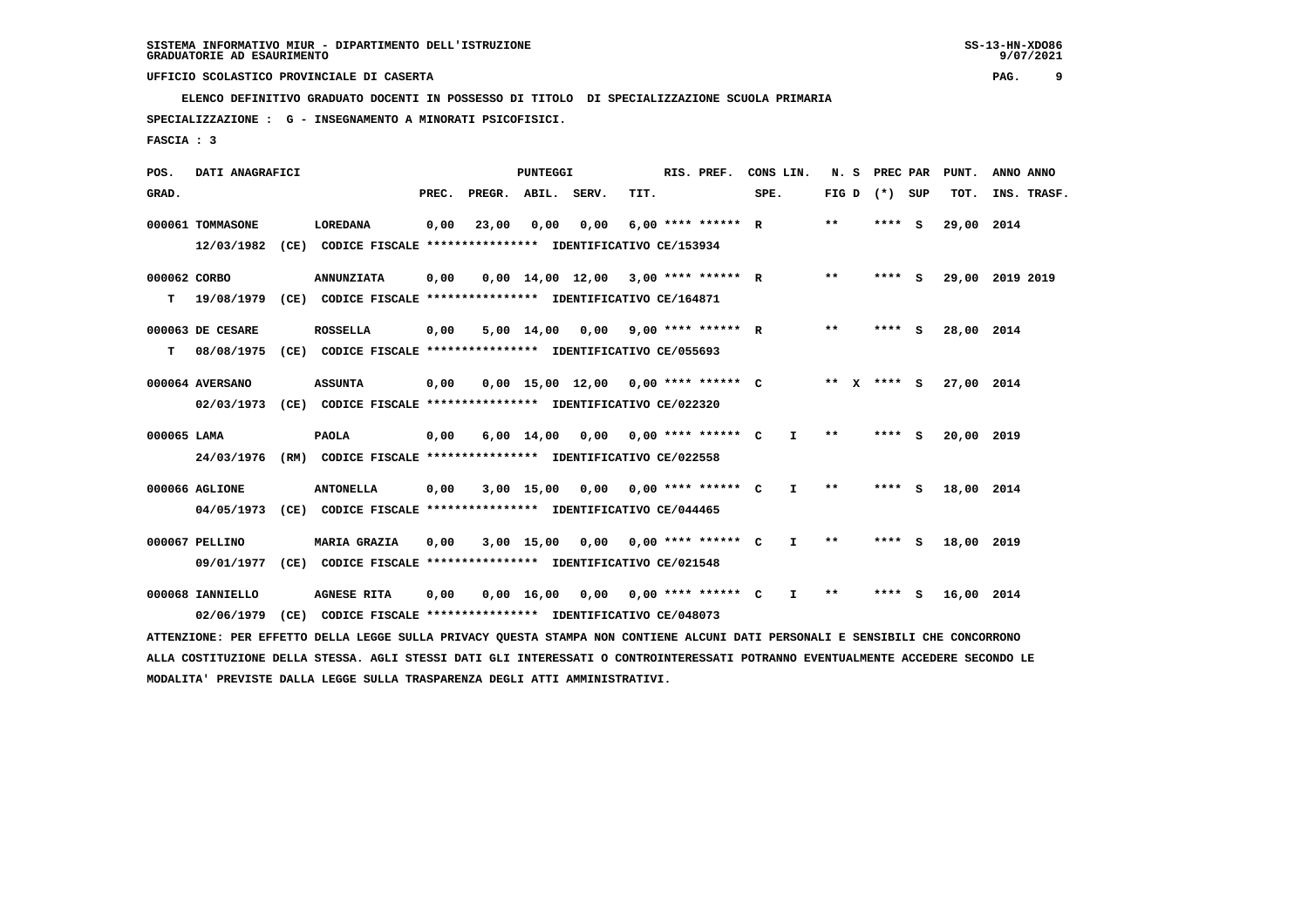SISTEMA INFORMATIVO MIUR - DIPARTIMENTO DELL'ISTRUZIONE
GRADUATORIE AD ESAURIMENTO

UFFICIO SCOLASTICO PROVINCIALE DI CASERTA

ELENCO DEFINITIVO GRADUATO DOCENTI IN POSSESSO DI TITOLO DI SPECIALIZZAZIONE SCUOLA PRIMARIA

SPECIALIZZAZIONE : G - INSEGNAMENTO A MINORATI PSICOFISICI.

FASCIA : 3

| POS. GRAD. | DATI ANAGRAFICI | | PREC. | PREGR. | ABIL. | SERV. | TIT. | RIS. PREF. | CONS LIN. SPE. | | N. S FIG D | (*) | PREC PAR SUP | PUNT. TOT. | ANNO INS. | ANNO TRASF. |
|---|---|---|---|---|---|---|---|---|---|---|---|---|---|---|---|---|
| 000061 | TOMMASONE | LOREDANA | 0,00 | 23,00 | 0,00 | 0,00 | 6,00 | **** ****** | R | | ** | **** | S | 29,00 | 2014 | |
| | 12/03/1982 (CE) CODICE FISCALE **************** IDENTIFICATIVO CE/153934 | | | | | | | | | | | | | | | |
| 000062 | CORBO | ANNUNZIATA | 0,00 | 0,00 | 14,00 | 12,00 | 3,00 | **** ****** | R | | ** | **** | S | 29,00 | 2019 | 2019 |
| T | 19/08/1979 (CE) CODICE FISCALE **************** IDENTIFICATIVO CE/164871 | | | | | | | | | | | | | | | |
| 000063 | DE CESARE | ROSSELLA | 0,00 | 5,00 | 14,00 | 0,00 | 9,00 | **** ****** | R | | ** | **** | S | 28,00 | 2014 | |
| T | 08/08/1975 (CE) CODICE FISCALE **************** IDENTIFICATIVO CE/055693 | | | | | | | | | | | | | | | |
| 000064 | AVERSANO | ASSUNTA | 0,00 | 0,00 | 15,00 | 12,00 | 0,00 | **** ****** | C | | ** X | **** | S | 27,00 | 2014 | |
| | 02/03/1973 (CE) CODICE FISCALE **************** IDENTIFICATIVO CE/022320 | | | | | | | | | | | | | | | |
| 000065 | LAMA | PAOLA | 0,00 | 6,00 | 14,00 | 0,00 | 0,00 | **** ****** | C | I | ** | **** | S | 20,00 | 2019 | |
| | 24/03/1976 (RM) CODICE FISCALE **************** IDENTIFICATIVO CE/022558 | | | | | | | | | | | | | | | |
| 000066 | AGLIONE | ANTONELLA | 0,00 | 3,00 | 15,00 | 0,00 | 0,00 | **** ****** | C | I | ** | **** | S | 18,00 | 2014 | |
| | 04/05/1973 (CE) CODICE FISCALE **************** IDENTIFICATIVO CE/044465 | | | | | | | | | | | | | | | |
| 000067 | PELLINO | MARIA GRAZIA | 0,00 | 3,00 | 15,00 | 0,00 | 0,00 | **** ****** | C | I | ** | **** | S | 18,00 | 2019 | |
| | 09/01/1977 (CE) CODICE FISCALE **************** IDENTIFICATIVO CE/021548 | | | | | | | | | | | | | | | |
| 000068 | IANNIELLO | AGNESE RITA | 0,00 | 0,00 | 16,00 | 0,00 | 0,00 | **** ****** | C | I | ** | **** | S | 16,00 | 2014 | |
| | 02/06/1979 (CE) CODICE FISCALE **************** IDENTIFICATIVO CE/048073 | | | | | | | | | | | | | | | |

ATTENZIONE: PER EFFETTO DELLA LEGGE SULLA PRIVACY QUESTA STAMPA NON CONTIENE ALCUNI DATI PERSONALI E SENSIBILI CHE CONCORRONO ALLA COSTITUZIONE DELLA STESSA. AGLI STESSI DATI GLI INTERESSATI O CONTROINTERESSATI POTRANNO EVENTUALMENTE ACCEDERE SECONDO LE MODALITA' PREVISTE DALLA LEGGE SULLA TRASPARENZA DEGLI ATTI AMMINISTRATIVI.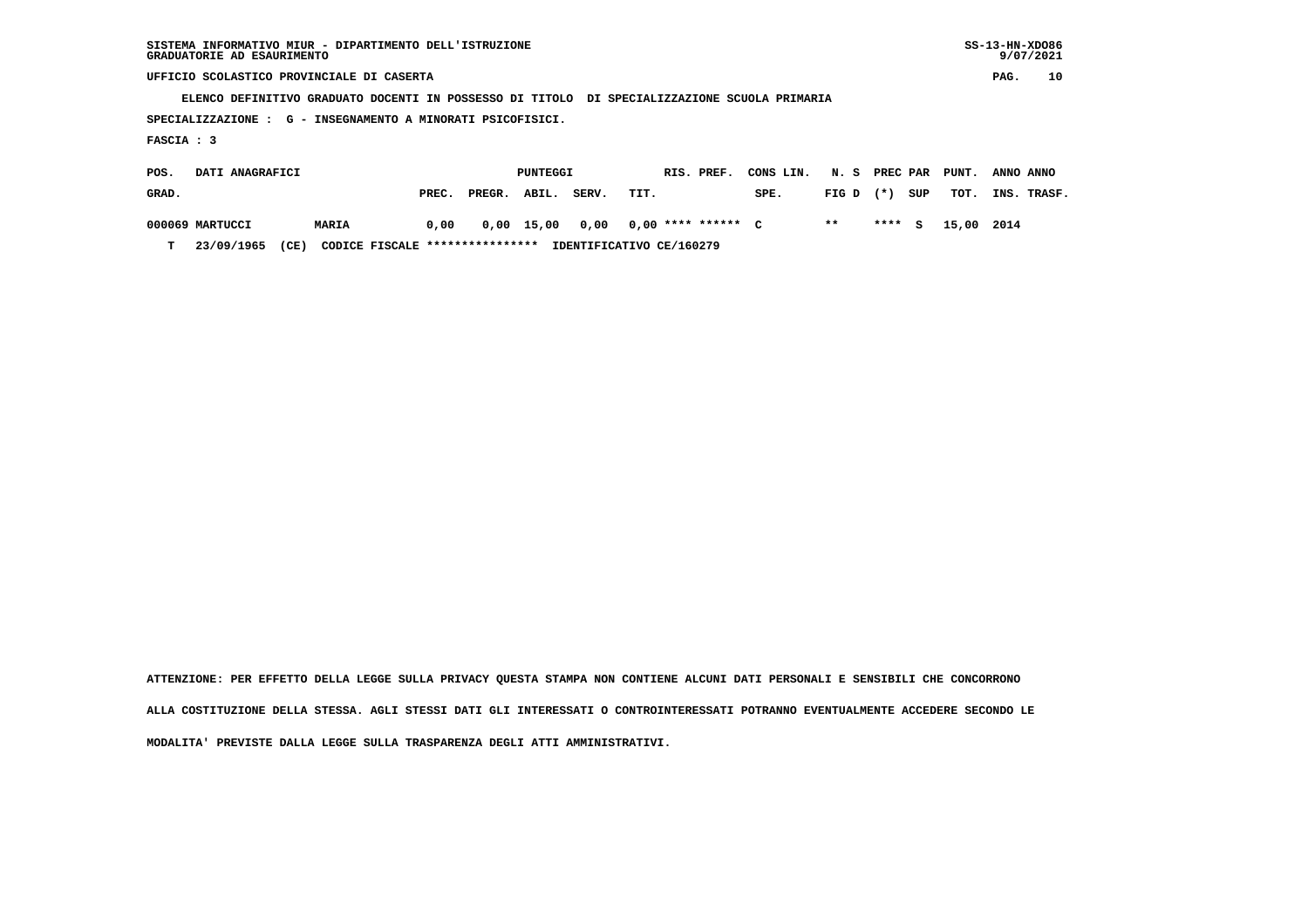SISTEMA INFORMATIVO MIUR - DIPARTIMENTO DELL'ISTRUZIONE
GRADUATORIE AD ESAURIMENTO

UFFICIO SCOLASTICO PROVINCIALE DI CASERTA

ELENCO DEFINITIVO GRADUATO DOCENTI IN POSSESSO DI TITOLO DI SPECIALIZZAZIONE SCUOLA PRIMARIA

SPECIALIZZAZIONE : G - INSEGNAMENTO A MINORATI PSICOFISICI.

FASCIA : 3

| POS. GRAD. | DATI ANAGRAFICI | | PUNTEGGI PREC. | PREGR. | ABIL. | SERV. | TIT. | RIS. PREF. | CONS LIN. SPE. | N. S FIG D | PREC PAR (*) | SUP | PUNT. TOT. | ANNO INS. | ANNO TRASF. |
|---|---|---|---|---|---|---|---|---|---|---|---|---|---|---|---|
| 000069 | MARTUCCI | MARIA | 0,00 | 0,00 | 15,00 | 0,00 | 0,00 | **** ****** | C | ** | **** | S | 15,00 | 2014 | |
| T | 23/09/1965 (CE) | CODICE FISCALE **************** IDENTIFICATIVO CE/160279 | | | | | | | | | | | | | |

ATTENZIONE: PER EFFETTO DELLA LEGGE SULLA PRIVACY QUESTA STAMPA NON CONTIENE ALCUNI DATI PERSONALI E SENSIBILI CHE CONCORRONO ALLA COSTITUZIONE DELLA STESSA. AGLI STESSI DATI GLI INTERESSATI O CONTROINTERESSATI POTRANNO EVENTUALMENTE ACCEDERE SECONDO LE MODALITA' PREVISTE DALLA LEGGE SULLA TRASPARENZA DEGLI ATTI AMMINISTRATIVI.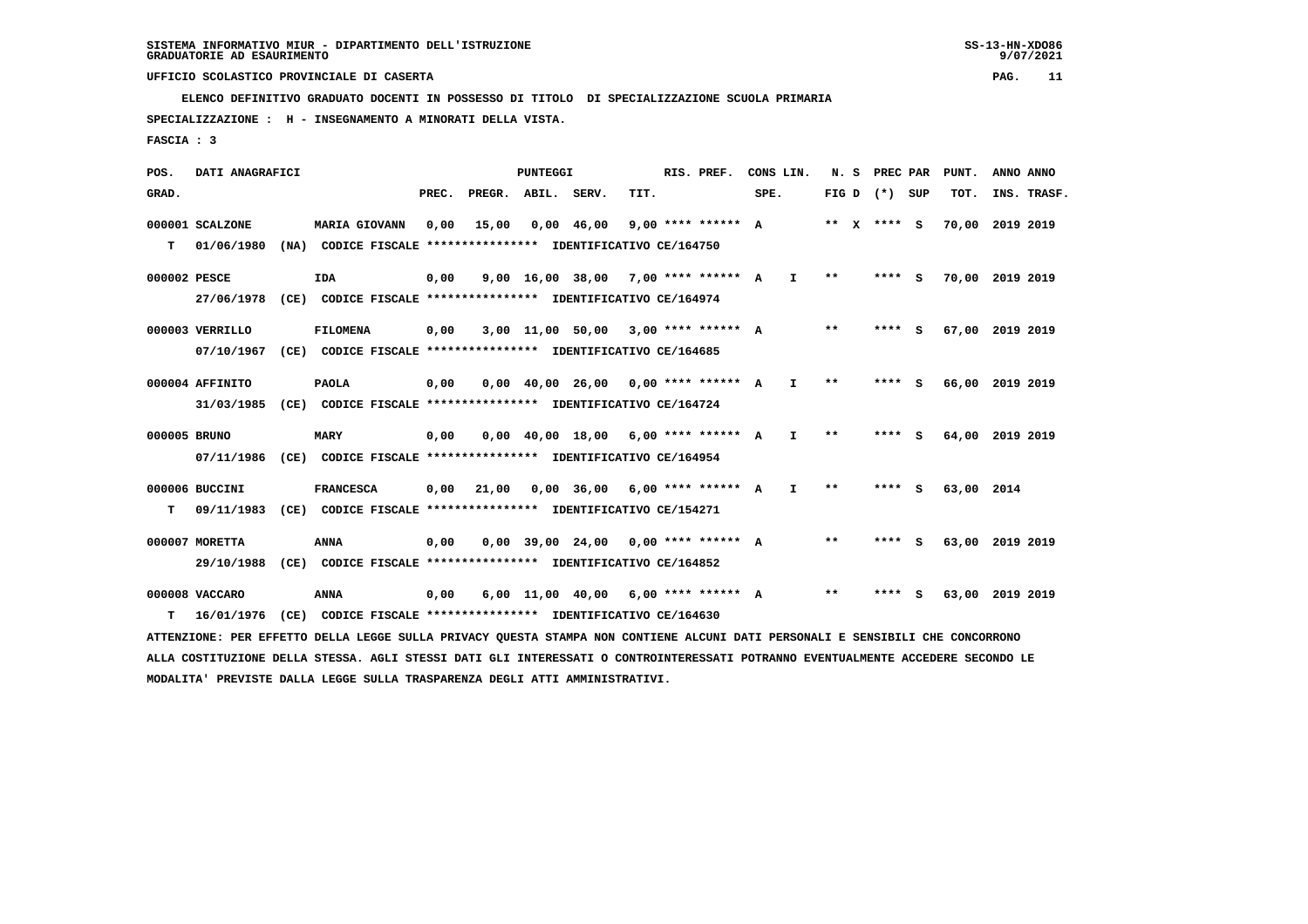SISTEMA INFORMATIVO MIUR - DIPARTIMENTO DELL'ISTRUZIONE
GRADUATORIE AD ESAURIMENTO

UFFICIO SCOLASTICO PROVINCIALE DI CASERTA

ELENCO DEFINITIVO GRADUATO DOCENTI IN POSSESSO DI TITOLO DI SPECIALIZZAZIONE SCUOLA PRIMARIA

SPECIALIZZAZIONE : H - INSEGNAMENTO A MINORATI DELLA VISTA.

FASCIA : 3

| POS. GRAD. | DATI ANAGRAFICI | | PREC. | PREGR. | ABIL. | SERV. | TIT. | RIS. PREF. | CONS LIN. SPE. | | N. S FIG D | PREC PAR (*) SUP | PUNT. TOT. | ANNO ANNO INS. TRASF. |
|---|---|---|---|---|---|---|---|---|---|---|---|---|---|---|
| 000001 | SCALZONE | MARIA GIOVANN | 0,00 | 15,00 | 0,00 | 46,00 | 9,00 | **** ****** | A | | ** X | **** S | 70,00 | 2019 2019 |
| T | 01/06/1980 (NA) CODICE FISCALE **************** IDENTIFICATIVO CE/164750 | | | | | | | | | | | | | |
| 000002 | PESCE | IDA | 0,00 | 9,00 | 16,00 | 38,00 | 7,00 | **** ****** | A | I | ** | **** S | 70,00 | 2019 2019 |
| | 27/06/1978 (CE) CODICE FISCALE **************** IDENTIFICATIVO CE/164974 | | | | | | | | | | | | | |
| 000003 | VERRILLO | FILOMENA | 0,00 | 3,00 | 11,00 | 50,00 | 3,00 | **** ****** | A | | ** | **** S | 67,00 | 2019 2019 |
| | 07/10/1967 (CE) CODICE FISCALE **************** IDENTIFICATIVO CE/164685 | | | | | | | | | | | | | |
| 000004 | AFFINITO | PAOLA | 0,00 | 0,00 | 40,00 | 26,00 | 0,00 | **** ****** | A | I | ** | **** S | 66,00 | 2019 2019 |
| | 31/03/1985 (CE) CODICE FISCALE **************** IDENTIFICATIVO CE/164724 | | | | | | | | | | | | | |
| 000005 | BRUNO | MARY | 0,00 | 0,00 | 40,00 | 18,00 | 6,00 | **** ****** | A | I | ** | **** S | 64,00 | 2019 2019 |
| | 07/11/1986 (CE) CODICE FISCALE **************** IDENTIFICATIVO CE/164954 | | | | | | | | | | | | | |
| 000006 | BUCCINI | FRANCESCA | 0,00 | 21,00 | 0,00 | 36,00 | 6,00 | **** ****** | A | I | ** | **** S | 63,00 | 2014 |
| T | 09/11/1983 (CE) CODICE FISCALE **************** IDENTIFICATIVO CE/154271 | | | | | | | | | | | | | |
| 000007 | MORETTA | ANNA | 0,00 | 0,00 | 39,00 | 24,00 | 0,00 | **** ****** | A | | ** | **** S | 63,00 | 2019 2019 |
| | 29/10/1988 (CE) CODICE FISCALE **************** IDENTIFICATIVO CE/164852 | | | | | | | | | | | | | |
| 000008 | VACCARO | ANNA | 0,00 | 6,00 | 11,00 | 40,00 | 6,00 | **** ****** | A | | ** | **** S | 63,00 | 2019 2019 |
| T | 16/01/1976 (CE) CODICE FISCALE **************** IDENTIFICATIVO CE/164630 | | | | | | | | | | | | | |

ATTENZIONE: PER EFFETTO DELLA LEGGE SULLA PRIVACY QUESTA STAMPA NON CONTIENE ALCUNI DATI PERSONALI E SENSIBILI CHE CONCORRONO ALLA COSTITUZIONE DELLA STESSA. AGLI STESSI DATI GLI INTERESSATI O CONTROINTERESSATI POTRANNO EVENTUALMENTE ACCEDERE SECONDO LE MODALITA' PREVISTE DALLA LEGGE SULLA TRASPARENZA DEGLI ATTI AMMINISTRATIVI.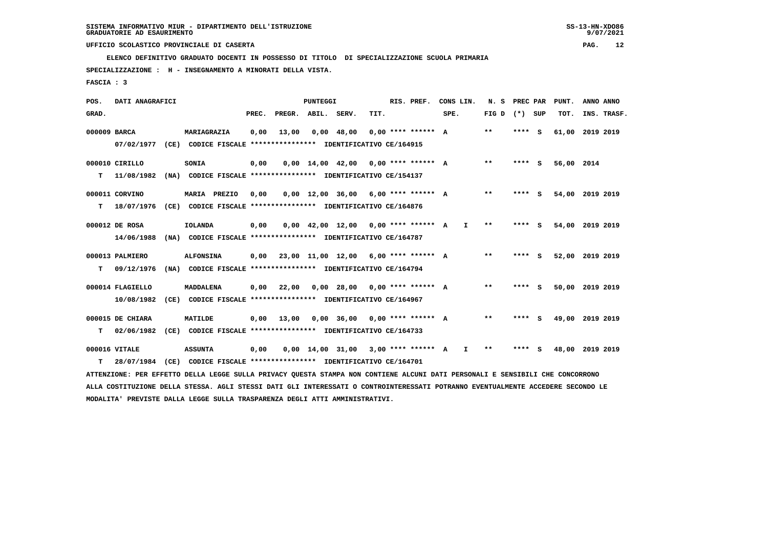SISTEMA INFORMATIVO MIUR - DIPARTIMENTO DELL'ISTRUZIONE
GRADUATORIE AD ESAURIMENTO

UFFICIO SCOLASTICO PROVINCIALE DI CASERTA

ELENCO DEFINITIVO GRADUATO DOCENTI IN POSSESSO DI TITOLO DI SPECIALIZZAZIONE SCUOLA PRIMARIA

SPECIALIZZAZIONE : H - INSEGNAMENTO A MINORATI DELLA VISTA.

FASCIA : 3

| POS. GRAD. | DATI ANAGRAFICI | | PREC. | PREGR. | ABIL. | SERV. | TIT. | RIS. PREF. | CONS LIN. SPE. | N. S FIG D | PREC PAR (*) | SUP | PUNT. TOT. | ANNO INS. | ANNO TRASF. |
|---|---|---|---|---|---|---|---|---|---|---|---|---|---|---|---|
| 000009 | BARCA | MARIAGRAZIA | 0,00 | 13,00 | 0,00 | 48,00 | 0,00 | **** ****** A | | ** | **** | S | 61,00 | 2019 | 2019 |
| | 07/02/1977 (CE) CODICE FISCALE **************** IDENTIFICATIVO CE/164915 | | | | | | | | | | | | | | |
| 000010 | CIRILLO | SONIA | 0,00 | 0,00 | 14,00 | 42,00 | 0,00 | **** ****** A | | ** | **** | S | 56,00 | 2014 | |
| T | 11/08/1982 (NA) CODICE FISCALE **************** IDENTIFICATIVO CE/154137 | | | | | | | | | | | | | | |
| 000011 | CORVINO | MARIA PREZIO | 0,00 | 0,00 | 12,00 | 36,00 | 6,00 | **** ****** A | | ** | **** | S | 54,00 | 2019 | 2019 |
| T | 18/07/1976 (CE) CODICE FISCALE **************** IDENTIFICATIVO CE/164876 | | | | | | | | | | | | | | |
| 000012 | DE ROSA | IOLANDA | 0,00 | 0,00 | 42,00 | 12,00 | 0,00 | **** ****** A | I | ** | **** | S | 54,00 | 2019 | 2019 |
| | 14/06/1988 (NA) CODICE FISCALE **************** IDENTIFICATIVO CE/164787 | | | | | | | | | | | | | | |
| 000013 | PALMIERO | ALFONSINA | 0,00 | 23,00 | 11,00 | 12,00 | 6,00 | **** ****** A | | ** | **** | S | 52,00 | 2019 | 2019 |
| T | 09/12/1976 (NA) CODICE FISCALE **************** IDENTIFICATIVO CE/164794 | | | | | | | | | | | | | | |
| 000014 | FLAGIELLO | MADDALENA | 0,00 | 22,00 | 0,00 | 28,00 | 0,00 | **** ****** A | | ** | **** | S | 50,00 | 2019 | 2019 |
| | 10/08/1982 (CE) CODICE FISCALE **************** IDENTIFICATIVO CE/164967 | | | | | | | | | | | | | | |
| 000015 | DE CHIARA | MATILDE | 0,00 | 13,00 | 0,00 | 36,00 | 0,00 | **** ****** A | | ** | **** | S | 49,00 | 2019 | 2019 |
| T | 02/06/1982 (CE) CODICE FISCALE **************** IDENTIFICATIVO CE/164733 | | | | | | | | | | | | | | |
| 000016 | VITALE | ASSUNTA | 0,00 | 0,00 | 14,00 | 31,00 | 3,00 | **** ****** A | I | ** | **** | S | 48,00 | 2019 | 2019 |
| T | 28/07/1984 (CE) CODICE FISCALE **************** IDENTIFICATIVO CE/164701 | | | | | | | | | | | | | | |

ATTENZIONE: PER EFFETTO DELLA LEGGE SULLA PRIVACY QUESTA STAMPA NON CONTIENE ALCUNI DATI PERSONALI E SENSIBILI CHE CONCORRONO ALLA COSTITUZIONE DELLA STESSA. AGLI STESSI DATI GLI INTERESSATI O CONTROINTERESSATI POTRANNO EVENTUALMENTE ACCEDERE SECONDO LE MODALITA' PREVISTE DALLA LEGGE SULLA TRASPARENZA DEGLI ATTI AMMINISTRATIVI.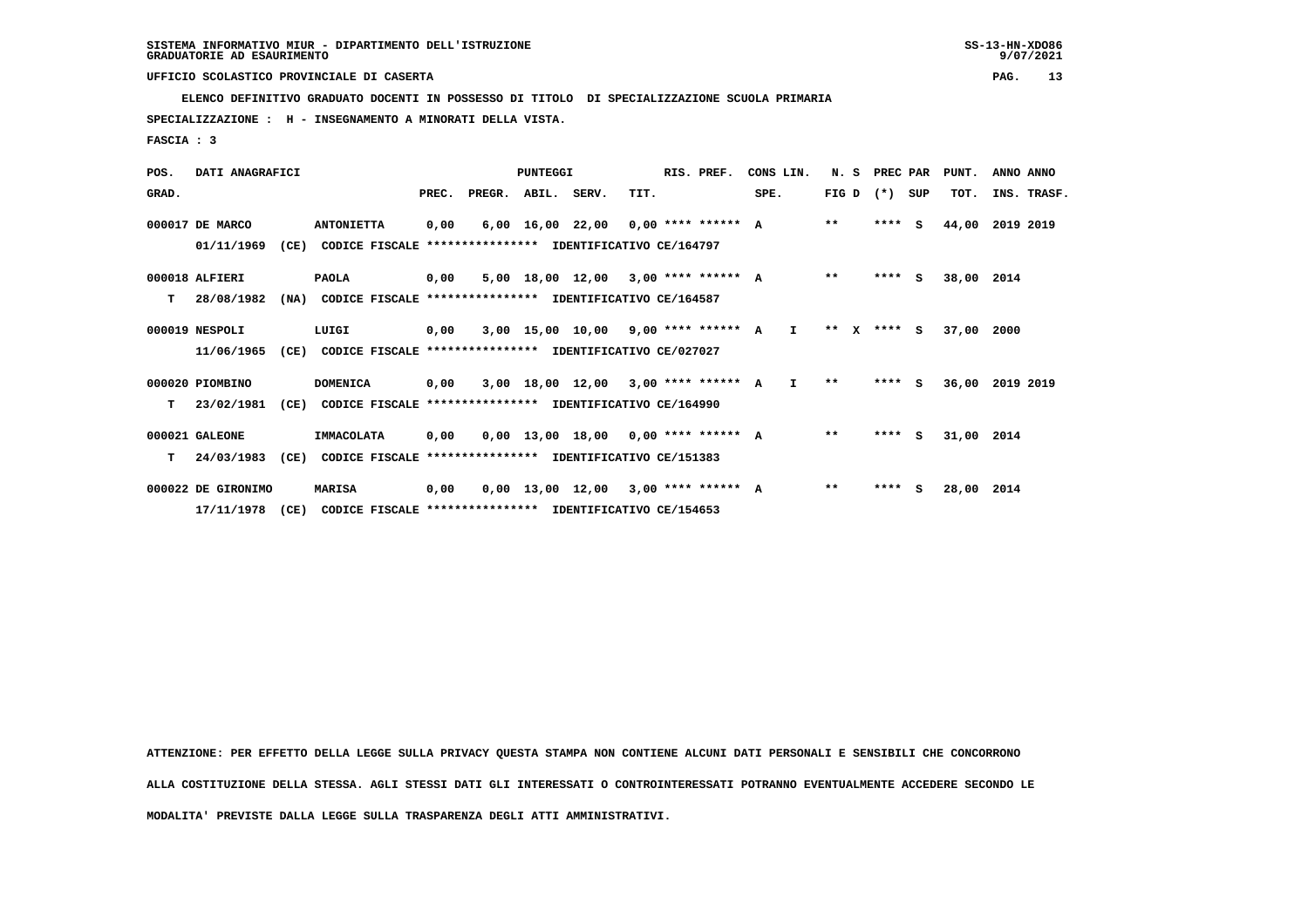SISTEMA INFORMATIVO MIUR - DIPARTIMENTO DELL'ISTRUZIONE
GRADUATORIE AD ESAURIMENTO

UFFICIO SCOLASTICO PROVINCIALE DI CASERTA

ELENCO DEFINITIVO GRADUATO DOCENTI IN POSSESSO DI TITOLO DI SPECIALIZZAZIONE SCUOLA PRIMARIA

SPECIALIZZAZIONE : H - INSEGNAMENTO A MINORATI DELLA VISTA.

FASCIA : 3

| POS. GRAD. | DATI ANAGRAFICI | | PREC. | PREGR. | ABIL. | SERV. | TIT. | RIS. PREF. | CONS LIN. SPE. | | N. S FIG D | PREC PAR (*) | SUP | PUNT. TOT. | ANNO ANNO INS. TRASF. |
|---|---|---|---|---|---|---|---|---|---|---|---|---|---|---|---|
| 000017 | DE MARCO | ANTONIETTA | 0,00 | 6,00 | 16,00 | 22,00 | 0,00 | **** ****** | A | | ** | **** | S | 44,00 | 2019 2019 |
| | 01/11/1969 (CE) | CODICE FISCALE **************** IDENTIFICATIVO CE/164797 | | | | | | | | | | | | | |
| 000018 | ALFIERI | PAOLA | 0,00 | 5,00 | 18,00 | 12,00 | 3,00 | **** ****** | A | | ** | **** | S | 38,00 | 2014 |
| T | 28/08/1982 (NA) | CODICE FISCALE **************** IDENTIFICATIVO CE/164587 | | | | | | | | | | | | | |
| 000019 | NESPOLI | LUIGI | 0,00 | 3,00 | 15,00 | 10,00 | 9,00 | **** ****** | A | I | ** X | **** | S | 37,00 | 2000 |
| | 11/06/1965 (CE) | CODICE FISCALE **************** IDENTIFICATIVO CE/027027 | | | | | | | | | | | | | |
| 000020 | PIOMBINO | DOMENICA | 0,00 | 3,00 | 18,00 | 12,00 | 3,00 | **** ****** | A | I | ** | **** | S | 36,00 | 2019 2019 |
| T | 23/02/1981 (CE) | CODICE FISCALE **************** IDENTIFICATIVO CE/164990 | | | | | | | | | | | | | |
| 000021 | GALEONE | IMMACOLATA | 0,00 | 0,00 | 13,00 | 18,00 | 0,00 | **** ****** | A | | ** | **** | S | 31,00 | 2014 |
| T | 24/03/1983 (CE) | CODICE FISCALE **************** IDENTIFICATIVO CE/151383 | | | | | | | | | | | | | |
| 000022 | DE GIRONIMO | MARISA | 0,00 | 0,00 | 13,00 | 12,00 | 3,00 | **** ****** | A | | ** | **** | S | 28,00 | 2014 |
| | 17/11/1978 (CE) | CODICE FISCALE **************** IDENTIFICATIVO CE/154653 | | | | | | | | | | | | | |

ATTENZIONE: PER EFFETTO DELLA LEGGE SULLA PRIVACY QUESTA STAMPA NON CONTIENE ALCUNI DATI PERSONALI E SENSIBILI CHE CONCORRONO ALLA COSTITUZIONE DELLA STESSA. AGLI STESSI DATI GLI INTERESSATI O CONTROINTERESSATI POTRANNO EVENTUALMENTE ACCEDERE SECONDO LE MODALITA' PREVISTE DALLA LEGGE SULLA TRASPARENZA DEGLI ATTI AMMINISTRATIVI.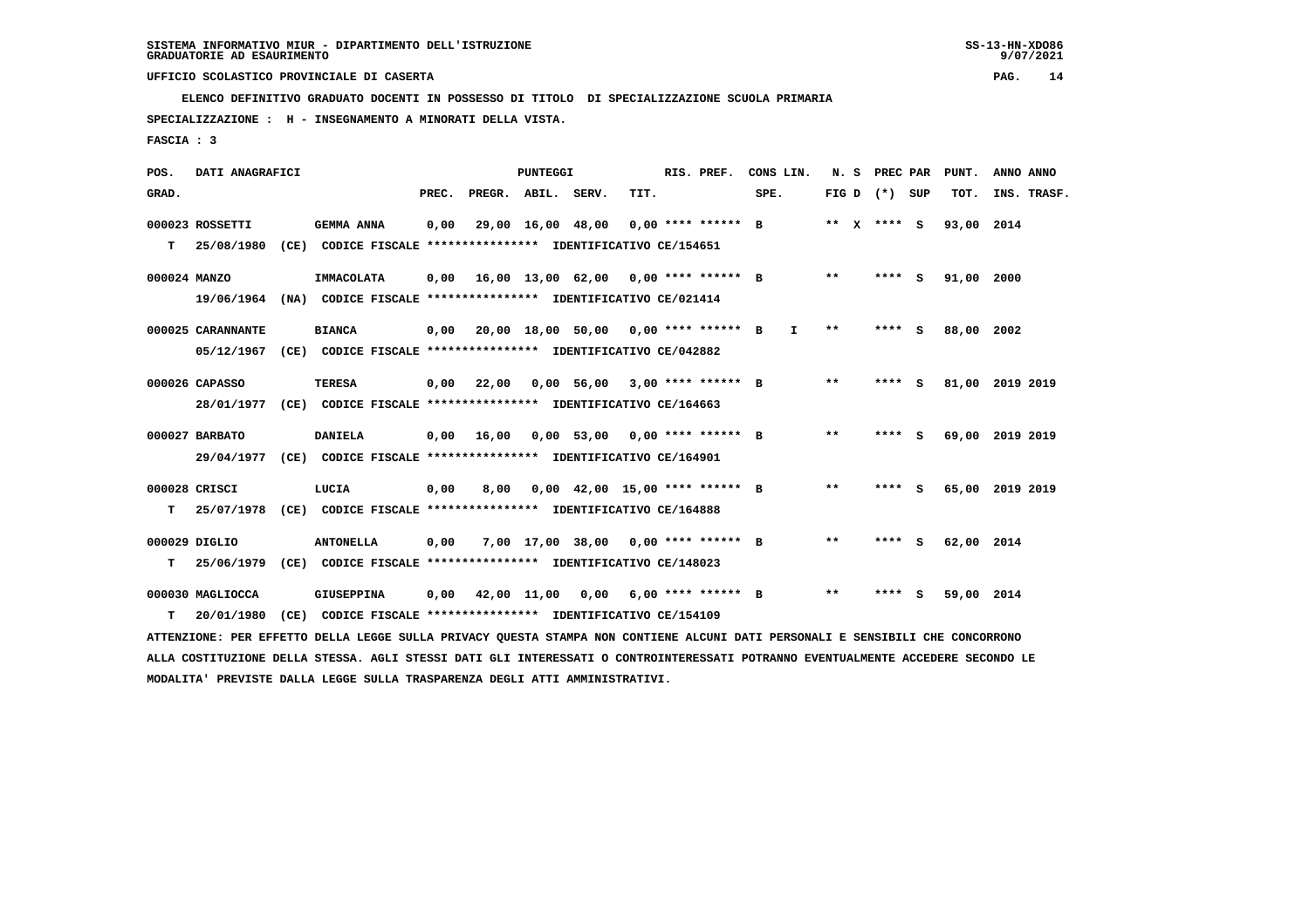SISTEMA INFORMATIVO MIUR - DIPARTIMENTO DELL'ISTRUZIONE
GRADUATORIE AD ESAURIMENTO

UFFICIO SCOLASTICO PROVINCIALE DI CASERTA

**ELENCO DEFINITIVO GRADUATO DOCENTI IN POSSESSO DI TITOLO DI SPECIALIZZAZIONE SCUOLA PRIMARIA**

**SPECIALIZZAZIONE : H - INSEGNAMENTO A MINORATI DELLA VISTA.**

**FASCIA : 3**

| POS. GRAD. | DATI ANAGRAFICI | | PREC. | PREGR. | ABIL. | SERV. | TIT. | RIS. PREF. | CONS LIN. SPE. | N. S FIG D | PREC PAR (*) SUP | PUNT. TOT. | ANNO INS. | ANNO TRASF. |
|---|---|---|---|---|---|---|---|---|---|---|---|---|---|---|
| 000023 | ROSSETTI | GEMMA ANNA | 0,00 | 29,00 | 16,00 | 48,00 | 0,00 | **** ****** | B | ** X | **** S | 93,00 | 2014 | |
| T | 25/08/1980 (CE) | CODICE FISCALE **************** IDENTIFICATIVO CE/154651 | | | | | | | | | | | | |
| 000024 | MANZO | IMMACOLATA | 0,00 | 16,00 | 13,00 | 62,00 | 0,00 | **** ****** | B | ** | **** S | 91,00 | 2000 | |
| | 19/06/1964 (NA) | CODICE FISCALE **************** IDENTIFICATIVO CE/021414 | | | | | | | | | | | | |
| 000025 | CARANNANTE | BIANCA | 0,00 | 20,00 | 18,00 | 50,00 | 0,00 | **** ****** | B I | ** | **** S | 88,00 | 2002 | |
| | 05/12/1967 (CE) | CODICE FISCALE **************** IDENTIFICATIVO CE/042882 | | | | | | | | | | | | |
| 000026 | CAPASSO | TERESA | 0,00 | 22,00 | 0,00 | 56,00 | 3,00 | **** ****** | B | ** | **** S | 81,00 | 2019 | 2019 |
| | 28/01/1977 (CE) | CODICE FISCALE **************** IDENTIFICATIVO CE/164663 | | | | | | | | | | | | |
| 000027 | BARBATO | DANIELA | 0,00 | 16,00 | 0,00 | 53,00 | 0,00 | **** ****** | B | ** | **** S | 69,00 | 2019 | 2019 |
| | 29/04/1977 (CE) | CODICE FISCALE **************** IDENTIFICATIVO CE/164901 | | | | | | | | | | | | |
| 000028 | CRISCI | LUCIA | 0,00 | 8,00 | 0,00 | 42,00 | 15,00 | **** ****** | B | ** | **** S | 65,00 | 2019 | 2019 |
| T | 25/07/1978 (CE) | CODICE FISCALE **************** IDENTIFICATIVO CE/164888 | | | | | | | | | | | | |
| 000029 | DIGLIO | ANTONELLA | 0,00 | 7,00 | 17,00 | 38,00 | 0,00 | **** ****** | B | ** | **** S | 62,00 | 2014 | |
| T | 25/06/1979 (CE) | CODICE FISCALE **************** IDENTIFICATIVO CE/148023 | | | | | | | | | | | | |
| 000030 | MAGLIOCCA | GIUSEPPINA | 0,00 | 42,00 | 11,00 | 0,00 | 6,00 | **** ****** | B | ** | **** S | 59,00 | 2014 | |
| T | 20/01/1980 (CE) | CODICE FISCALE **************** IDENTIFICATIVO CE/154109 | | | | | | | | | | | | |

ATTENZIONE: PER EFFETTO DELLA LEGGE SULLA PRIVACY QUESTA STAMPA NON CONTIENE ALCUNI DATI PERSONALI E SENSIBILI CHE CONCORRONO ALLA COSTITUZIONE DELLA STESSA. AGLI STESSI DATI GLI INTERESSATI O CONTROINTERESSATI POTRANNO EVENTUALMENTE ACCEDERE SECONDO LE MODALITA' PREVISTE DALLA LEGGE SULLA TRASPARENZA DEGLI ATTI AMMINISTRATIVI.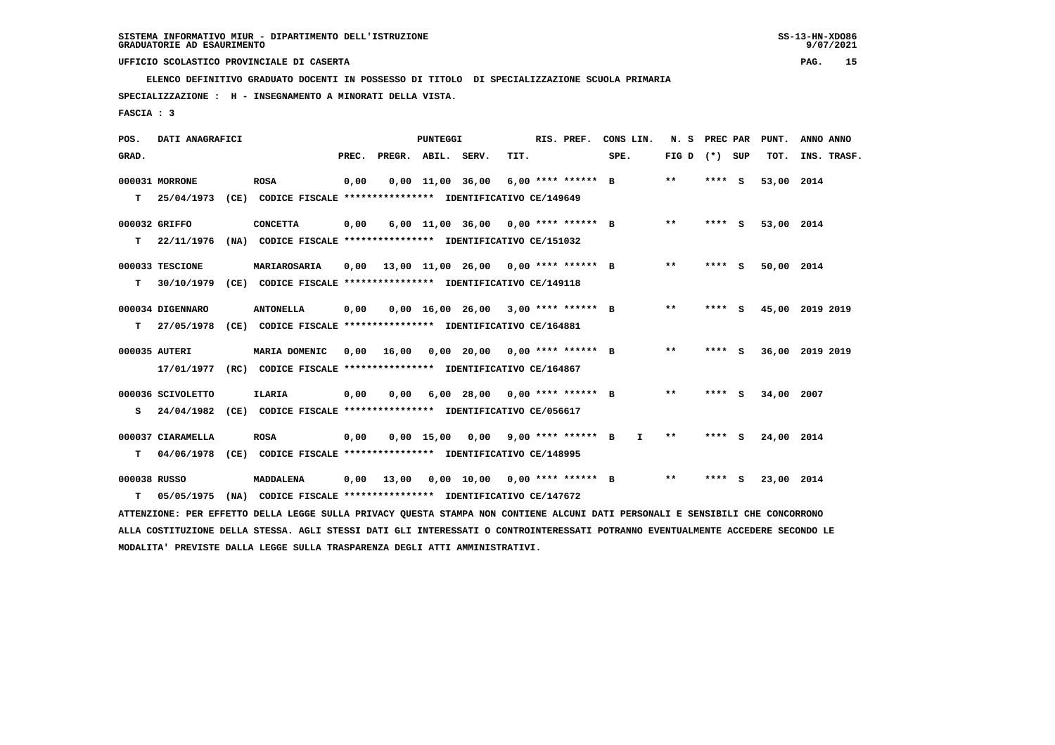SISTEMA INFORMATIVO MIUR - DIPARTIMENTO DELL'ISTRUZIONE
GRADUATORIE AD ESAURIMENTO

UFFICIO SCOLASTICO PROVINCIALE DI CASERTA

**ELENCO DEFINITIVO GRADUATO DOCENTI IN POSSESSO DI TITOLO DI SPECIALIZZAZIONE SCUOLA PRIMARIA**

**SPECIALIZZAZIONE : H - INSEGNAMENTO A MINORATI DELLA VISTA.**

**FASCIA : 3**

| POS. GRAD. | DATI ANAGRAFICI | | PREC. | PREGR. | ABIL. | SERV. | TIT. | RIS. PREF. | CONS LIN. SPE. | N. S FIG D | PREC PAR (*) | SUP | PUNT. TOT. | ANNO INS. | ANNO TRASF. |
|---|---|---|---|---|---|---|---|---|---|---|---|---|---|---|---|
| 000031 | MORRONE | ROSA | 0,00 | 0,00 | 11,00 | 36,00 | 6,00 | **** ****** B | | ** | **** | S | 53,00 | 2014 | |
| T | 25/04/1973 (CE) | CODICE FISCALE **************** IDENTIFICATIVO CE/149649 | | | | | | | | | | | | | |
| 000032 | GRIFFO | CONCETTA | 0,00 | 6,00 | 11,00 | 36,00 | 0,00 | **** ****** B | | ** | **** | S | 53,00 | 2014 | |
| T | 22/11/1976 (NA) | CODICE FISCALE **************** IDENTIFICATIVO CE/151032 | | | | | | | | | | | | | |
| 000033 | TESCIONE | MARIAROSARIA | 0,00 | 13,00 | 11,00 | 26,00 | 0,00 | **** ****** B | | ** | **** | S | 50,00 | 2014 | |
| T | 30/10/1979 (CE) | CODICE FISCALE **************** IDENTIFICATIVO CE/149118 | | | | | | | | | | | | | |
| 000034 | DIGENNARO | ANTONELLA | 0,00 | 0,00 | 16,00 | 26,00 | 3,00 | **** ****** B | | ** | **** | S | 45,00 | 2019 | 2019 |
| T | 27/05/1978 (CE) | CODICE FISCALE **************** IDENTIFICATIVO CE/164881 | | | | | | | | | | | | | |
| 000035 | AUTERI | MARIA DOMENIC | 0,00 | 16,00 | 0,00 | 20,00 | 0,00 | **** ****** B | | ** | **** | S | 36,00 | 2019 | 2019 |
| | 17/01/1977 (RC) | CODICE FISCALE **************** IDENTIFICATIVO CE/164867 | | | | | | | | | | | | | |
| 000036 | SCIVOLETTO | ILARIA | 0,00 | 0,00 | 6,00 | 28,00 | 0,00 | **** ****** B | | ** | **** | S | 34,00 | 2007 | |
| S | 24/04/1982 (CE) | CODICE FISCALE **************** IDENTIFICATIVO CE/056617 | | | | | | | | | | | | | |
| 000037 | CIARAMELLA | ROSA | 0,00 | 0,00 | 15,00 | 0,00 | 9,00 | **** ****** B | I | ** | **** | S | 24,00 | 2014 | |
| T | 04/06/1978 (CE) | CODICE FISCALE **************** IDENTIFICATIVO CE/148995 | | | | | | | | | | | | | |
| 000038 | RUSSO | MADDALENA | 0,00 | 13,00 | 0,00 | 10,00 | 0,00 | **** ****** B | | ** | **** | S | 23,00 | 2014 | |
| T | 05/05/1975 (NA) | CODICE FISCALE **************** IDENTIFICATIVO CE/147672 | | | | | | | | | | | | | |

ATTENZIONE: PER EFFETTO DELLA LEGGE SULLA PRIVACY QUESTA STAMPA NON CONTIENE ALCUNI DATI PERSONALI E SENSIBILI CHE CONCORRONO ALLA COSTITUZIONE DELLA STESSA. AGLI STESSI DATI GLI INTERESSATI O CONTROINTERESSATI POTRANNO EVENTUALMENTE ACCEDERE SECONDO LE MODALITA' PREVISTE DALLA LEGGE SULLA TRASPARENZA DEGLI ATTI AMMINISTRATIVI.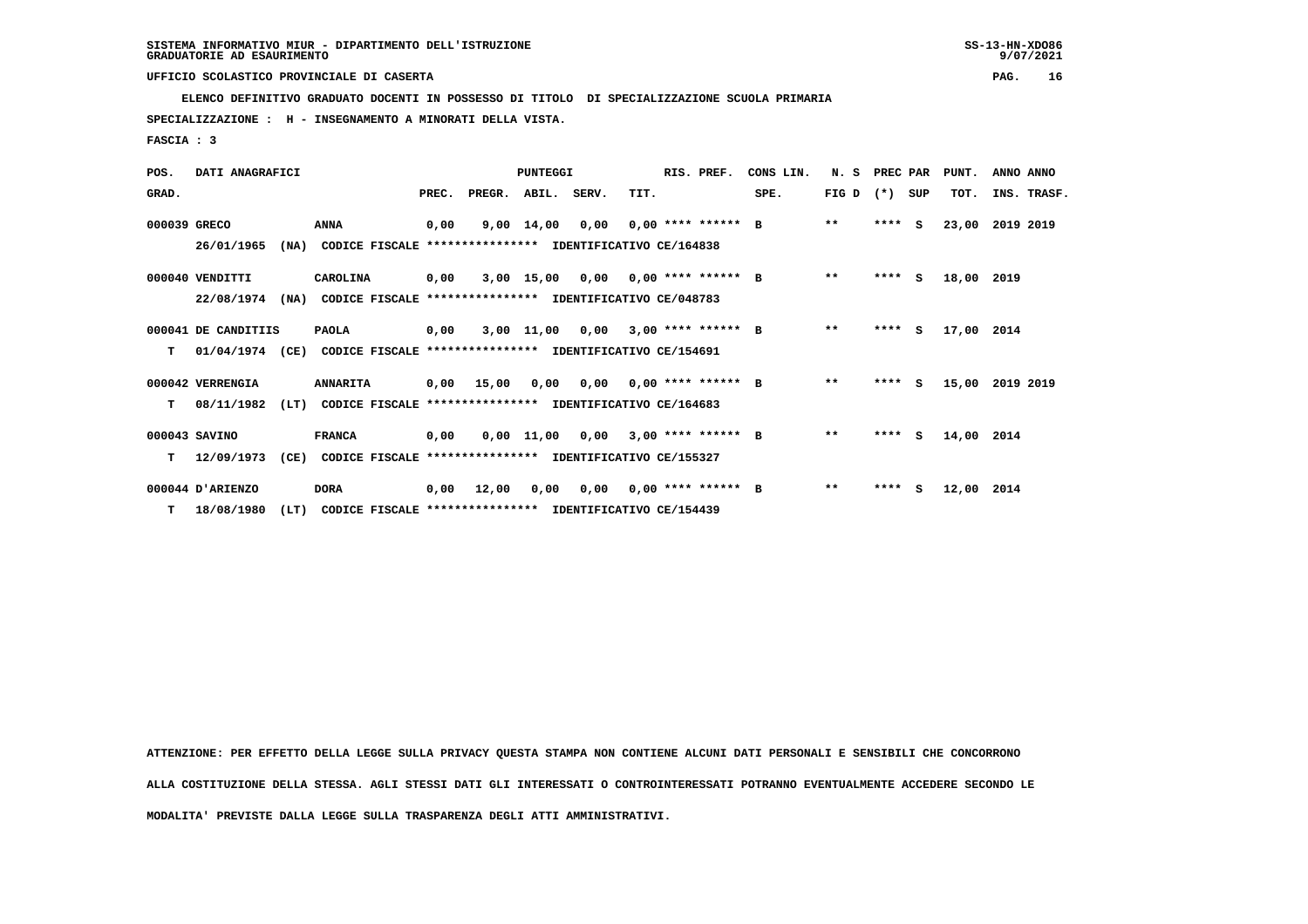SISTEMA INFORMATIVO MIUR - DIPARTIMENTO DELL'ISTRUZIONE
GRADUATORIE AD ESAURIMENTO

UFFICIO SCOLASTICO PROVINCIALE DI CASERTA

ELENCO DEFINITIVO GRADUATO DOCENTI IN POSSESSO DI TITOLO DI SPECIALIZZAZIONE SCUOLA PRIMARIA

SPECIALIZZAZIONE : H - INSEGNAMENTO A MINORATI DELLA VISTA.

FASCIA : 3

| POS. GRAD. | DATI ANAGRAFICI | | PREC. | PREGR. | ABIL. | SERV. | TIT. | RIS. PREF. | CONS LIN. SPE. | N. S FIG D | PREC PAR (*) | SUP | PUNT. TOT. | ANNO INS. | ANNO TRASF. |
|---|---|---|---|---|---|---|---|---|---|---|---|---|---|---|---|
| 000039 | GRECO | ANNA | 0,00 | 9,00 | 14,00 | 0,00 | 0,00 | **** ****** | B | ** | **** | S | 23,00 | 2019 | 2019 |
| | 26/01/1965 (NA) CODICE FISCALE **************** IDENTIFICATIVO CE/164838 | | | | | | | | | | | | | | |
| 000040 | VENDITTI | CAROLINA | 0,00 | 3,00 | 15,00 | 0,00 | 0,00 | **** ****** | B | ** | **** | S | 18,00 | 2019 | |
| | 22/08/1974 (NA) CODICE FISCALE **************** IDENTIFICATIVO CE/048783 | | | | | | | | | | | | | | |
| 000041 | DE CANDITIIS | PAOLA | 0,00 | 3,00 | 11,00 | 0,00 | 3,00 | **** ****** | B | ** | **** | S | 17,00 | 2014 | |
| T | 01/04/1974 (CE) CODICE FISCALE **************** IDENTIFICATIVO CE/154691 | | | | | | | | | | | | | | |
| 000042 | VERRENGIA | ANNARITA | 0,00 | 15,00 | 0,00 | 0,00 | 0,00 | **** ****** | B | ** | **** | S | 15,00 | 2019 | 2019 |
| T | 08/11/1982 (LT) CODICE FISCALE **************** IDENTIFICATIVO CE/164683 | | | | | | | | | | | | | | |
| 000043 | SAVINO | FRANCA | 0,00 | 0,00 | 11,00 | 0,00 | 3,00 | **** ****** | B | ** | **** | S | 14,00 | 2014 | |
| T | 12/09/1973 (CE) CODICE FISCALE **************** IDENTIFICATIVO CE/155327 | | | | | | | | | | | | | | |
| 000044 | D'ARIENZO | DORA | 0,00 | 12,00 | 0,00 | 0,00 | 0,00 | **** ****** | B | ** | **** | S | 12,00 | 2014 | |
| T | 18/08/1980 (LT) CODICE FISCALE **************** IDENTIFICATIVO CE/154439 | | | | | | | | | | | | | | |

ATTENZIONE: PER EFFETTO DELLA LEGGE SULLA PRIVACY QUESTA STAMPA NON CONTIENE ALCUNI DATI PERSONALI E SENSIBILI CHE CONCORRONO ALLA COSTITUZIONE DELLA STESSA. AGLI STESSI DATI GLI INTERESSATI O CONTROINTERESSATI POTRANNO EVENTUALMENTE ACCEDERE SECONDO LE MODALITA' PREVISTE DALLA LEGGE SULLA TRASPARENZA DEGLI ATTI AMMINISTRATIVI.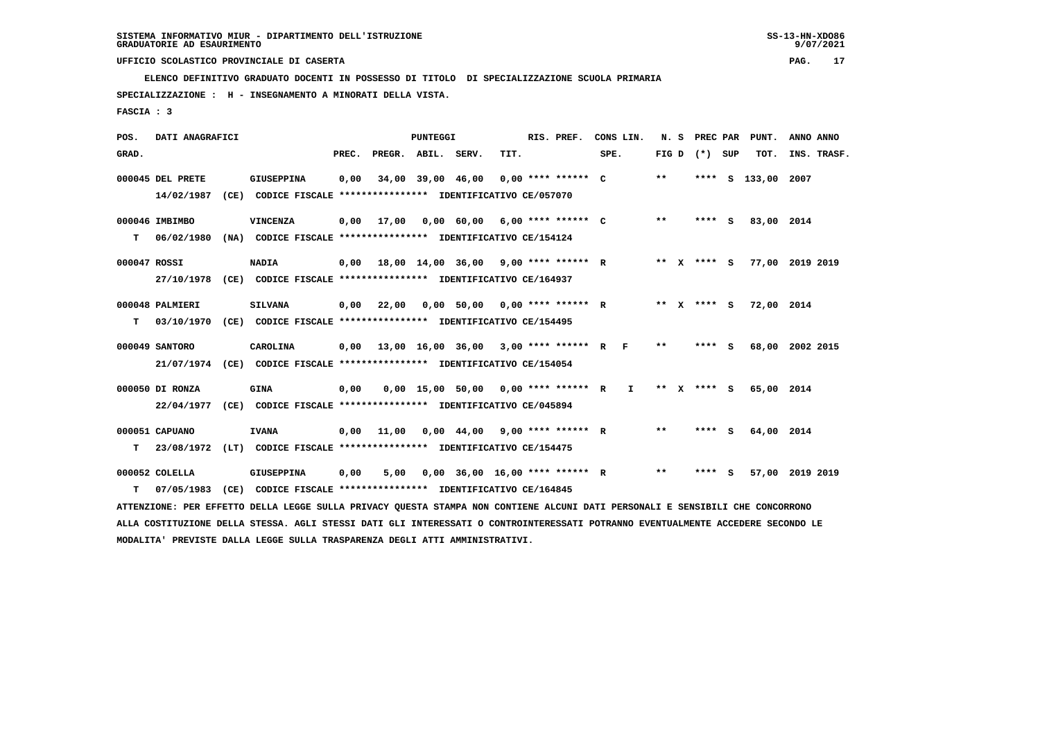SISTEMA INFORMATIVO MIUR - DIPARTIMENTO DELL'ISTRUZIONE
GRADUATORIE AD ESAURIMENTO

UFFICIO SCOLASTICO PROVINCIALE DI CASERTA

ELENCO DEFINITIVO GRADUATO DOCENTI IN POSSESSO DI TITOLO DI SPECIALIZZAZIONE SCUOLA PRIMARIA

SPECIALIZZAZIONE : H - INSEGNAMENTO A MINORATI DELLA VISTA.

FASCIA : 3

| POS. GRAD. | DATI ANAGRAFICI | | PREC. | PREGR. | ABIL. | SERV. | TIT. | RIS. PREF. | CONS LIN. SPE. | N. S FIG D | PREC PAR (*) SUP | PUNT. TOT. | ANNO INS. | ANNO TRASF. |
|---|---|---|---|---|---|---|---|---|---|---|---|---|---|---|
| 000045 | DEL PRETE | GIUSEPPINA | 0,00 | 34,00 | 39,00 | 46,00 | 0,00 | **** ****** C | | ** | **** S | 133,00 | 2007 | |
| | 14/02/1987 (CE) CODICE FISCALE **************** IDENTIFICATIVO CE/057070 | | | | | | | | | | | | | |
| 000046 | IMBIMBO | VINCENZA | 0,00 | 17,00 | 0,00 | 60,00 | 6,00 | **** ****** C | | ** | **** S | 83,00 | 2014 | |
| T | 06/02/1980 (NA) CODICE FISCALE **************** IDENTIFICATIVO CE/154124 | | | | | | | | | | | | | |
| 000047 | ROSSI | NADIA | 0,00 | 18,00 | 14,00 | 36,00 | 9,00 | **** ****** R | | ** X | **** S | 77,00 | 2019 | 2019 |
| | 27/10/1978 (CE) CODICE FISCALE **************** IDENTIFICATIVO CE/164937 | | | | | | | | | | | | | |
| 000048 | PALMIERI | SILVANA | 0,00 | 22,00 | 0,00 | 50,00 | 0,00 | **** ****** R | | ** X | **** S | 72,00 | 2014 | |
| T | 03/10/1970 (CE) CODICE FISCALE **************** IDENTIFICATIVO CE/154495 | | | | | | | | | | | | | |
| 000049 | SANTORO | CAROLINA | 0,00 | 13,00 | 16,00 | 36,00 | 3,00 | **** ****** R | F | ** | **** S | 68,00 | 2002 | 2015 |
| | 21/07/1974 (CE) CODICE FISCALE **************** IDENTIFICATIVO CE/154054 | | | | | | | | | | | | | |
| 000050 | DI RONZA | GINA | 0,00 | 0,00 | 15,00 | 50,00 | 0,00 | **** ****** R | I | ** X | **** S | 65,00 | 2014 | |
| | 22/04/1977 (CE) CODICE FISCALE **************** IDENTIFICATIVO CE/045894 | | | | | | | | | | | | | |
| 000051 | CAPUANO | IVANA | 0,00 | 11,00 | 0,00 | 44,00 | 9,00 | **** ****** R | | ** | **** S | 64,00 | 2014 | |
| T | 23/08/1972 (LT) CODICE FISCALE **************** IDENTIFICATIVO CE/154475 | | | | | | | | | | | | | |
| 000052 | COLELLA | GIUSEPPINA | 0,00 | 5,00 | 0,00 | 36,00 | 16,00 | **** ****** R | | ** | **** S | 57,00 | 2019 | 2019 |
| T | 07/05/1983 (CE) CODICE FISCALE **************** IDENTIFICATIVO CE/164845 | | | | | | | | | | | | | |

ATTENZIONE: PER EFFETTO DELLA LEGGE SULLA PRIVACY QUESTA STAMPA NON CONTIENE ALCUNI DATI PERSONALI E SENSIBILI CHE CONCORRONO ALLA COSTITUZIONE DELLA STESSA. AGLI STESSI DATI GLI INTERESSATI O CONTROINTERESSATI POTRANNO EVENTUALMENTE ACCEDERE SECONDO LE MODALITA' PREVISTE DALLA LEGGE SULLA TRASPARENZA DEGLI ATTI AMMINISTRATIVI.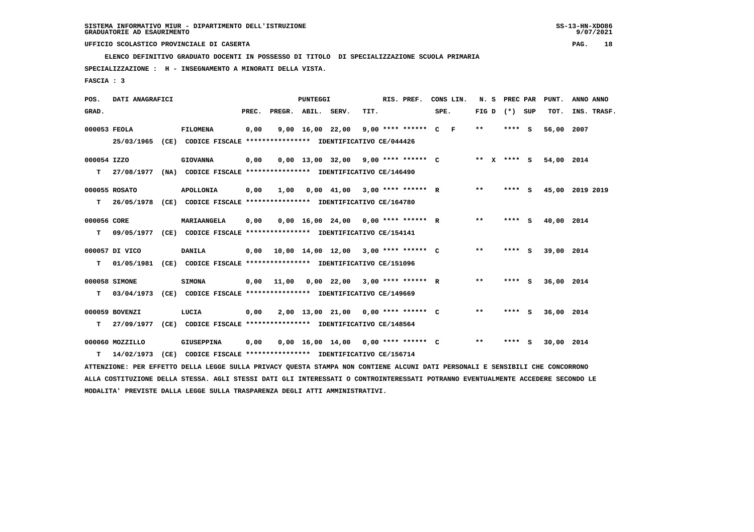SISTEMA INFORMATIVO MIUR - DIPARTIMENTO DELL'ISTRUZIONE
GRADUATORIE AD ESAURIMENTO

UFFICIO SCOLASTICO PROVINCIALE DI CASERTA

ELENCO DEFINITIVO GRADUATO DOCENTI IN POSSESSO DI TITOLO DI SPECIALIZZAZIONE SCUOLA PRIMARIA

SPECIALIZZAZIONE : H - INSEGNAMENTO A MINORATI DELLA VISTA.

FASCIA : 3

| POS. GRAD. | DATI ANAGRAFICI | | PREC. | PREGR. | ABIL. | SERV. | TIT. | RIS. PREF. | CONS LIN. SPE. | N. S FIG D | PREC PAR (*) SUP | PUNT. TOT. | ANNO INS. | ANNO TRASF. |
|---|---|---|---|---|---|---|---|---|---|---|---|---|---|---|
| 000053 | FEOLA | FILOMENA | 0,00 | 9,00 | 16,00 | 22,00 | 9,00 | **** ****** | C F | ** | **** S | 56,00 | 2007 | |
| | 25/03/1965 (CE) CODICE FISCALE **************** IDENTIFICATIVO CE/044426 | | | | | | | | | | | | | |
| 000054 | IZZO | GIOVANNA | 0,00 | 0,00 | 13,00 | 32,00 | 9,00 | **** ****** | C | ** X | **** S | 54,00 | 2014 | |
| T | 27/08/1977 (NA) CODICE FISCALE **************** IDENTIFICATIVO CE/146490 | | | | | | | | | | | | | |
| 000055 | ROSATO | APOLLONIA | 0,00 | 1,00 | 0,00 | 41,00 | 3,00 | **** ****** | R | ** | **** S | 45,00 | 2019 | 2019 |
| T | 26/05/1978 (CE) CODICE FISCALE **************** IDENTIFICATIVO CE/164780 | | | | | | | | | | | | | |
| 000056 | CORE | MARIAANGELA | 0,00 | 0,00 | 16,00 | 24,00 | 0,00 | **** ****** | R | ** | **** S | 40,00 | 2014 | |
| T | 09/05/1977 (CE) CODICE FISCALE **************** IDENTIFICATIVO CE/154141 | | | | | | | | | | | | | |
| 000057 | DI VICO | DANILA | 0,00 | 10,00 | 14,00 | 12,00 | 3,00 | **** ****** | C | ** | **** S | 39,00 | 2014 | |
| T | 01/05/1981 (CE) CODICE FISCALE **************** IDENTIFICATIVO CE/151096 | | | | | | | | | | | | | |
| 000058 | SIMONE | SIMONA | 0,00 | 11,00 | 0,00 | 22,00 | 3,00 | **** ****** | R | ** | **** S | 36,00 | 2014 | |
| T | 03/04/1973 (CE) CODICE FISCALE **************** IDENTIFICATIVO CE/149669 | | | | | | | | | | | | | |
| 000059 | BOVENZI | LUCIA | 0,00 | 2,00 | 13,00 | 21,00 | 0,00 | **** ****** | C | ** | **** S | 36,00 | 2014 | |
| T | 27/09/1977 (CE) CODICE FISCALE **************** IDENTIFICATIVO CE/148564 | | | | | | | | | | | | | |
| 000060 | MOZZILLO | GIUSEPPINA | 0,00 | 0,00 | 16,00 | 14,00 | 0,00 | **** ****** | C | ** | **** S | 30,00 | 2014 | |
| T | 14/02/1973 (CE) CODICE FISCALE **************** IDENTIFICATIVO CE/156714 | | | | | | | | | | | | | |

ATTENZIONE: PER EFFETTO DELLA LEGGE SULLA PRIVACY QUESTA STAMPA NON CONTIENE ALCUNI DATI PERSONALI E SENSIBILI CHE CONCORRONO ALLA COSTITUZIONE DELLA STESSA. AGLI STESSI DATI GLI INTERESSATI O CONTROINTERESSATI POTRANNO EVENTUALMENTE ACCEDERE SECONDO LE MODALITA' PREVISTE DALLA LEGGE SULLA TRASPARENZA DEGLI ATTI AMMINISTRATIVI.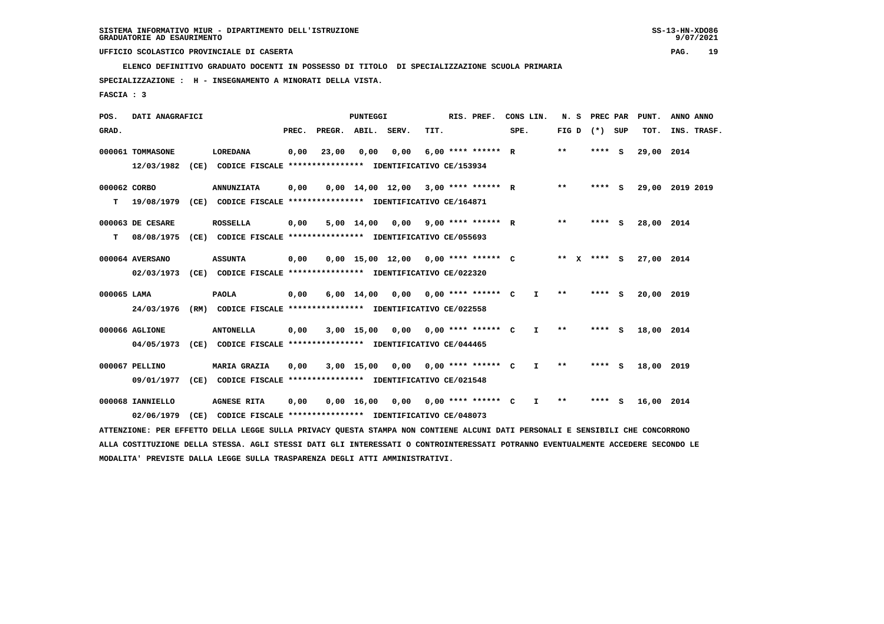SISTEMA INFORMATIVO MIUR - DIPARTIMENTO DELL'ISTRUZIONE
GRADUATORIE AD ESAURIMENTO

UFFICIO SCOLASTICO PROVINCIALE DI CASERTA

**ELENCO DEFINITIVO GRADUATO DOCENTI IN POSSESSO DI TITOLO DI SPECIALIZZAZIONE SCUOLA PRIMARIA**

**SPECIALIZZAZIONE : H - INSEGNAMENTO A MINORATI DELLA VISTA.**

**FASCIA : 3**

| POS. GRAD. | DATI ANAGRAFICI | | PREC. | PREGR. | ABIL. | SERV. | TIT. | RIS. PREF. | CONS LIN. SPE. | | N. S FIG D | (*) | PREC PAR SUP | PUNT. TOT. | ANNO INS. | ANNO TRASF. |
|---|---|---|---|---|---|---|---|---|---|---|---|---|---|---|---|---|
| 000061 | TOMMASONE | LOREDANA | 0,00 | 23,00 | 0,00 | 0,00 | 6,00 | **** ****** | R | | ** | **** | S | 29,00 | 2014 | |
| | 12/03/1982 (CE) CODICE FISCALE **************** IDENTIFICATIVO CE/153934 | | | | | | | | | | | | | | | |
| 000062 | CORBO | ANNUNZIATA | 0,00 | 0,00 | 14,00 | 12,00 | 3,00 | **** ****** | R | | ** | **** | S | 29,00 | 2019 | 2019 |
| T | 19/08/1979 (CE) CODICE FISCALE **************** IDENTIFICATIVO CE/164871 | | | | | | | | | | | | | | | |
| 000063 | DE CESARE | ROSSELLA | 0,00 | 5,00 | 14,00 | 0,00 | 9,00 | **** ****** | R | | ** | **** | S | 28,00 | 2014 | |
| T | 08/08/1975 (CE) CODICE FISCALE **************** IDENTIFICATIVO CE/055693 | | | | | | | | | | | | | | | |
| 000064 | AVERSANO | ASSUNTA | 0,00 | 0,00 | 15,00 | 12,00 | 0,00 | **** ****** | C | | ** X | **** | S | 27,00 | 2014 | |
| | 02/03/1973 (CE) CODICE FISCALE **************** IDENTIFICATIVO CE/022320 | | | | | | | | | | | | | | | |
| 000065 | LAMA | PAOLA | 0,00 | 6,00 | 14,00 | 0,00 | 0,00 | **** ****** | C | I | ** | **** | S | 20,00 | 2019 | |
| | 24/03/1976 (RM) CODICE FISCALE **************** IDENTIFICATIVO CE/022558 | | | | | | | | | | | | | | | |
| 000066 | AGLIONE | ANTONELLA | 0,00 | 3,00 | 15,00 | 0,00 | 0,00 | **** ****** | C | I | ** | **** | S | 18,00 | 2014 | |
| | 04/05/1973 (CE) CODICE FISCALE **************** IDENTIFICATIVO CE/044465 | | | | | | | | | | | | | | | |
| 000067 | PELLINO | MARIA GRAZIA | 0,00 | 3,00 | 15,00 | 0,00 | 0,00 | **** ****** | C | I | ** | **** | S | 18,00 | 2019 | |
| | 09/01/1977 (CE) CODICE FISCALE **************** IDENTIFICATIVO CE/021548 | | | | | | | | | | | | | | | |
| 000068 | IANNIELLO | AGNESE RITA | 0,00 | 0,00 | 16,00 | 0,00 | 0,00 | **** ****** | C | I | ** | **** | S | 16,00 | 2014 | |
| | 02/06/1979 (CE) CODICE FISCALE **************** IDENTIFICATIVO CE/048073 | | | | | | | | | | | | | | | |

ATTENZIONE: PER EFFETTO DELLA LEGGE SULLA PRIVACY QUESTA STAMPA NON CONTIENE ALCUNI DATI PERSONALI E SENSIBILI CHE CONCORRONO ALLA COSTITUZIONE DELLA STESSA. AGLI STESSI DATI GLI INTERESSATI O CONTROINTERESSATI POTRANNO EVENTUALMENTE ACCEDERE SECONDO LE MODALITA' PREVISTE DALLA LEGGE SULLA TRASPARENZA DEGLI ATTI AMMINISTRATIVI.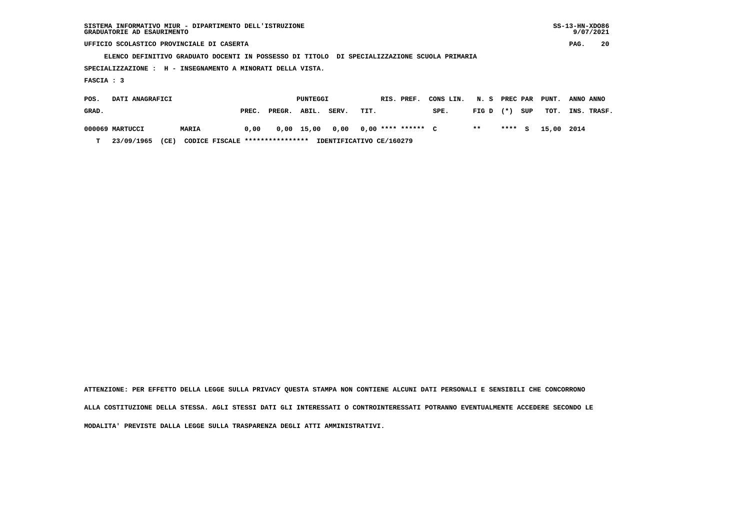SISTEMA INFORMATIVO MIUR - DIPARTIMENTO DELL'ISTRUZIONE
GRADUATORIE AD ESAURIMENTO

UFFICIO SCOLASTICO PROVINCIALE DI CASERTA

ELENCO DEFINITIVO GRADUATO DOCENTI IN POSSESSO DI TITOLO DI SPECIALIZZAZIONE SCUOLA PRIMARIA

SPECIALIZZAZIONE : H - INSEGNAMENTO A MINORATI DELLA VISTA.

FASCIA : 3

| POS. GRAD. | DATI ANAGRAFICI | | PUNTEGGI PREC. | PREGR. | ABIL. | SERV. | TIT. | RIS. PREF. | CONS LIN. SPE. | N. S FIG D | PREC PAR (*) | SUP | PUNT. TOT. | ANNO INS. | ANNO TRASF. |
|---|---|---|---|---|---|---|---|---|---|---|---|---|---|---|---|
| 000069 | MARTUCCI | MARIA | 0,00 | 0,00 | 15,00 | 0,00 | 0,00 | **** ****** | C | ** | **** | S | 15,00 | 2014 | |
| T | 23/09/1965 (CE) | CODICE FISCALE **************** | IDENTIFICATIVO CE/160279 | | | | | | | | | | | | |

ATTENZIONE: PER EFFETTO DELLA LEGGE SULLA PRIVACY QUESTA STAMPA NON CONTIENE ALCUNI DATI PERSONALI E SENSIBILI CHE CONCORRONO ALLA COSTITUZIONE DELLA STESSA. AGLI STESSI DATI GLI INTERESSATI O CONTROINTERESSATI POTRANNO EVENTUALMENTE ACCEDERE SECONDO LE MODALITA' PREVISTE DALLA LEGGE SULLA TRASPARENZA DEGLI ATTI AMMINISTRATIVI.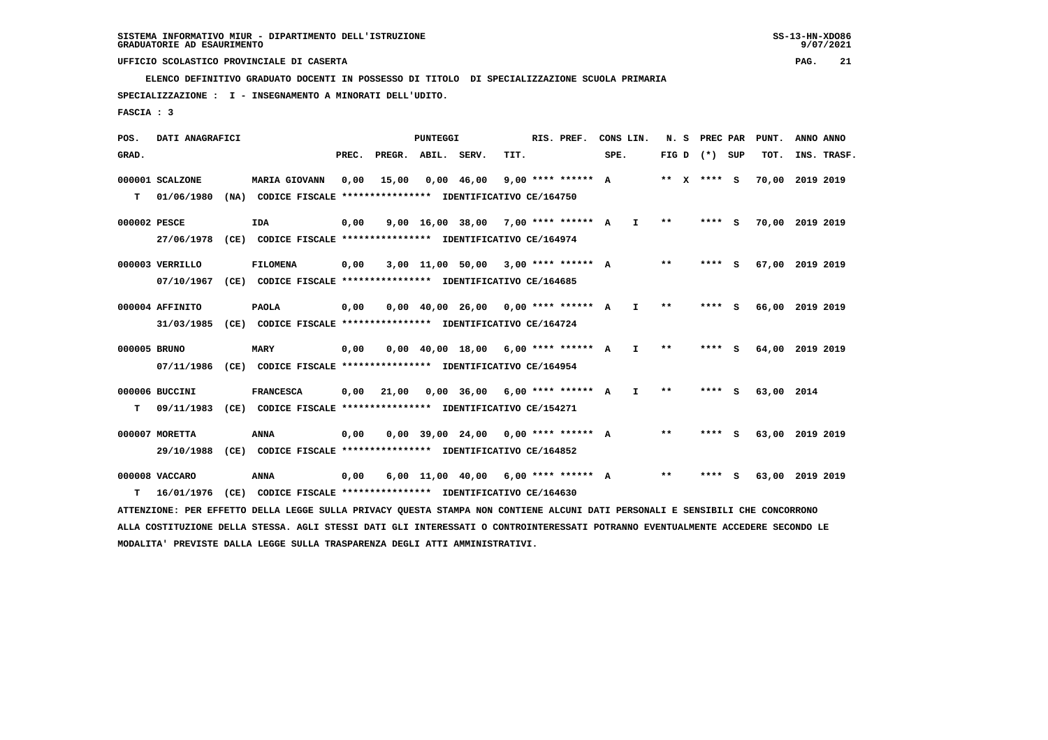SISTEMA INFORMATIVO MIUR - DIPARTIMENTO DELL'ISTRUZIONE
GRADUATORIE AD ESAURIMENTO

UFFICIO SCOLASTICO PROVINCIALE DI CASERTA

ELENCO DEFINITIVO GRADUATO DOCENTI IN POSSESSO DI TITOLO DI SPECIALIZZAZIONE SCUOLA PRIMARIA

SPECIALIZZAZIONE : I - INSEGNAMENTO A MINORATI DELL'UDITO.

FASCIA : 3

| POS. GRAD. | DATI ANAGRAFICI | | PREC. | PREGR. | ABIL. | SERV. | TIT. | RIS. PREF. | CONS LIN. SPE. | | N. S FIG D | PREC PAR (*) SUP | | PUNT. TOT. | ANNO ANNO INS. TRASF. |
|---|---|---|---|---|---|---|---|---|---|---|---|---|---|---|---|
| 000001 SCALZONE | | MARIA GIOVANN | 0,00 | 15,00 | 0,00 | 46,00 | 9,00 | **** ****** | A | | ** X | **** | S | 70,00 | 2019 2019 |
| T 01/06/1980 | (NA) | CODICE FISCALE **************** IDENTIFICATIVO CE/164750 | | | | | | | | | | | | | |
| 000002 PESCE | | IDA | 0,00 | 9,00 | 16,00 | 38,00 | 7,00 | **** ****** | A | I | ** | **** | S | 70,00 | 2019 2019 |
| 27/06/1978 | (CE) | CODICE FISCALE **************** IDENTIFICATIVO CE/164974 | | | | | | | | | | | | | |
| 000003 VERRILLO | | FILOMENA | 0,00 | 3,00 | 11,00 | 50,00 | 3,00 | **** ****** | A | | ** | **** | S | 67,00 | 2019 2019 |
| 07/10/1967 | (CE) | CODICE FISCALE **************** IDENTIFICATIVO CE/164685 | | | | | | | | | | | | | |
| 000004 AFFINITO | | PAOLA | 0,00 | 0,00 | 40,00 | 26,00 | 0,00 | **** ****** | A | I | ** | **** | S | 66,00 | 2019 2019 |
| 31/03/1985 | (CE) | CODICE FISCALE **************** IDENTIFICATIVO CE/164724 | | | | | | | | | | | | | |
| 000005 BRUNO | | MARY | 0,00 | 0,00 | 40,00 | 18,00 | 6,00 | **** ****** | A | I | ** | **** | S | 64,00 | 2019 2019 |
| 07/11/1986 | (CE) | CODICE FISCALE **************** IDENTIFICATIVO CE/164954 | | | | | | | | | | | | | |
| 000006 BUCCINI | | FRANCESCA | 0,00 | 21,00 | 0,00 | 36,00 | 6,00 | **** ****** | A | I | ** | **** | S | 63,00 | 2014 |
| T 09/11/1983 | (CE) | CODICE FISCALE **************** IDENTIFICATIVO CE/154271 | | | | | | | | | | | | | |
| 000007 MORETTA | | ANNA | 0,00 | 0,00 | 39,00 | 24,00 | 0,00 | **** ****** | A | | ** | **** | S | 63,00 | 2019 2019 |
| 29/10/1988 | (CE) | CODICE FISCALE **************** IDENTIFICATIVO CE/164852 | | | | | | | | | | | | | |
| 000008 VACCARO | | ANNA | 0,00 | 6,00 | 11,00 | 40,00 | 6,00 | **** ****** | A | | ** | **** | S | 63,00 | 2019 2019 |
| T 16/01/1976 | (CE) | CODICE FISCALE **************** IDENTIFICATIVO CE/164630 | | | | | | | | | | | | | |

ATTENZIONE: PER EFFETTO DELLA LEGGE SULLA PRIVACY QUESTA STAMPA NON CONTIENE ALCUNI DATI PERSONALI E SENSIBILI CHE CONCORRONO ALLA COSTITUZIONE DELLA STESSA. AGLI STESSI DATI GLI INTERESSATI O CONTROINTERESSATI POTRANNO EVENTUALMENTE ACCEDERE SECONDO LE MODALITA' PREVISTE DALLA LEGGE SULLA TRASPARENZA DEGLI ATTI AMMINISTRATIVI.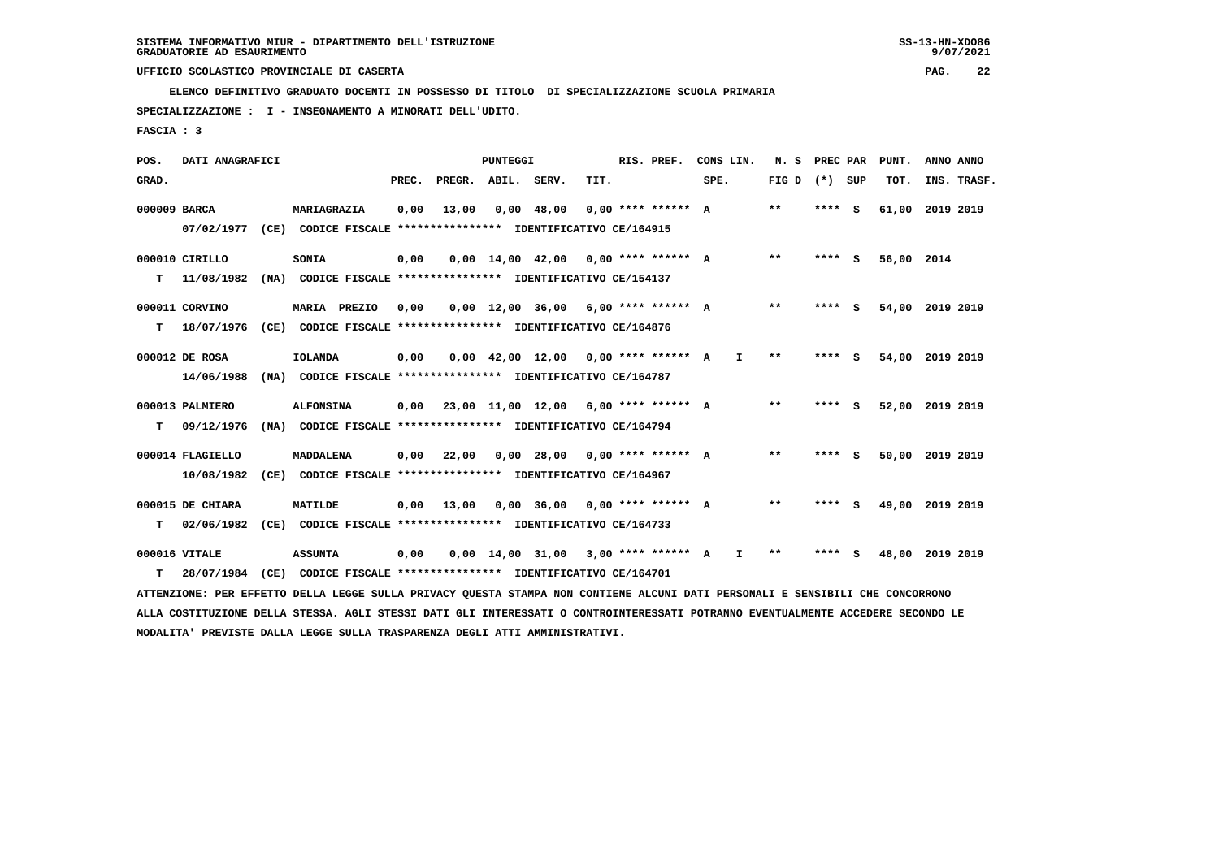SISTEMA INFORMATIVO MIUR - DIPARTIMENTO DELL'ISTRUZIONE
GRADUATORIE AD ESAURIMENTO

UFFICIO SCOLASTICO PROVINCIALE DI CASERTA

**ELENCO DEFINITIVO GRADUATO DOCENTI IN POSSESSO DI TITOLO DI SPECIALIZZAZIONE SCUOLA PRIMARIA**

**SPECIALIZZAZIONE : I - INSEGNAMENTO A MINORATI DELL'UDITO.**

**FASCIA : 3**

| POS. GRAD. | DATI ANAGRAFICI | | PREC. | PREGR. | ABIL. | SERV. | TIT. | RIS. PREF. | CONS LIN. SPE. | | N. S FIG D | PREC PAR (*) SUP | | PUNT. TOT. | ANNO ANNO INS. TRASF. |
|---|---|---|---|---|---|---|---|---|---|---|---|---|---|---|---|
| 000009 | BARCA | MARIAGRAZIA | 0,00 | 13,00 | 0,00 | 48,00 | 0,00 | **** ****** | A | | ** | **** | S | 61,00 | 2019 2019 |
| | 07/02/1977 (CE) CODICE FISCALE **************** IDENTIFICATIVO CE/164915 | | | | | | | | | | | | | | |
| 000010 | CIRILLO | SONIA | 0,00 | 0,00 | 14,00 | 42,00 | 0,00 | **** ****** | A | | ** | **** | S | 56,00 | 2014 |
| T | 11/08/1982 (NA) CODICE FISCALE **************** IDENTIFICATIVO CE/154137 | | | | | | | | | | | | | | |
| 000011 | CORVINO | MARIA PREZIO | 0,00 | 0,00 | 12,00 | 36,00 | 6,00 | **** ****** | A | | ** | **** | S | 54,00 | 2019 2019 |
| T | 18/07/1976 (CE) CODICE FISCALE **************** IDENTIFICATIVO CE/164876 | | | | | | | | | | | | | | |
| 000012 | DE ROSA | IOLANDA | 0,00 | 0,00 | 42,00 | 12,00 | 0,00 | **** ****** | A | I | ** | **** | S | 54,00 | 2019 2019 |
| | 14/06/1988 (NA) CODICE FISCALE **************** IDENTIFICATIVO CE/164787 | | | | | | | | | | | | | | |
| 000013 | PALMIERO | ALFONSINA | 0,00 | 23,00 | 11,00 | 12,00 | 6,00 | **** ****** | A | | ** | **** | S | 52,00 | 2019 2019 |
| T | 09/12/1976 (NA) CODICE FISCALE **************** IDENTIFICATIVO CE/164794 | | | | | | | | | | | | | | |
| 000014 | FLAGIELLO | MADDALENA | 0,00 | 22,00 | 0,00 | 28,00 | 0,00 | **** ****** | A | | ** | **** | S | 50,00 | 2019 2019 |
| | 10/08/1982 (CE) CODICE FISCALE **************** IDENTIFICATIVO CE/164967 | | | | | | | | | | | | | | |
| 000015 | DE CHIARA | MATILDE | 0,00 | 13,00 | 0,00 | 36,00 | 0,00 | **** ****** | A | | ** | **** | S | 49,00 | 2019 2019 |
| T | 02/06/1982 (CE) CODICE FISCALE **************** IDENTIFICATIVO CE/164733 | | | | | | | | | | | | | | |
| 000016 | VITALE | ASSUNTA | 0,00 | 0,00 | 14,00 | 31,00 | 3,00 | **** ****** | A | I | ** | **** | S | 48,00 | 2019 2019 |
| T | 28/07/1984 (CE) CODICE FISCALE **************** IDENTIFICATIVO CE/164701 | | | | | | | | | | | | | | |

ATTENZIONE: PER EFFETTO DELLA LEGGE SULLA PRIVACY QUESTA STAMPA NON CONTIENE ALCUNI DATI PERSONALI E SENSIBILI CHE CONCORRONO ALLA COSTITUZIONE DELLA STESSA. AGLI STESSI DATI GLI INTERESSATI O CONTROINTERESSATI POTRANNO EVENTUALMENTE ACCEDERE SECONDO LE MODALITA' PREVISTE DALLA LEGGE SULLA TRASPARENZA DEGLI ATTI AMMINISTRATIVI.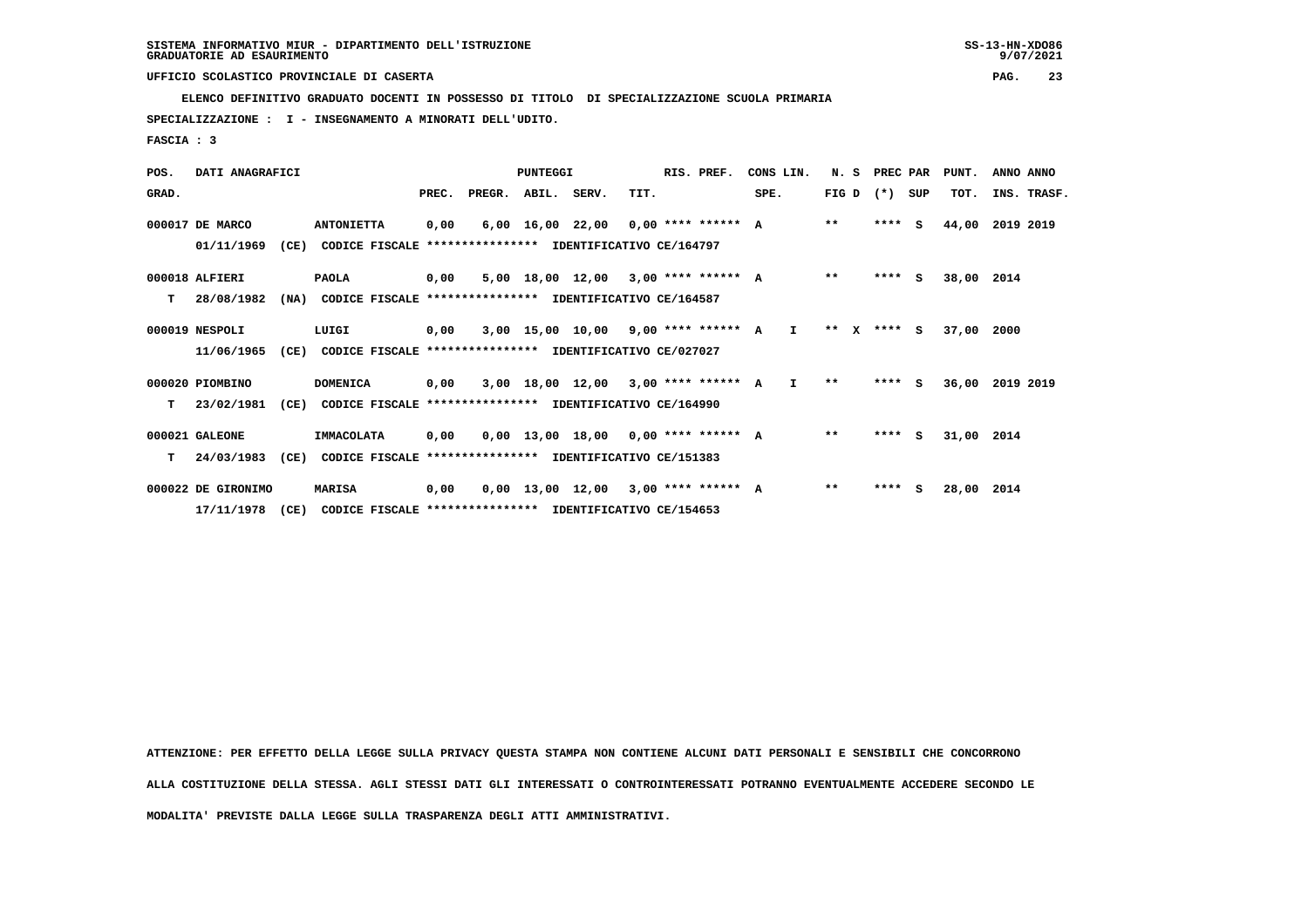SISTEMA INFORMATIVO MIUR - DIPARTIMENTO DELL'ISTRUZIONE
GRADUATORIE AD ESAURIMENTO

UFFICIO SCOLASTICO PROVINCIALE DI CASERTA

ELENCO DEFINITIVO GRADUATO DOCENTI IN POSSESSO DI TITOLO DI SPECIALIZZAZIONE SCUOLA PRIMARIA

SPECIALIZZAZIONE : I - INSEGNAMENTO A MINORATI DELL'UDITO.

FASCIA : 3

| POS. GRAD. | DATI ANAGRAFICI | | PREC. | PREGR. | ABIL. | SERV. | TIT. | RIS. PREF. | CONS LIN. SPE. | N. S FIG D | PREC PAR (*) SUP | PUNT. TOT. | ANNO ANNO INS. TRASF. |
|---|---|---|---|---|---|---|---|---|---|---|---|---|---|
| 000017 | DE MARCO | ANTONIETTA | 0,00 | 6,00 | 16,00 | 22,00 | 0,00 | **** ****** A | | ** | **** S | 44,00 | 2019 2019 |
| | 01/11/1969 (CE) | CODICE FISCALE **************** IDENTIFICATIVO CE/164797 | | | | | | | | | | | |
| 000018 | ALFIERI | PAOLA | 0,00 | 5,00 | 18,00 | 12,00 | 3,00 | **** ****** A | | ** | **** S | 38,00 | 2014 |
| T | 28/08/1982 (NA) | CODICE FISCALE **************** IDENTIFICATIVO CE/164587 | | | | | | | | | | | |
| 000019 | NESPOLI | LUIGI | 0,00 | 3,00 | 15,00 | 10,00 | 9,00 | **** ****** A | I | ** X | **** S | 37,00 | 2000 |
| | 11/06/1965 (CE) | CODICE FISCALE **************** IDENTIFICATIVO CE/027027 | | | | | | | | | | | |
| 000020 | PIOMBINO | DOMENICA | 0,00 | 3,00 | 18,00 | 12,00 | 3,00 | **** ****** A | I | ** | **** S | 36,00 | 2019 2019 |
| T | 23/02/1981 (CE) | CODICE FISCALE **************** IDENTIFICATIVO CE/164990 | | | | | | | | | | | |
| 000021 | GALEONE | IMMACOLATA | 0,00 | 0,00 | 13,00 | 18,00 | 0,00 | **** ****** A | | ** | **** S | 31,00 | 2014 |
| T | 24/03/1983 (CE) | CODICE FISCALE **************** IDENTIFICATIVO CE/151383 | | | | | | | | | | | |
| 000022 | DE GIRONIMO | MARISA | 0,00 | 0,00 | 13,00 | 12,00 | 3,00 | **** ****** A | | ** | **** S | 28,00 | 2014 |
| | 17/11/1978 (CE) | CODICE FISCALE **************** IDENTIFICATIVO CE/154653 | | | | | | | | | | | |

ATTENZIONE: PER EFFETTO DELLA LEGGE SULLA PRIVACY QUESTA STAMPA NON CONTIENE ALCUNI DATI PERSONALI E SENSIBILI CHE CONCORRONO ALLA COSTITUZIONE DELLA STESSA. AGLI STESSI DATI GLI INTERESSATI O CONTROINTERESSATI POTRANNO EVENTUALMENTE ACCEDERE SECONDO LE MODALITA' PREVISTE DALLA LEGGE SULLA TRASPARENZA DEGLI ATTI AMMINISTRATIVI.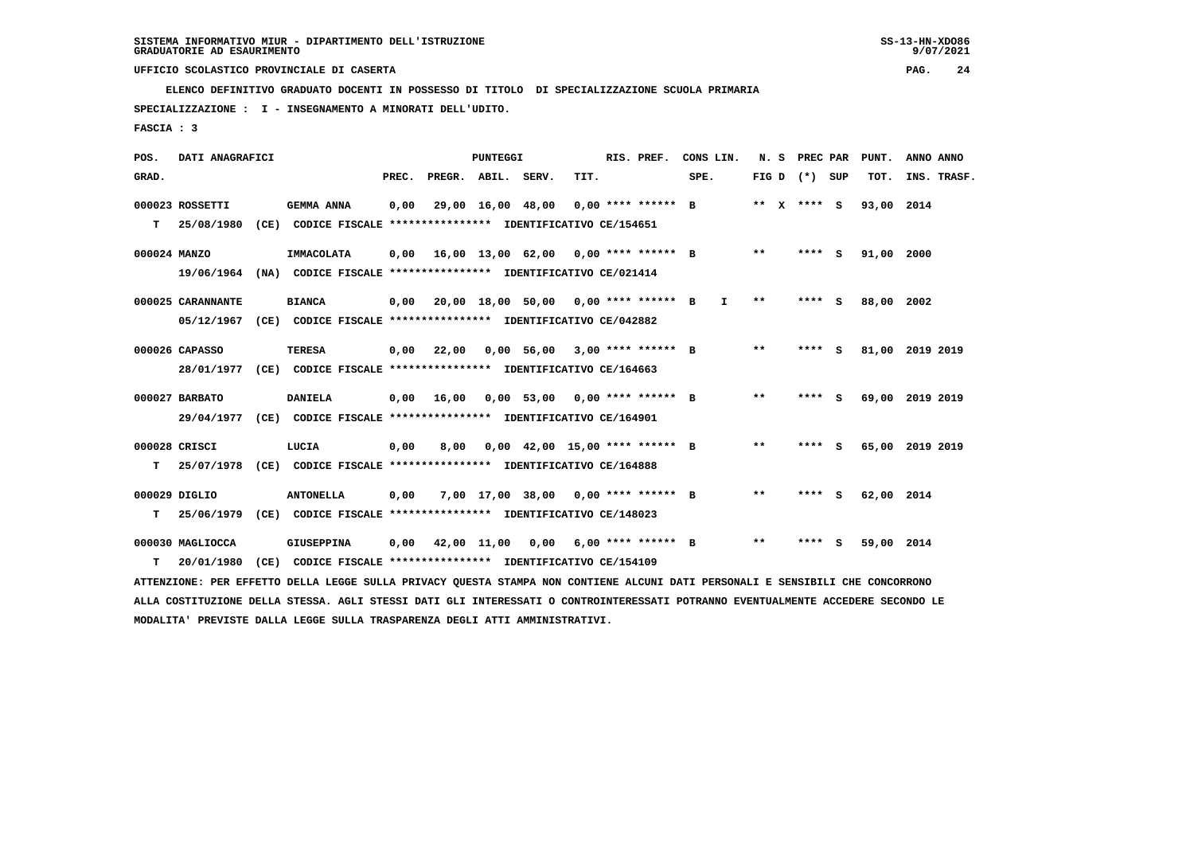SISTEMA INFORMATIVO MIUR - DIPARTIMENTO DELL'ISTRUZIONE
GRADUATORIE AD ESAURIMENTO

UFFICIO SCOLASTICO PROVINCIALE DI CASERTA

ELENCO DEFINITIVO GRADUATO DOCENTI IN POSSESSO DI TITOLO DI SPECIALIZZAZIONE SCUOLA PRIMARIA

SPECIALIZZAZIONE : I - INSEGNAMENTO A MINORATI DELL'UDITO.

FASCIA : 3

| POS. GRAD. | DATI ANAGRAFICI | | PREC. | PREGR. | ABIL. | SERV. | TIT. | RIS. PREF. | CONS LIN. SPE. | N. S FIG D | PREC PAR (*) SUP | PUNT. TOT. | ANNO INS. | ANNO TRASF. |
|---|---|---|---|---|---|---|---|---|---|---|---|---|---|---|
| 000023 | ROSSETTI | GEMMA ANNA | 0,00 | 29,00 | 16,00 | 48,00 | 0,00 | **** ****** B | | ** X | **** S | 93,00 | 2014 | |
| T | 25/08/1980 (CE) CODICE FISCALE **************** IDENTIFICATIVO CE/154651 | | | | | | | | | | | | | |
| 000024 | MANZO | IMMACOLATA | 0,00 | 16,00 | 13,00 | 62,00 | 0,00 | **** ****** B | | ** | **** S | 91,00 | 2000 | |
| | 19/06/1964 (NA) CODICE FISCALE **************** IDENTIFICATIVO CE/021414 | | | | | | | | | | | | | |
| 000025 | CARANNANTE | BIANCA | 0,00 | 20,00 | 18,00 | 50,00 | 0,00 | **** ****** B | I | ** | **** S | 88,00 | 2002 | |
| | 05/12/1967 (CE) CODICE FISCALE **************** IDENTIFICATIVO CE/042882 | | | | | | | | | | | | | |
| 000026 | CAPASSO | TERESA | 0,00 | 22,00 | 0,00 | 56,00 | 3,00 | **** ****** B | | ** | **** S | 81,00 | 2019 | 2019 |
| | 28/01/1977 (CE) CODICE FISCALE **************** IDENTIFICATIVO CE/164663 | | | | | | | | | | | | | |
| 000027 | BARBATO | DANIELA | 0,00 | 16,00 | 0,00 | 53,00 | 0,00 | **** ****** B | | ** | **** S | 69,00 | 2019 | 2019 |
| | 29/04/1977 (CE) CODICE FISCALE **************** IDENTIFICATIVO CE/164901 | | | | | | | | | | | | | |
| 000028 | CRISCI | LUCIA | 0,00 | 8,00 | 0,00 | 42,00 | 15,00 | **** ****** B | | ** | **** S | 65,00 | 2019 | 2019 |
| T | 25/07/1978 (CE) CODICE FISCALE **************** IDENTIFICATIVO CE/164888 | | | | | | | | | | | | | |
| 000029 | DIGLIO | ANTONELLA | 0,00 | 7,00 | 17,00 | 38,00 | 0,00 | **** ****** B | | ** | **** S | 62,00 | 2014 | |
| T | 25/06/1979 (CE) CODICE FISCALE **************** IDENTIFICATIVO CE/148023 | | | | | | | | | | | | | |
| 000030 | MAGLIOCCA | GIUSEPPINA | 0,00 | 42,00 | 11,00 | 0,00 | 6,00 | **** ****** B | | ** | **** S | 59,00 | 2014 | |
| T | 20/01/1980 (CE) CODICE FISCALE **************** IDENTIFICATIVO CE/154109 | | | | | | | | | | | | | |

ATTENZIONE: PER EFFETTO DELLA LEGGE SULLA PRIVACY QUESTA STAMPA NON CONTIENE ALCUNI DATI PERSONALI E SENSIBILI CHE CONCORRONO ALLA COSTITUZIONE DELLA STESSA. AGLI STESSI DATI GLI INTERESSATI O CONTROINTERESSATI POTRANNO EVENTUALMENTE ACCEDERE SECONDO LE MODALITA' PREVISTE DALLA LEGGE SULLA TRASPARENZA DEGLI ATTI AMMINISTRATIVI.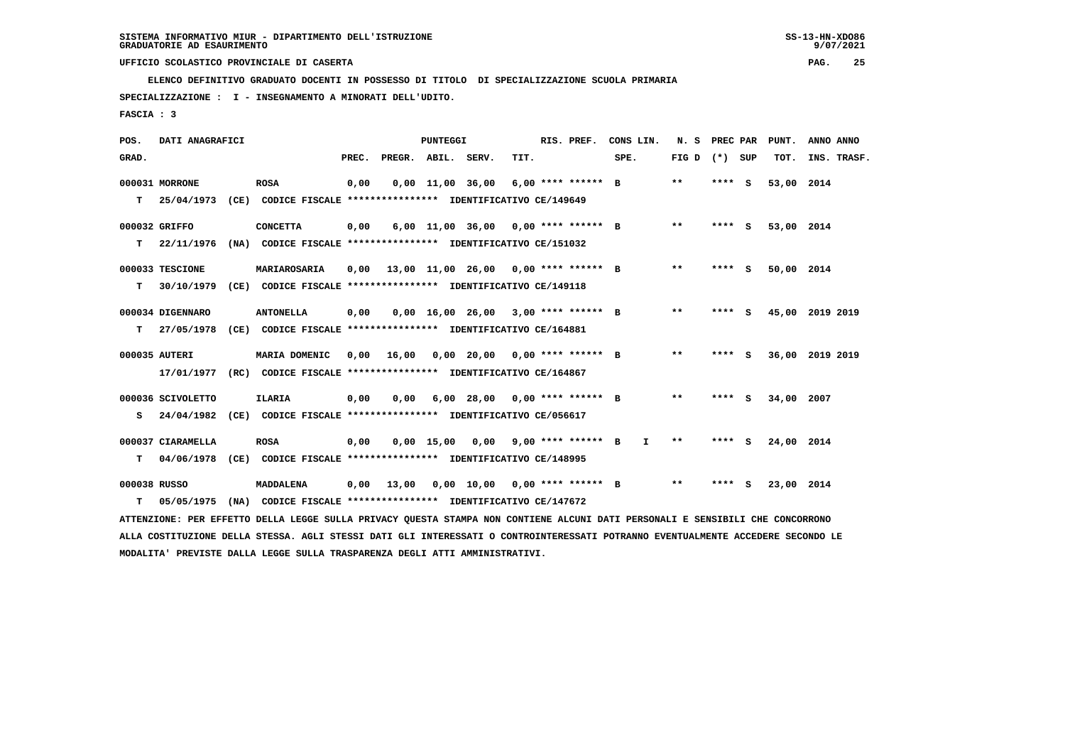SISTEMA INFORMATIVO MIUR - DIPARTIMENTO DELL'ISTRUZIONE
GRADUATORIE AD ESAURIMENTO

UFFICIO SCOLASTICO PROVINCIALE DI CASERTA

ELENCO DEFINITIVO GRADUATO DOCENTI IN POSSESSO DI TITOLO DI SPECIALIZZAZIONE SCUOLA PRIMARIA

SPECIALIZZAZIONE : I - INSEGNAMENTO A MINORATI DELL'UDITO.

FASCIA : 3

| POS. GRAD. | DATI ANAGRAFICI | | PREC. | PREGR. | ABIL. | SERV. | TIT. | RIS. PREF. | CONS LIN. SPE. | N. S FIG D | PREC PAR (*) SUP | PUNT. TOT. | ANNO INS. | ANNO TRASF. |
|---|---|---|---|---|---|---|---|---|---|---|---|---|---|---|
| 000031 | MORRONE | ROSA | 0,00 | 0,00 | 11,00 | 36,00 | 6,00 | **** ****** B | | ** | **** S | 53,00 | 2014 | |
| T | 25/04/1973 (CE) CODICE FISCALE **************** IDENTIFICATIVO CE/149649 | | | | | | | | | | | | | |
| 000032 | GRIFFO | CONCETTA | 0,00 | 6,00 | 11,00 | 36,00 | 0,00 | **** ****** B | | ** | **** S | 53,00 | 2014 | |
| T | 22/11/1976 (NA) CODICE FISCALE **************** IDENTIFICATIVO CE/151032 | | | | | | | | | | | | | |
| 000033 | TESCIONE | MARIAROSARIA | 0,00 | 13,00 | 11,00 | 26,00 | 0,00 | **** ****** B | | ** | **** S | 50,00 | 2014 | |
| T | 30/10/1979 (CE) CODICE FISCALE **************** IDENTIFICATIVO CE/149118 | | | | | | | | | | | | | |
| 000034 | DIGENNARO | ANTONELLA | 0,00 | 0,00 | 16,00 | 26,00 | 3,00 | **** ****** B | | ** | **** S | 45,00 | 2019 | 2019 |
| T | 27/05/1978 (CE) CODICE FISCALE **************** IDENTIFICATIVO CE/164881 | | | | | | | | | | | | | |
| 000035 | AUTERI | MARIA DOMENIC | 0,00 | 16,00 | 0,00 | 20,00 | 0,00 | **** ****** B | | ** | **** S | 36,00 | 2019 | 2019 |
| | 17/01/1977 (RC) CODICE FISCALE **************** IDENTIFICATIVO CE/164867 | | | | | | | | | | | | | |
| 000036 | SCIVOLETTO | ILARIA | 0,00 | 0,00 | 6,00 | 28,00 | 0,00 | **** ****** B | | ** | **** S | 34,00 | 2007 | |
| S | 24/04/1982 (CE) CODICE FISCALE **************** IDENTIFICATIVO CE/056617 | | | | | | | | | | | | | |
| 000037 | CIARAMELLA | ROSA | 0,00 | 0,00 | 15,00 | 0,00 | 9,00 | **** ****** B | I | ** | **** S | 24,00 | 2014 | |
| T | 04/06/1978 (CE) CODICE FISCALE **************** IDENTIFICATIVO CE/148995 | | | | | | | | | | | | | |
| 000038 | RUSSO | MADDALENA | 0,00 | 13,00 | 0,00 | 10,00 | 0,00 | **** ****** B | | ** | **** S | 23,00 | 2014 | |
| T | 05/05/1975 (NA) CODICE FISCALE **************** IDENTIFICATIVO CE/147672 | | | | | | | | | | | | | |

ATTENZIONE: PER EFFETTO DELLA LEGGE SULLA PRIVACY QUESTA STAMPA NON CONTIENE ALCUNI DATI PERSONALI E SENSIBILI CHE CONCORRONO ALLA COSTITUZIONE DELLA STESSA. AGLI STESSI DATI GLI INTERESSATI O CONTROINTERESSATI POTRANNO EVENTUALMENTE ACCEDERE SECONDO LE MODALITA' PREVISTE DALLA LEGGE SULLA TRASPARENZA DEGLI ATTI AMMINISTRATIVI.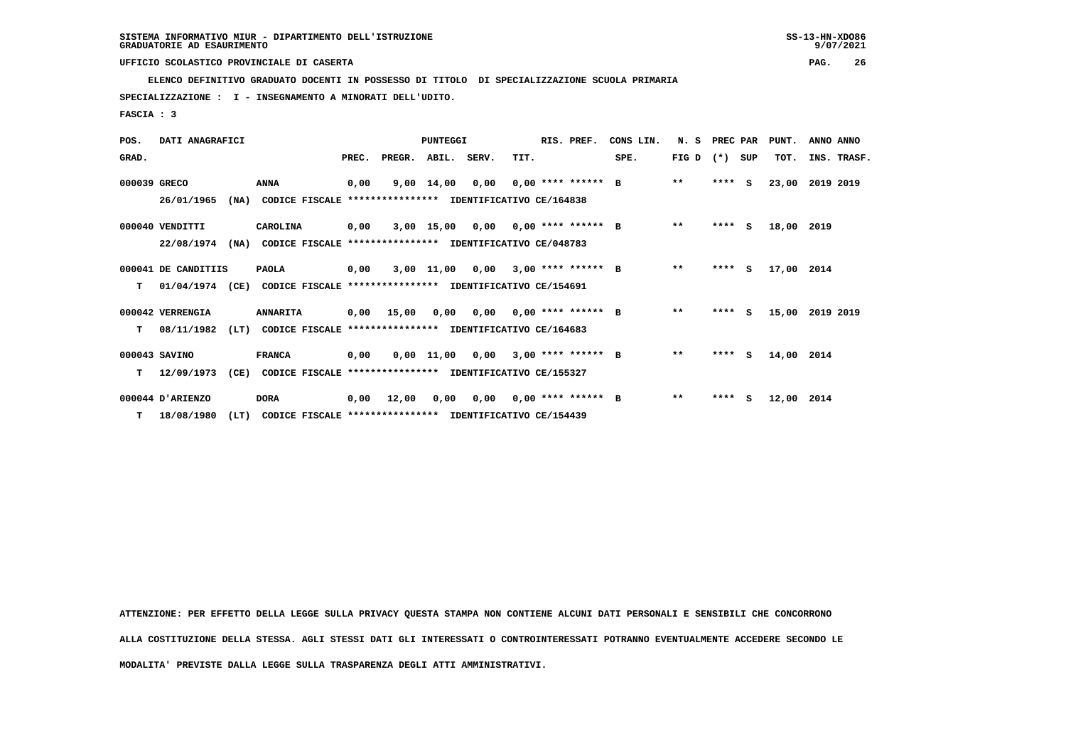SISTEMA INFORMATIVO MIUR - DIPARTIMENTO DELL'ISTRUZIONE
GRADUATORIE AD ESAURIMENTO

UFFICIO SCOLASTICO PROVINCIALE DI CASERTA

ELENCO DEFINITIVO GRADUATO DOCENTI IN POSSESSO DI TITOLO DI SPECIALIZZAZIONE SCUOLA PRIMARIA

SPECIALIZZAZIONE : I - INSEGNAMENTO A MINORATI DELL'UDITO.

FASCIA : 3

| POS. GRAD. | DATI ANAGRAFICI | | PUNTEGGI PREC. | PREGR. | ABIL. | SERV. | TIT. | RIS. PREF. | CONS LIN. SPE. | N. S FIG D | PREC PAR (*) | SUP | PUNT. TOT. | ANNO INS. | ANNO TRASF. |
|---|---|---|---|---|---|---|---|---|---|---|---|---|---|---|---|
| 000039 | GRECO | ANNA | 0,00 | 9,00 | 14,00 | 0,00 | 0,00 | **** ****** | B | ** | **** | S | 23,00 | 2019 | 2019 |
| | 26/01/1965 (NA) CODICE FISCALE **************** IDENTIFICATIVO CE/164838 | | | | | | | | | | | | | | |
| 000040 | VENDITTI | CAROLINA | 0,00 | 3,00 | 15,00 | 0,00 | 0,00 | **** ****** | B | ** | **** | S | 18,00 | 2019 | |
| | 22/08/1974 (NA) CODICE FISCALE **************** IDENTIFICATIVO CE/048783 | | | | | | | | | | | | | | |
| 000041 | DE CANDITIIS | PAOLA | 0,00 | 3,00 | 11,00 | 0,00 | 3,00 | **** ****** | B | ** | **** | S | 17,00 | 2014 | |
| T | 01/04/1974 (CE) CODICE FISCALE **************** IDENTIFICATIVO CE/154691 | | | | | | | | | | | | | | |
| 000042 | VERRENGIA | ANNARITA | 0,00 | 15,00 | 0,00 | 0,00 | 0,00 | **** ****** | B | ** | **** | S | 15,00 | 2019 | 2019 |
| T | 08/11/1982 (LT) CODICE FISCALE **************** IDENTIFICATIVO CE/164683 | | | | | | | | | | | | | | |
| 000043 | SAVINO | FRANCA | 0,00 | 0,00 | 11,00 | 0,00 | 3,00 | **** ****** | B | ** | **** | S | 14,00 | 2014 | |
| T | 12/09/1973 (CE) CODICE FISCALE **************** IDENTIFICATIVO CE/155327 | | | | | | | | | | | | | | |
| 000044 | D'ARIENZO | DORA | 0,00 | 12,00 | 0,00 | 0,00 | 0,00 | **** ****** | B | ** | **** | S | 12,00 | 2014 | |
| T | 18/08/1980 (LT) CODICE FISCALE **************** IDENTIFICATIVO CE/154439 | | | | | | | | | | | | | | |

ATTENZIONE: PER EFFETTO DELLA LEGGE SULLA PRIVACY QUESTA STAMPA NON CONTIENE ALCUNI DATI PERSONALI E SENSIBILI CHE CONCORRONO ALLA COSTITUZIONE DELLA STESSA. AGLI STESSI DATI GLI INTERESSATI O CONTROINTERESSATI POTRANNO EVENTUALMENTE ACCEDERE SECONDO LE MODALITA' PREVISTE DALLA LEGGE SULLA TRASPARENZA DEGLI ATTI AMMINISTRATIVI.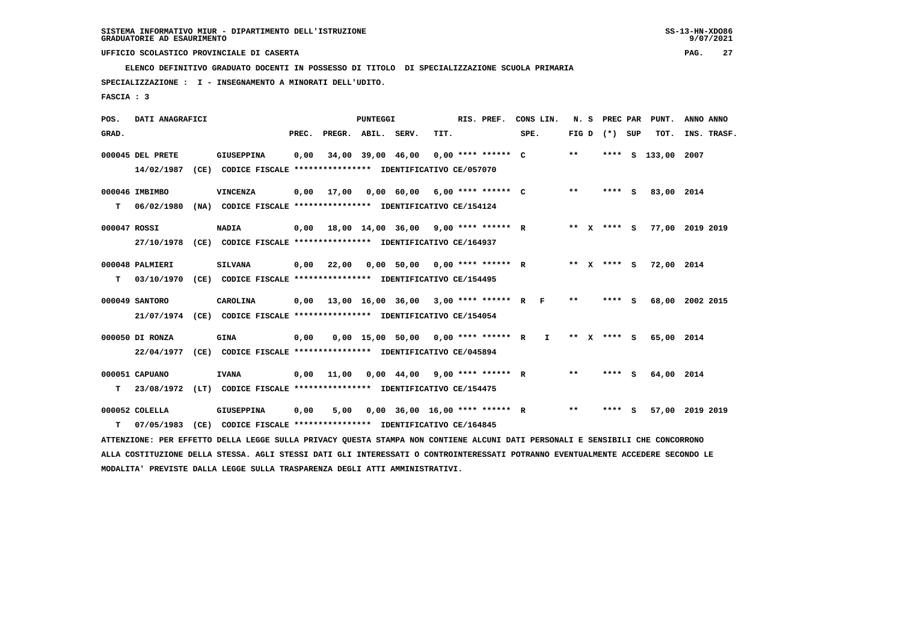SISTEMA INFORMATIVO MIUR - DIPARTIMENTO DELL'ISTRUZIONE
GRADUATORIE AD ESAURIMENTO

UFFICIO SCOLASTICO PROVINCIALE DI CASERTA

ELENCO DEFINITIVO GRADUATO DOCENTI IN POSSESSO DI TITOLO DI SPECIALIZZAZIONE SCUOLA PRIMARIA

SPECIALIZZAZIONE : I - INSEGNAMENTO A MINORATI DELL'UDITO.

FASCIA : 3

| POS. GRAD. | DATI ANAGRAFICI | | PREC. | PREGR. | ABIL. | SERV. | TIT. | RIS. PREF. | CONS LIN. SPE. | N. S FIG D | PREC PAR (*) | SUP | PUNT. TOT. | ANNO INS. | ANNO TRASF. |
|---|---|---|---|---|---|---|---|---|---|---|---|---|---|---|---|
| 000045 | DEL PRETE | GIUSEPPINA | 0,00 | 34,00 | 39,00 | 46,00 | 0,00 | **** ****** C | | ** | **** | S | 133,00 | 2007 | |
| | 14/02/1987 (CE) CODICE FISCALE **************** IDENTIFICATIVO CE/057070 | | | | | | | | | | | | | | |
| 000046 | IMBIMBO | VINCENZA | 0,00 | 17,00 | 0,00 | 60,00 | 6,00 | **** ****** C | | ** | **** | S | 83,00 | 2014 | |
| T | 06/02/1980 (NA) CODICE FISCALE **************** IDENTIFICATIVO CE/154124 | | | | | | | | | | | | | | |
| 000047 | ROSSI | NADIA | 0,00 | 18,00 | 14,00 | 36,00 | 9,00 | **** ****** R | | ** X | **** | S | 77,00 | 2019 | 2019 |
| | 27/10/1978 (CE) CODICE FISCALE **************** IDENTIFICATIVO CE/164937 | | | | | | | | | | | | | | |
| 000048 | PALMIERI | SILVANA | 0,00 | 22,00 | 0,00 | 50,00 | 0,00 | **** ****** R | | ** X | **** | S | 72,00 | 2014 | |
| T | 03/10/1970 (CE) CODICE FISCALE **************** IDENTIFICATIVO CE/154495 | | | | | | | | | | | | | | |
| 000049 | SANTORO | CAROLINA | 0,00 | 13,00 | 16,00 | 36,00 | 3,00 | **** ****** R | F | ** | **** | S | 68,00 | 2002 | 2015 |
| | 21/07/1974 (CE) CODICE FISCALE **************** IDENTIFICATIVO CE/154054 | | | | | | | | | | | | | | |
| 000050 | DI RONZA | GINA | 0,00 | 0,00 | 15,00 | 50,00 | 0,00 | **** ****** R | I | ** X | **** | S | 65,00 | 2014 | |
| | 22/04/1977 (CE) CODICE FISCALE **************** IDENTIFICATIVO CE/045894 | | | | | | | | | | | | | | |
| 000051 | CAPUANO | IVANA | 0,00 | 11,00 | 0,00 | 44,00 | 9,00 | **** ****** R | | ** | **** | S | 64,00 | 2014 | |
| T | 23/08/1972 (LT) CODICE FISCALE **************** IDENTIFICATIVO CE/154475 | | | | | | | | | | | | | | |
| 000052 | COLELLA | GIUSEPPINA | 0,00 | 5,00 | 0,00 | 36,00 | 16,00 | **** ****** R | | ** | **** | S | 57,00 | 2019 | 2019 |
| T | 07/05/1983 (CE) CODICE FISCALE **************** IDENTIFICATIVO CE/164845 | | | | | | | | | | | | | | |

ATTENZIONE: PER EFFETTO DELLA LEGGE SULLA PRIVACY QUESTA STAMPA NON CONTIENE ALCUNI DATI PERSONALI E SENSIBILI CHE CONCORRONO ALLA COSTITUZIONE DELLA STESSA. AGLI STESSI DATI GLI INTERESSATI O CONTROINTERESSATI POTRANNO EVENTUALMENTE ACCEDERE SECONDO LE MODALITA' PREVISTE DALLA LEGGE SULLA TRASPARENZA DEGLI ATTI AMMINISTRATIVI.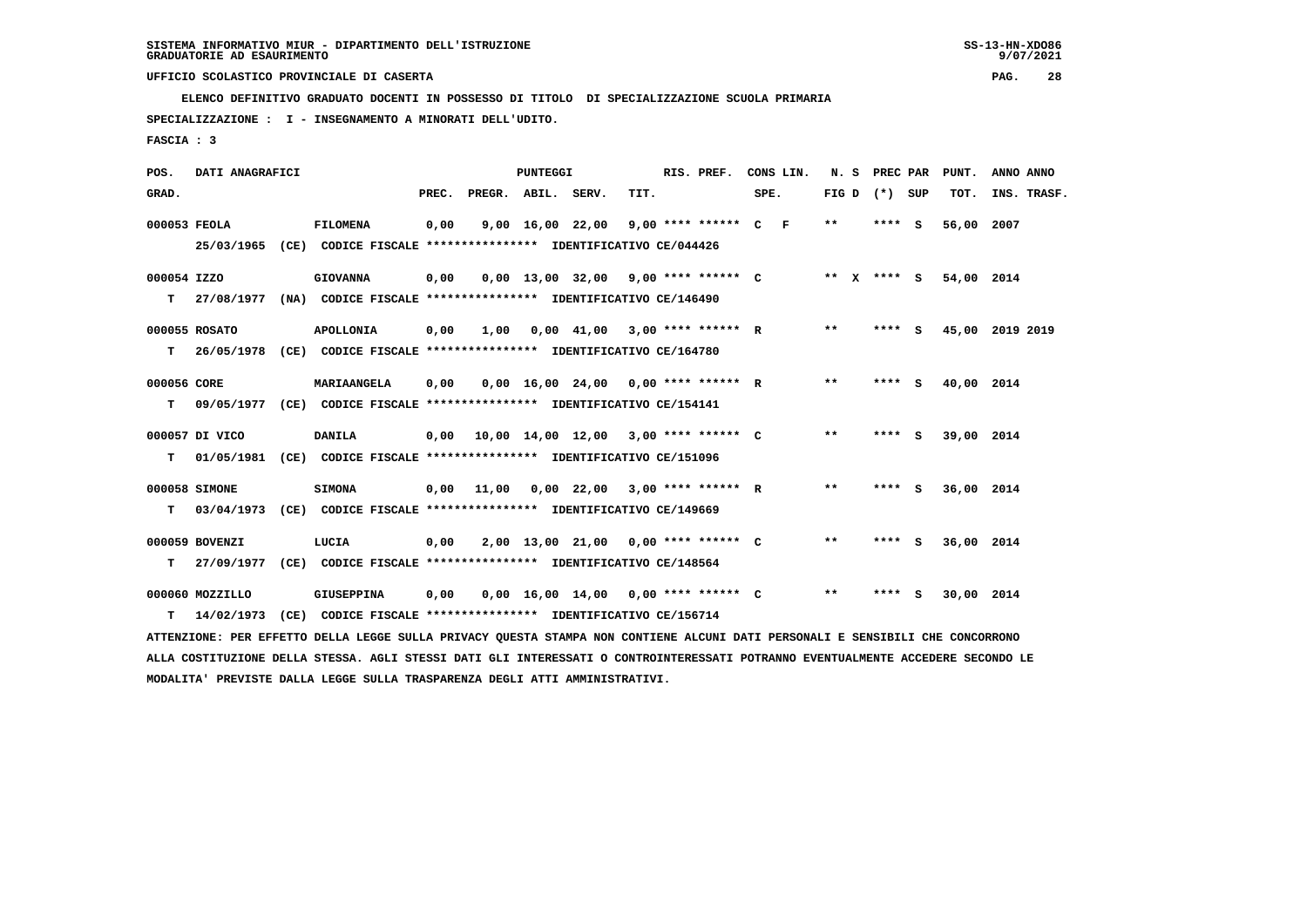SISTEMA INFORMATIVO MIUR - DIPARTIMENTO DELL'ISTRUZIONE
GRADUATORIE AD ESAURIMENTO

UFFICIO SCOLASTICO PROVINCIALE DI CASERTA

ELENCO DEFINITIVO GRADUATO DOCENTI IN POSSESSO DI TITOLO DI SPECIALIZZAZIONE SCUOLA PRIMARIA

SPECIALIZZAZIONE : I - INSEGNAMENTO A MINORATI DELL'UDITO.

FASCIA : 3

| POS. GRAD. | DATI ANAGRAFICI | | PREC. | PREGR. | ABIL. | SERV. | TIT. | RIS. PREF. | CONS LIN. SPE. | N. S FIG D | PREC PAR (*) SUP | PUNT. TOT. | ANNO INS. | ANNO TRASF. |
|---|---|---|---|---|---|---|---|---|---|---|---|---|---|---|
| 000053 | FEOLA | FILOMENA | 0,00 | 9,00 | 16,00 | 22,00 | 9,00 | **** ****** | C F | ** | **** S | 56,00 | 2007 | |
| | 25/03/1965 (CE) CODICE FISCALE **************** IDENTIFICATIVO CE/044426 | | | | | | | | | | | | | |
| 000054 | IZZO | GIOVANNA | 0,00 | 0,00 | 13,00 | 32,00 | 9,00 | **** ****** | C | ** X | **** S | 54,00 | 2014 | |
| T | 27/08/1977 (NA) CODICE FISCALE **************** IDENTIFICATIVO CE/146490 | | | | | | | | | | | | | |
| 000055 | ROSATO | APOLLONIA | 0,00 | 1,00 | 0,00 | 41,00 | 3,00 | **** ****** | R | ** | **** S | 45,00 | 2019 | 2019 |
| T | 26/05/1978 (CE) CODICE FISCALE **************** IDENTIFICATIVO CE/164780 | | | | | | | | | | | | | |
| 000056 | CORE | MARIAANGELA | 0,00 | 0,00 | 16,00 | 24,00 | 0,00 | **** ****** | R | ** | **** S | 40,00 | 2014 | |
| T | 09/05/1977 (CE) CODICE FISCALE **************** IDENTIFICATIVO CE/154141 | | | | | | | | | | | | | |
| 000057 | DI VICO | DANILA | 0,00 | 10,00 | 14,00 | 12,00 | 3,00 | **** ****** | C | ** | **** S | 39,00 | 2014 | |
| T | 01/05/1981 (CE) CODICE FISCALE **************** IDENTIFICATIVO CE/151096 | | | | | | | | | | | | | |
| 000058 | SIMONE | SIMONA | 0,00 | 11,00 | 0,00 | 22,00 | 3,00 | **** ****** | R | ** | **** S | 36,00 | 2014 | |
| T | 03/04/1973 (CE) CODICE FISCALE **************** IDENTIFICATIVO CE/149669 | | | | | | | | | | | | | |
| 000059 | BOVENZI | LUCIA | 0,00 | 2,00 | 13,00 | 21,00 | 0,00 | **** ****** | C | ** | **** S | 36,00 | 2014 | |
| T | 27/09/1977 (CE) CODICE FISCALE **************** IDENTIFICATIVO CE/148564 | | | | | | | | | | | | | |
| 000060 | MOZZILLO | GIUSEPPINA | 0,00 | 0,00 | 16,00 | 14,00 | 0,00 | **** ****** | C | ** | **** S | 30,00 | 2014 | |
| T | 14/02/1973 (CE) CODICE FISCALE **************** IDENTIFICATIVO CE/156714 | | | | | | | | | | | | | |

ATTENZIONE: PER EFFETTO DELLA LEGGE SULLA PRIVACY QUESTA STAMPA NON CONTIENE ALCUNI DATI PERSONALI E SENSIBILI CHE CONCORRONO ALLA COSTITUZIONE DELLA STESSA. AGLI STESSI DATI GLI INTERESSATI O CONTROINTERESSATI POTRANNO EVENTUALMENTE ACCEDERE SECONDO LE MODALITA' PREVISTE DALLA LEGGE SULLA TRASPARENZA DEGLI ATTI AMMINISTRATIVI.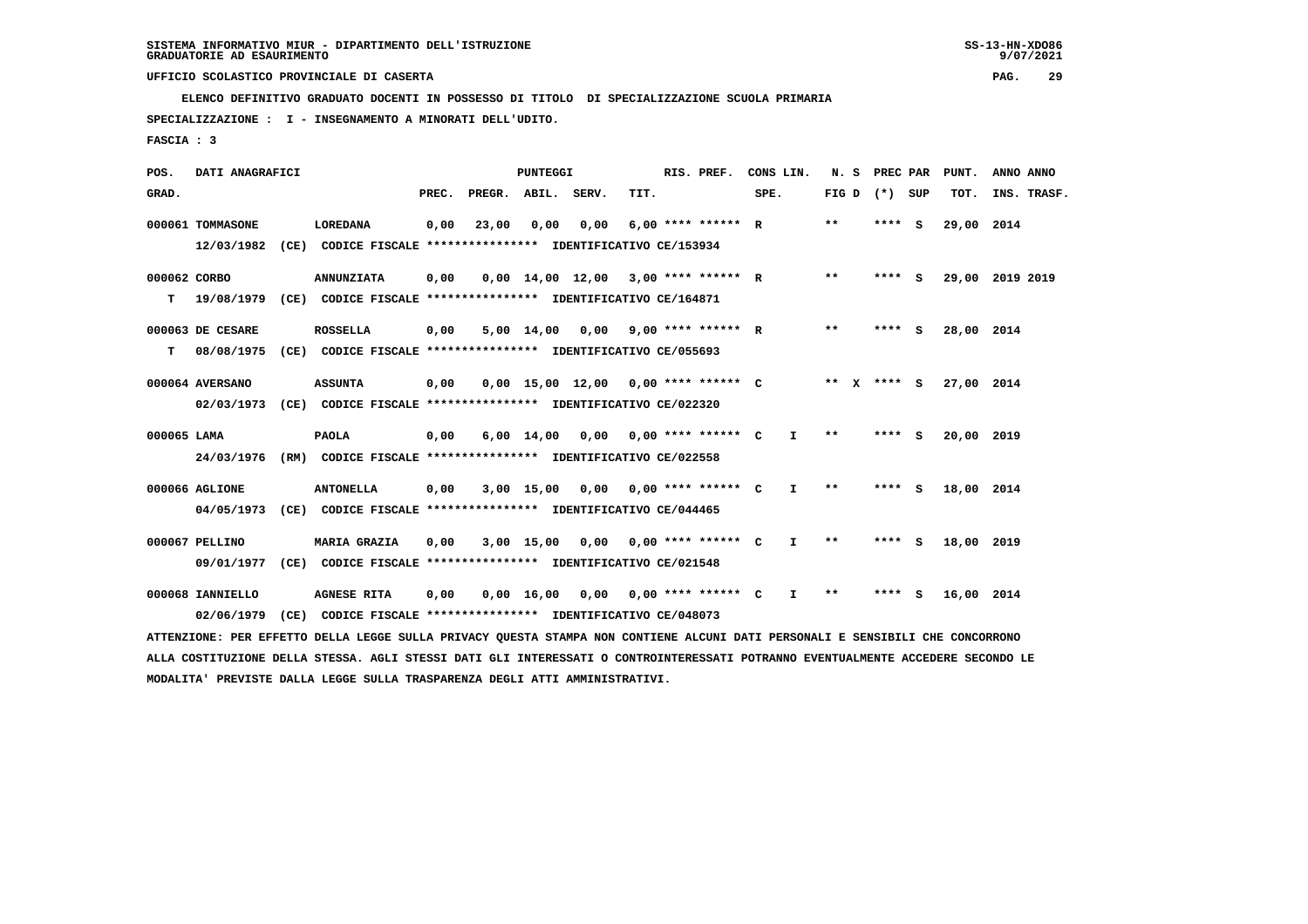SISTEMA INFORMATIVO MIUR - DIPARTIMENTO DELL'ISTRUZIONE
GRADUATORIE AD ESAURIMENTO

UFFICIO SCOLASTICO PROVINCIALE DI CASERTA

**ELENCO DEFINITIVO GRADUATO DOCENTI IN POSSESSO DI TITOLO DI SPECIALIZZAZIONE SCUOLA PRIMARIA**

**SPECIALIZZAZIONE : I - INSEGNAMENTO A MINORATI DELL'UDITO.**

**FASCIA : 3**

| POS. GRAD. | DATI ANAGRAFICI | | PREC. | PREGR. | ABIL. | SERV. | TIT. | RIS. PREF. | CONS LIN. SPE. | N. S FIG D | PREC PAR (*) | SUP | PUNT. TOT. | ANNO INS. | ANNO TRASF. |
|---|---|---|---|---|---|---|---|---|---|---|---|---|---|---|---|
| 000061 | TOMMASONE 12/03/1982 (CE) CODICE FISCALE **************** IDENTIFICATIVO CE/153934 | LOREDANA | 0,00 | 23,00 | 0,00 | 0,00 | 6,00 | **** ****** R | | ** | **** | S | 29,00 | 2014 | |
| 000062 | CORBO T 19/08/1979 (CE) CODICE FISCALE **************** IDENTIFICATIVO CE/164871 | ANNUNZIATA | 0,00 | 0,00 | 14,00 | 12,00 | 3,00 | **** ****** R | | ** | **** | S | 29,00 | 2019 | 2019 |
| 000063 | DE CESARE T 08/08/1975 (CE) CODICE FISCALE **************** IDENTIFICATIVO CE/055693 | ROSSELLA | 0,00 | 5,00 | 14,00 | 0,00 | 9,00 | **** ****** R | | ** | **** | S | 28,00 | 2014 | |
| 000064 | AVERSANO 02/03/1973 (CE) CODICE FISCALE **************** IDENTIFICATIVO CE/022320 | ASSUNTA | 0,00 | 0,00 | 15,00 | 12,00 | 0,00 | **** ****** C | | ** X | **** | S | 27,00 | 2014 | |
| 000065 | LAMA 24/03/1976 (RM) CODICE FISCALE **************** IDENTIFICATIVO CE/022558 | PAOLA | 0,00 | 6,00 | 14,00 | 0,00 | 0,00 | **** ****** C | I | ** | **** | S | 20,00 | 2019 | |
| 000066 | AGLIONE 04/05/1973 (CE) CODICE FISCALE **************** IDENTIFICATIVO CE/044465 | ANTONELLA | 0,00 | 3,00 | 15,00 | 0,00 | 0,00 | **** ****** C | I | ** | **** | S | 18,00 | 2014 | |
| 000067 | PELLINO 09/01/1977 (CE) CODICE FISCALE **************** IDENTIFICATIVO CE/021548 | MARIA GRAZIA | 0,00 | 3,00 | 15,00 | 0,00 | 0,00 | **** ****** C | I | ** | **** | S | 18,00 | 2019 | |
| 000068 | IANNIELLO 02/06/1979 (CE) CODICE FISCALE **************** IDENTIFICATIVO CE/048073 | AGNESE RITA | 0,00 | 0,00 | 16,00 | 0,00 | 0,00 | **** ****** C | I | ** | **** | S | 16,00 | 2014 | |

ATTENZIONE: PER EFFETTO DELLA LEGGE SULLA PRIVACY QUESTA STAMPA NON CONTIENE ALCUNI DATI PERSONALI E SENSIBILI CHE CONCORRONO ALLA COSTITUZIONE DELLA STESSA. AGLI STESSI DATI GLI INTERESSATI O CONTROINTERESSATI POTRANNO EVENTUALMENTE ACCEDERE SECONDO LE MODALITA' PREVISTE DALLA LEGGE SULLA TRASPARENZA DEGLI ATTI AMMINISTRATIVI.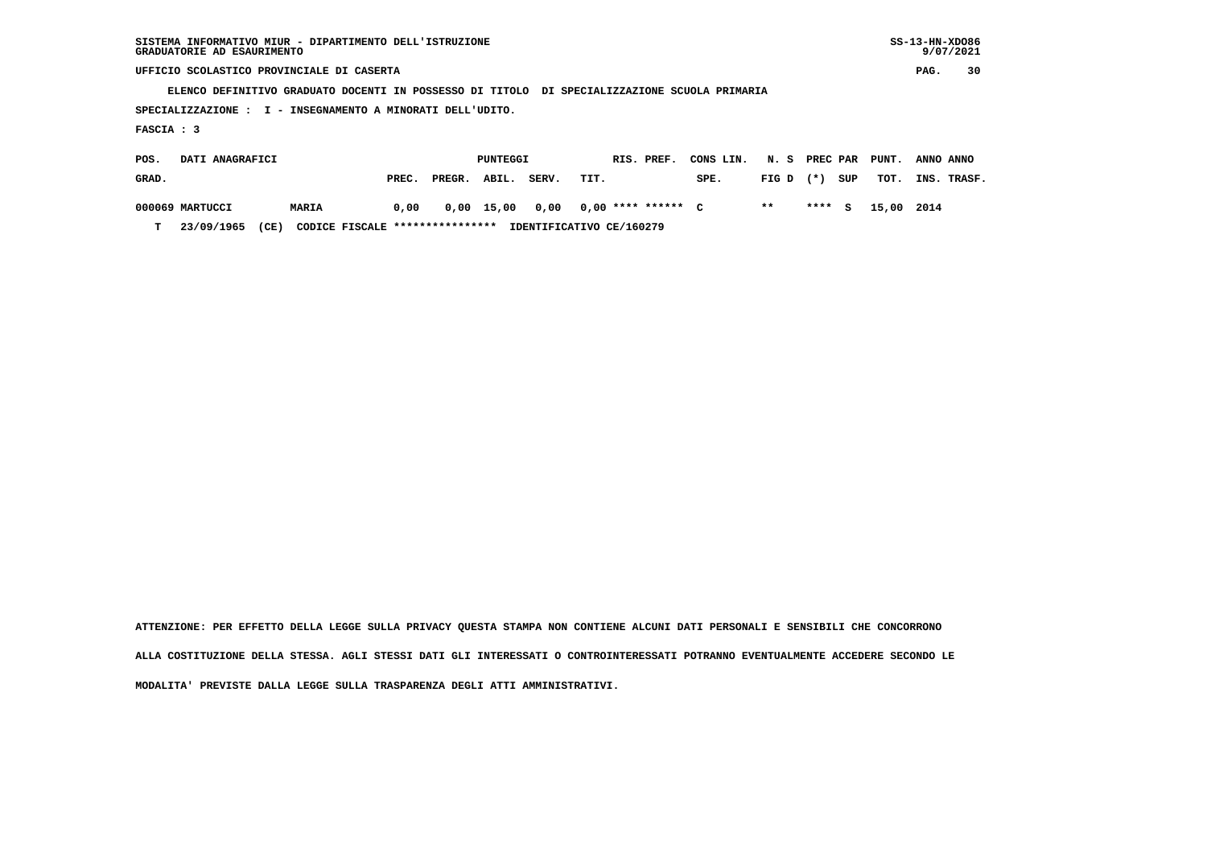SISTEMA INFORMATIVO MIUR - DIPARTIMENTO DELL'ISTRUZIONE
GRADUATORIE AD ESAURIMENTO

UFFICIO SCOLASTICO PROVINCIALE DI CASERTA

ELENCO DEFINITIVO GRADUATO DOCENTI IN POSSESSO DI TITOLO DI SPECIALIZZAZIONE SCUOLA PRIMARIA

SPECIALIZZAZIONE : I - INSEGNAMENTO A MINORATI DELL'UDITO.

FASCIA : 3

| POS. GRAD. | DATI ANAGRAFICI | | PUNTEGGI PREC. | PREGR. | ABIL. | SERV. | TIT. | RIS. PREF. | CONS LIN. SPE. | N. S FIG D | PREC PAR (*) | SUP | PUNT. TOT. | ANNO INS. | ANNO TRASF. |
|---|---|---|---|---|---|---|---|---|---|---|---|---|---|---|---|
| 000069 | MARTUCCI | MARIA | 0,00 | 0,00 | 15,00 | 0,00 | 0,00 | **** ****** | C | ** | **** | S | 15,00 | 2014 | |
| T | 23/09/1965 (CE) | CODICE FISCALE **************** IDENTIFICATIVO CE/160279 | | | | | | | | | | | | | |

ATTENZIONE: PER EFFETTO DELLA LEGGE SULLA PRIVACY QUESTA STAMPA NON CONTIENE ALCUNI DATI PERSONALI E SENSIBILI CHE CONCORRONO ALLA COSTITUZIONE DELLA STESSA. AGLI STESSI DATI GLI INTERESSATI O CONTROINTERESSATI POTRANNO EVENTUALMENTE ACCEDERE SECONDO LE MODALITA' PREVISTE DALLA LEGGE SULLA TRASPARENZA DEGLI ATTI AMMINISTRATIVI.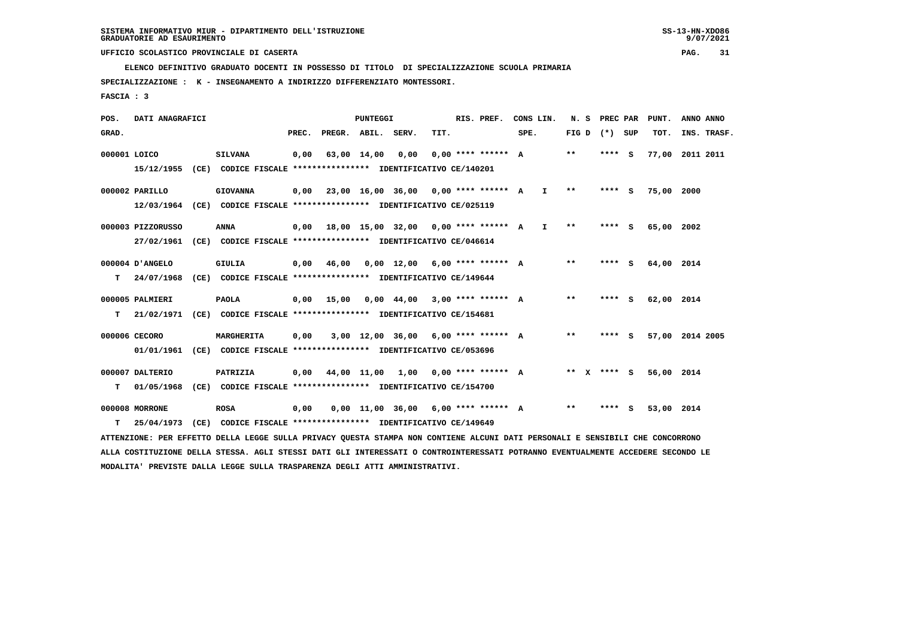SISTEMA INFORMATIVO MIUR - DIPARTIMENTO DELL'ISTRUZIONE
GRADUATORIE AD ESAURIMENTO

UFFICIO SCOLASTICO PROVINCIALE DI CASERTA

**ELENCO DEFINITIVO GRADUATO DOCENTI IN POSSESSO DI TITOLO DI SPECIALIZZAZIONE SCUOLA PRIMARIA**

**SPECIALIZZAZIONE : K - INSEGNAMENTO A INDIRIZZO DIFFERENZIATO MONTESSORI.**

**FASCIA : 3**

| POS. GRAD. | DATI ANAGRAFICI | | PREC. | PREGR. | ABIL. | SERV. | TIT. | RIS. PREF. | CONS LIN. SPE. | | N. S FIG D | PREC PAR (*) | SUP | PUNT. TOT. | ANNO INS. | ANNO TRASF. |
|---|---|---|---|---|---|---|---|---|---|---|---|---|---|---|---|---|
| 000001 | LOICO | SILVANA | 0,00 | 63,00 | 14,00 | 0,00 | 0,00 | **** ****** | A | | ** | **** | S | 77,00 | 2011 | 2011 |
| | 15/12/1955 (CE) CODICE FISCALE **************** IDENTIFICATIVO CE/140201 | | | | | | | | | | | | | | | |
| 000002 | PARILLO | GIOVANNA | 0,00 | 23,00 | 16,00 | 36,00 | 0,00 | **** ****** | A | I | ** | **** | S | 75,00 | 2000 | |
| | 12/03/1964 (CE) CODICE FISCALE **************** IDENTIFICATIVO CE/025119 | | | | | | | | | | | | | | | |
| 000003 | PIZZORUSSO | ANNA | 0,00 | 18,00 | 15,00 | 32,00 | 0,00 | **** ****** | A | I | ** | **** | S | 65,00 | 2002 | |
| | 27/02/1961 (CE) CODICE FISCALE **************** IDENTIFICATIVO CE/046614 | | | | | | | | | | | | | | | |
| 000004 | D'ANGELO | GIULIA | 0,00 | 46,00 | 0,00 | 12,00 | 6,00 | **** ****** | A | | ** | **** | S | 64,00 | 2014 | |
| T | 24/07/1968 (CE) CODICE FISCALE **************** IDENTIFICATIVO CE/149644 | | | | | | | | | | | | | | | |
| 000005 | PALMIERI | PAOLA | 0,00 | 15,00 | 0,00 | 44,00 | 3,00 | **** ****** | A | | ** | **** | S | 62,00 | 2014 | |
| T | 21/02/1971 (CE) CODICE FISCALE **************** IDENTIFICATIVO CE/154681 | | | | | | | | | | | | | | | |
| 000006 | CECORO | MARGHERITA | 0,00 | 3,00 | 12,00 | 36,00 | 6,00 | **** ****** | A | | ** | **** | S | 57,00 | 2014 | 2005 |
| | 01/01/1961 (CE) CODICE FISCALE **************** IDENTIFICATIVO CE/053696 | | | | | | | | | | | | | | | |
| 000007 | DALTERIO | PATRIZIA | 0,00 | 44,00 | 11,00 | 1,00 | 0,00 | **** ****** | A | | ** X | **** | S | 56,00 | 2014 | |
| T | 01/05/1968 (CE) CODICE FISCALE **************** IDENTIFICATIVO CE/154700 | | | | | | | | | | | | | | | |
| 000008 | MORRONE | ROSA | 0,00 | 0,00 | 11,00 | 36,00 | 6,00 | **** ****** | A | | ** | **** | S | 53,00 | 2014 | |
| T | 25/04/1973 (CE) CODICE FISCALE **************** IDENTIFICATIVO CE/149649 | | | | | | | | | | | | | | | |

ATTENZIONE: PER EFFETTO DELLA LEGGE SULLA PRIVACY QUESTA STAMPA NON CONTIENE ALCUNI DATI PERSONALI E SENSIBILI CHE CONCORRONO ALLA COSTITUZIONE DELLA STESSA. AGLI STESSI DATI GLI INTERESSATI O CONTROINTERESSATI POTRANNO EVENTUALMENTE ACCEDERE SECONDO LE MODALITA' PREVISTE DALLA LEGGE SULLA TRASPARENZA DEGLI ATTI AMMINISTRATIVI.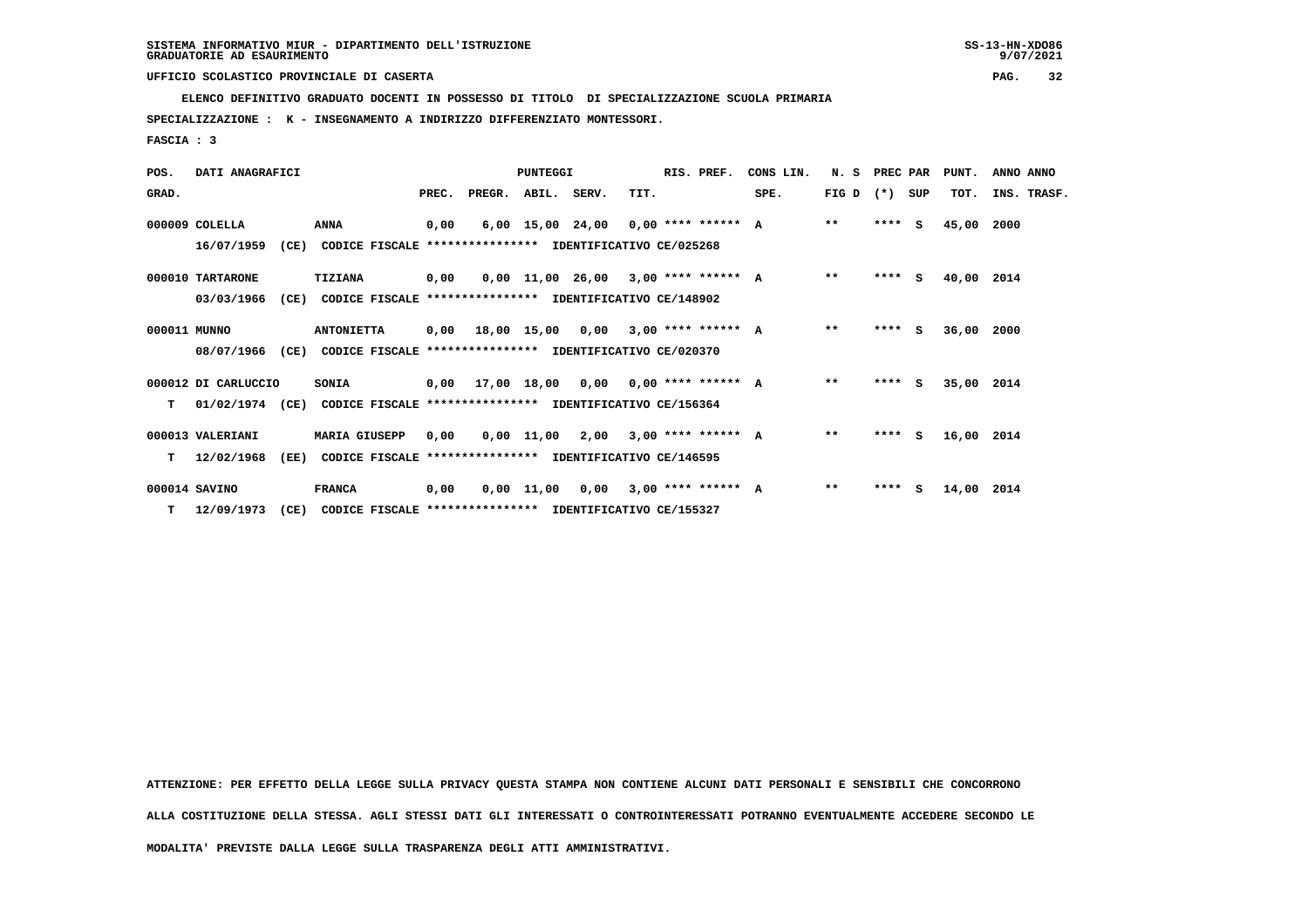SISTEMA INFORMATIVO MIUR - DIPARTIMENTO DELL'ISTRUZIONE
GRADUATORIE AD ESAURIMENTO

UFFICIO SCOLASTICO PROVINCIALE DI CASERTA

**ELENCO DEFINITIVO GRADUATO DOCENTI IN POSSESSO DI TITOLO DI SPECIALIZZAZIONE SCUOLA PRIMARIA**

**SPECIALIZZAZIONE : K - INSEGNAMENTO A INDIRIZZO DIFFERENZIATO MONTESSORI.**

**FASCIA : 3**

| POS. GRAD. | DATI ANAGRAFICI | | PUNTEGGI PREC. | PREGR. | ABIL. | SERV. | TIT. | RIS. PREF. | CONS LIN. SPE. | N. S FIG D | PREC PAR (*) | SUP | PUNT. TOT. | ANNO INS. | ANNO TRASF. |
|---|---|---|---|---|---|---|---|---|---|---|---|---|---|---|---|
| 000009 | COLELLA | ANNA | 0,00 | 6,00 | 15,00 | 24,00 | 0,00 | **** ****** | A | ** | **** | S | 45,00 | 2000 | |
| | 16/07/1959 (CE) CODICE FISCALE **************** IDENTIFICATIVO CE/025268 | | | | | | | | | | | | | | |
| 000010 | TARTARONE | TIZIANA | 0,00 | 0,00 | 11,00 | 26,00 | 3,00 | **** ****** | A | ** | **** | S | 40,00 | 2014 | |
| | 03/03/1966 (CE) CODICE FISCALE **************** IDENTIFICATIVO CE/148902 | | | | | | | | | | | | | | |
| 000011 | MUNNO | ANTONIETTA | 0,00 | 18,00 | 15,00 | 0,00 | 3,00 | **** ****** | A | ** | **** | S | 36,00 | 2000 | |
| | 08/07/1966 (CE) CODICE FISCALE **************** IDENTIFICATIVO CE/020370 | | | | | | | | | | | | | | |
| 000012 | DI CARLUCCIO | SONIA | 0,00 | 17,00 | 18,00 | 0,00 | 0,00 | **** ****** | A | ** | **** | S | 35,00 | 2014 | |
| T | 01/02/1974 (CE) CODICE FISCALE **************** IDENTIFICATIVO CE/156364 | | | | | | | | | | | | | | |
| 000013 | VALERIANI | MARIA GIUSEPP | 0,00 | 0,00 | 11,00 | 2,00 | 3,00 | **** ****** | A | ** | **** | S | 16,00 | 2014 | |
| T | 12/02/1968 (EE) CODICE FISCALE **************** IDENTIFICATIVO CE/146595 | | | | | | | | | | | | | | |
| 000014 | SAVINO | FRANCA | 0,00 | 0,00 | 11,00 | 0,00 | 3,00 | **** ****** | A | ** | **** | S | 14,00 | 2014 | |
| T | 12/09/1973 (CE) CODICE FISCALE **************** IDENTIFICATIVO CE/155327 | | | | | | | | | | | | | | |

ATTENZIONE: PER EFFETTO DELLA LEGGE SULLA PRIVACY QUESTA STAMPA NON CONTIENE ALCUNI DATI PERSONALI E SENSIBILI CHE CONCORRONO ALLA COSTITUZIONE DELLA STESSA. AGLI STESSI DATI GLI INTERESSATI O CONTROINTERESSATI POTRANNO EVENTUALMENTE ACCEDERE SECONDO LE MODALITA' PREVISTE DALLA LEGGE SULLA TRASPARENZA DEGLI ATTI AMMINISTRATIVI.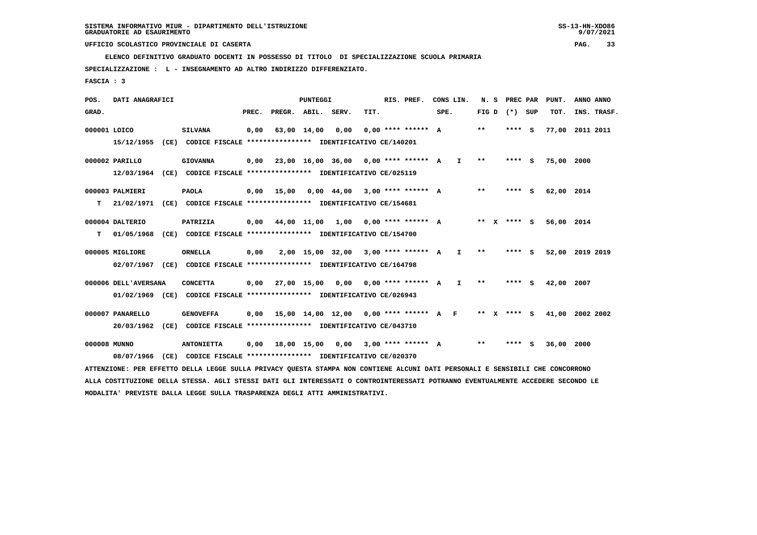SISTEMA INFORMATIVO MIUR - DIPARTIMENTO DELL'ISTRUZIONE
GRADUATORIE AD ESAURIMENTO

UFFICIO SCOLASTICO PROVINCIALE DI CASERTA

**ELENCO DEFINITIVO GRADUATO DOCENTI IN POSSESSO DI TITOLO DI SPECIALIZZAZIONE SCUOLA PRIMARIA**

**SPECIALIZZAZIONE : L - INSEGNAMENTO AD ALTRO INDIRIZZO DIFFERENZIATO.**

**FASCIA : 3**

| POS. GRAD. | DATI ANAGRAFICI | | PREC. | PREGR. | ABIL. | SERV. | TIT. | RIS. PREF. | CONS LIN. SPE. | | N. S FIG D | | PREC PAR (*) | SUP | PUNT. TOT. | ANNO INS. | ANNO TRASF. |
|---|---|---|---|---|---|---|---|---|---|---|---|---|---|---|---|---|---|
| 000001 | LOICO | SILVANA | 0,00 | 63,00 | 14,00 | 0,00 | 0,00 | **** ****** | A | | ** | | **** | S | 77,00 | 2011 | 2011 |
| | 15/12/1955 (CE) CODICE FISCALE **************** IDENTIFICATIVO CE/140201 | | | | | | | | | | | | | | | | |
| 000002 | PARILLO | GIOVANNA | 0,00 | 23,00 | 16,00 | 36,00 | 0,00 | **** ****** | A | I | ** | | **** | S | 75,00 | 2000 | |
| | 12/03/1964 (CE) CODICE FISCALE **************** IDENTIFICATIVO CE/025119 | | | | | | | | | | | | | | | | |
| 000003 | PALMIERI | PAOLA | 0,00 | 15,00 | 0,00 | 44,00 | 3,00 | **** ****** | A | | ** | | **** | S | 62,00 | 2014 | |
| T | 21/02/1971 (CE) CODICE FISCALE **************** IDENTIFICATIVO CE/154681 | | | | | | | | | | | | | | | | |
| 000004 | DALTERIO | PATRIZIA | 0,00 | 44,00 | 11,00 | 1,00 | 0,00 | **** ****** | A | | ** | X | **** | S | 56,00 | 2014 | |
| T | 01/05/1968 (CE) CODICE FISCALE **************** IDENTIFICATIVO CE/154700 | | | | | | | | | | | | | | | | |
| 000005 | MIGLIORE | ORNELLA | 0,00 | 2,00 | 15,00 | 32,00 | 3,00 | **** ****** | A | I | ** | | **** | S | 52,00 | 2019 | 2019 |
| | 02/07/1967 (CE) CODICE FISCALE **************** IDENTIFICATIVO CE/164798 | | | | | | | | | | | | | | | | |
| 000006 | DELL'AVERSANA | CONCETTA | 0,00 | 27,00 | 15,00 | 0,00 | 0,00 | **** ****** | A | I | ** | | **** | S | 42,00 | 2007 | |
| | 01/02/1969 (CE) CODICE FISCALE **************** IDENTIFICATIVO CE/026943 | | | | | | | | | | | | | | | | |
| 000007 | PANARELLO | GENOVEFFA | 0,00 | 15,00 | 14,00 | 12,00 | 0,00 | **** ****** | A | F | ** | X | **** | S | 41,00 | 2002 | 2002 |
| | 20/03/1962 (CE) CODICE FISCALE **************** IDENTIFICATIVO CE/043710 | | | | | | | | | | | | | | | | |
| 000008 | MUNNO | ANTONIETTA | 0,00 | 18,00 | 15,00 | 0,00 | 3,00 | **** ****** | A | | ** | | **** | S | 36,00 | 2000 | |
| | 08/07/1966 (CE) CODICE FISCALE **************** IDENTIFICATIVO CE/020370 | | | | | | | | | | | | | | | | |

ATTENZIONE: PER EFFETTO DELLA LEGGE SULLA PRIVACY QUESTA STAMPA NON CONTIENE ALCUNI DATI PERSONALI E SENSIBILI CHE CONCORRONO ALLA COSTITUZIONE DELLA STESSA. AGLI STESSI DATI GLI INTERESSATI O CONTROINTERESSATI POTRANNO EVENTUALMENTE ACCEDERE SECONDO LE MODALITA' PREVISTE DALLA LEGGE SULLA TRASPARENZA DEGLI ATTI AMMINISTRATIVI.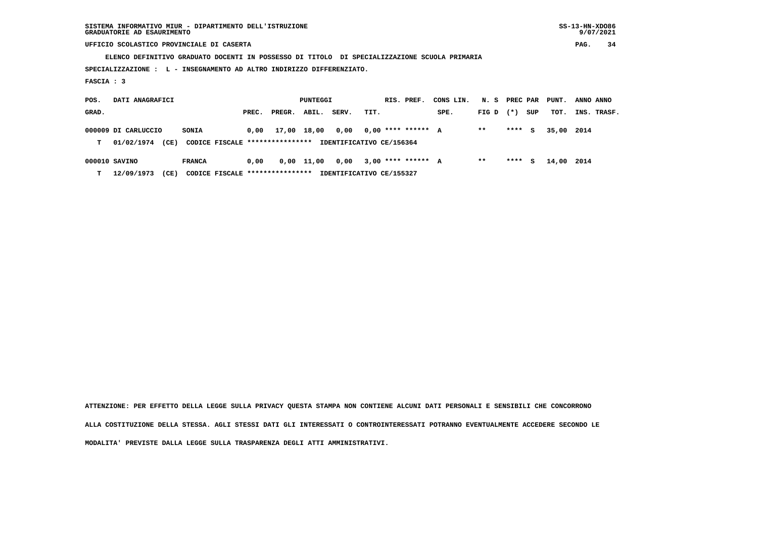SISTEMA INFORMATIVO MIUR - DIPARTIMENTO DELL'ISTRUZIONE
GRADUATORIE AD ESAURIMENTO

UFFICIO SCOLASTICO PROVINCIALE DI CASERTA

**ELENCO DEFINITIVO GRADUATO DOCENTI IN POSSESSO DI TITOLO DI SPECIALIZZAZIONE SCUOLA PRIMARIA**

**SPECIALIZZAZIONE : L - INSEGNAMENTO AD ALTRO INDIRIZZO DIFFERENZIATO.**

**FASCIA : 3**

| POS. GRAD. | DATI ANAGRAFICI | | PREC. | PREGR. | ABIL. | SERV. | TIT. | RIS. PREF. | CONS LIN. SPE. | N. S FIG D | PREC PAR (*) | SUP | PUNT. TOT. | ANNO INS. | ANNO TRASF. |
|---|---|---|---|---|---|---|---|---|---|---|---|---|---|---|---|
| 000009 | DI CARLUCCIO | SONIA | 0,00 | 17,00 | 18,00 | 0,00 | 0,00 | **** ****** | A | ** | **** | S | 35,00 | 2014 | |
| T | 01/02/1974 (CE) | CODICE FISCALE **************** | IDENTIFICATIVO CE/156364 | | | | | | | | | | | | |
| 000010 | SAVINO | FRANCA | 0,00 | 0,00 | 11,00 | 0,00 | 3,00 | **** ****** | A | ** | **** | S | 14,00 | 2014 | |
| T | 12/09/1973 (CE) | CODICE FISCALE **************** | IDENTIFICATIVO CE/155327 | | | | | | | | | | | | |

ATTENZIONE: PER EFFETTO DELLA LEGGE SULLA PRIVACY QUESTA STAMPA NON CONTIENE ALCUNI DATI PERSONALI E SENSIBILI CHE CONCORRONO ALLA COSTITUZIONE DELLA STESSA. AGLI STESSI DATI GLI INTERESSATI O CONTROINTERESSATI POTRANNO EVENTUALMENTE ACCEDERE SECONDO LE MODALITA' PREVISTE DALLA LEGGE SULLA TRASPARENZA DEGLI ATTI AMMINISTRATIVI.